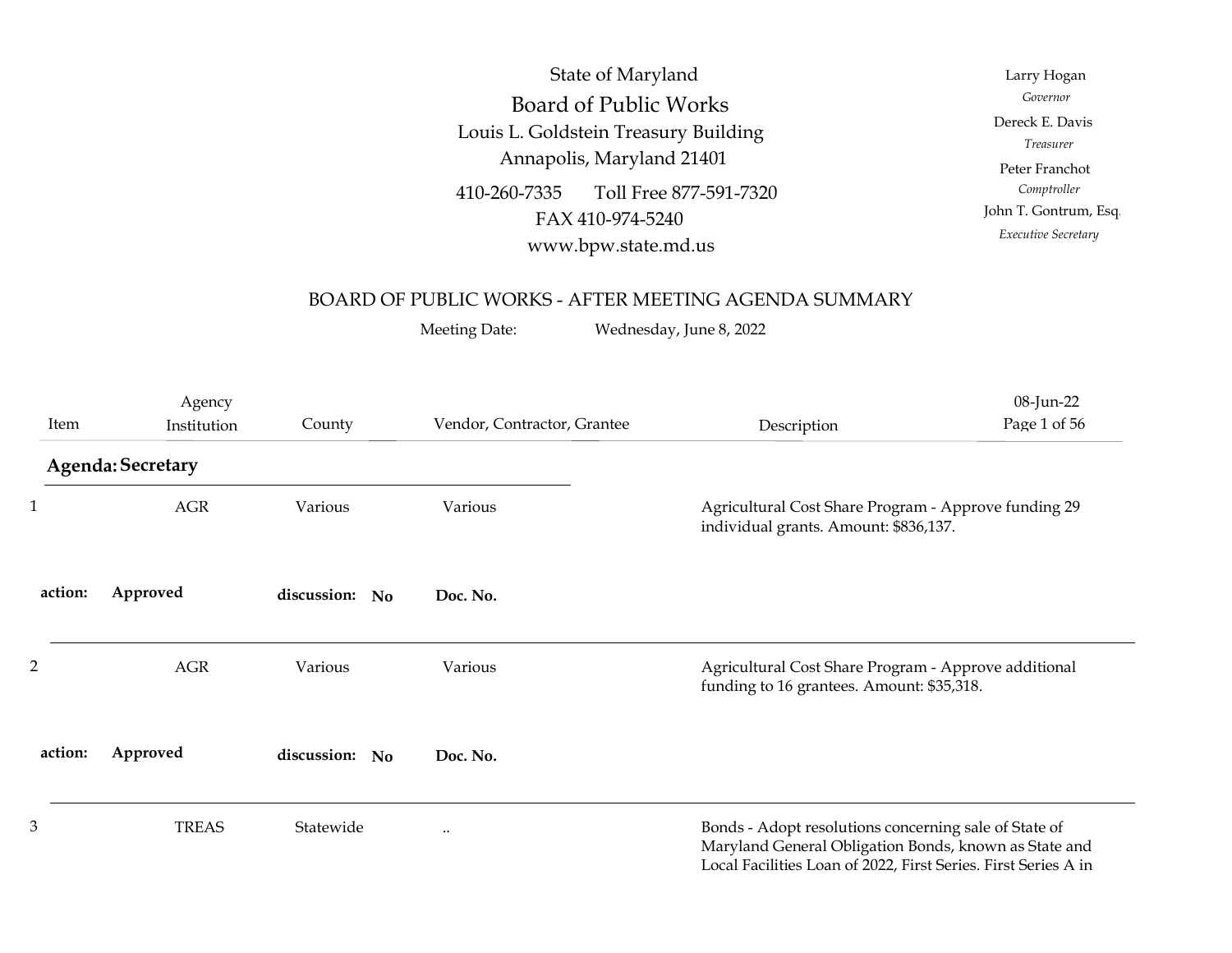State of Maryland

# Board of Public Works

Louis L. Goldstein Treasury Building
Annapolis, Maryland 21401

410-260-7335 Toll Free 877-591-7320
FAX 410-974-5240
www.bpw.state.md.us

Larry Hogan
*Governor*

Dereck E. Davis
*Treasurer*

Peter Franchot
*Comptroller*

John T. Gontrum, Esq.
*Executive Secretary*

## BOARD OF PUBLIC WORKS - AFTER MEETING AGENDA SUMMARY

Meeting Date: Wednesday, June 8, 2022

08-Jun-22

| Item | Agency Institution | County | Vendor, Contractor, Grantee | Description |
|---|---|---|---|---|

### Agenda: Secretary

| Item | Agency Institution | County | Vendor, Contractor, Grantee | Description |
|---|---|---|---|---|
| 1 | AGR | Various | Various | Agricultural Cost Share Program - Approve funding 29 individual grants. Amount: $836,137. |
| **action:** | **Approved** | **discussion: No** | **Doc. No.** | |
| 2 | AGR | Various | Various | Agricultural Cost Share Program - Approve additional funding to 16 grantees. Amount: $35,318. |
| **action:** | **Approved** | **discussion: No** | **Doc. No.** | |
| 3 | TREAS | Statewide | .. | Bonds - Adopt resolutions concerning sale of State of Maryland General Obligation Bonds, known as State and Local Facilities Loan of 2022, First Series. First Series A in |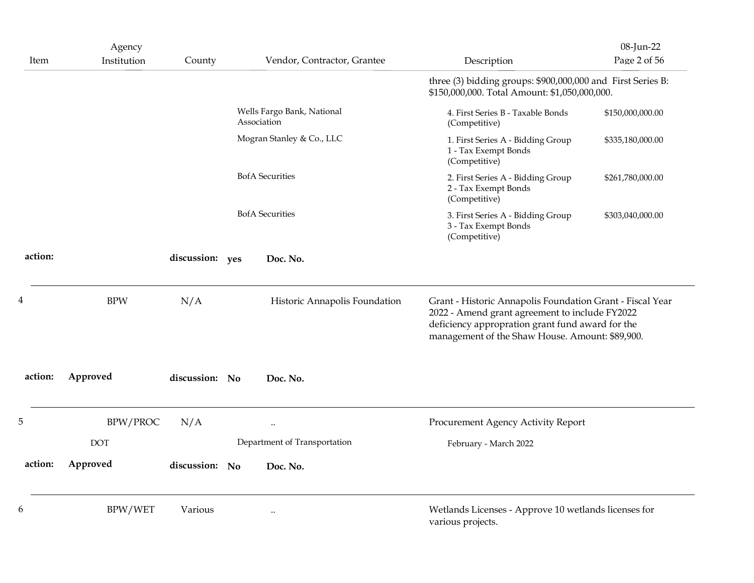| Item | Agency Institution | County | Vendor, Contractor, Grantee | Description | |
|---|---|---|---|---|---|
| | | | | three (3) bidding groups: $900,000,000 and First Series B: $150,000,000. Total Amount: $1,050,000,000. | |
| | | | Wells Fargo Bank, National Association | 4. First Series B - Taxable Bonds (Competitive) | $150,000,000.00 |
| | | | Mogran Stanley & Co., LLC | 1. First Series A - Bidding Group 1 - Tax Exempt Bonds (Competitive) | $335,180,000.00 |
| | | | BofA Securities | 2. First Series A - Bidding Group 2 - Tax Exempt Bonds (Competitive) | $261,780,000.00 |
| | | | BofA Securities | 3. First Series A - Bidding Group 3 - Tax Exempt Bonds (Competitive) | $303,040,000.00 |

**action:** **discussion:** **yes** **Doc. No.**

| Item | Agency Institution | County | Vendor, Contractor, Grantee | Description | |
|---|---|---|---|---|---|
| 4 | BPW | N/A | Historic Annapolis Foundation | Grant - Historic Annapolis Foundation Grant - Fiscal Year 2022 - Amend grant agreement to include FY2022 deficiency appropration grant fund award for the management of the Shaw House. Amount: $89,900. | |

**action:** **Approved** **discussion:** **No** **Doc. No.**

| Item | Agency Institution | County | Vendor, Contractor, Grantee | Description | |
|---|---|---|---|---|---|
| 5 | BPW/PROC | N/A | .. | Procurement Agency Activity Report | |
| | DOT | | Department of Transportation | February - March 2022 | |

**action:** **Approved** **discussion:** **No** **Doc. No.**

| Item | Agency Institution | County | Vendor, Contractor, Grantee | Description | |
|---|---|---|---|---|---|
| 6 | BPW/WET | Various | .. | Wetlands Licenses - Approve 10 wetlands licenses for various projects. | |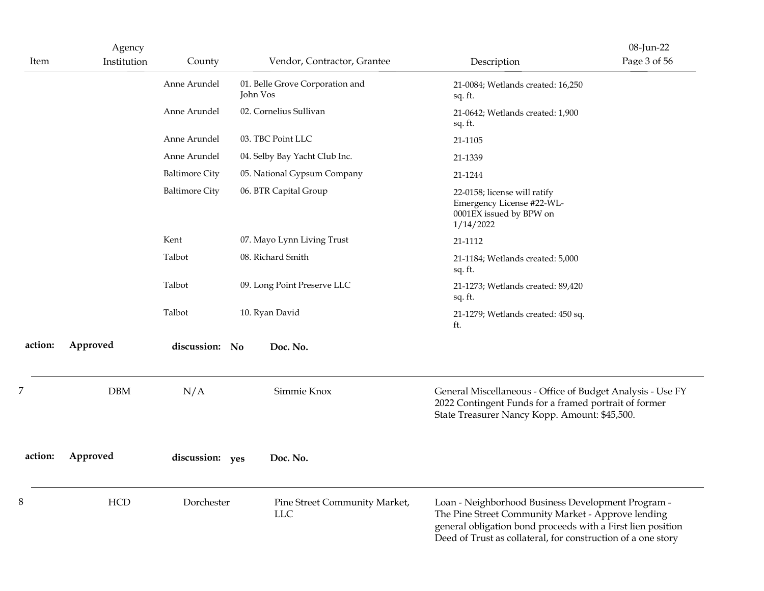| Item | Agency Institution | County | Vendor, Contractor, Grantee | Description |
|---|---|---|---|---|
| | | Anne Arundel | 01. Belle Grove Corporation and John Vos | 21-0084; Wetlands created: 16,250 sq. ft. |
| | | Anne Arundel | 02. Cornelius Sullivan | 21-0642; Wetlands created: 1,900 sq. ft. |
| | | Anne Arundel | 03. TBC Point LLC | 21-1105 |
| | | Anne Arundel | 04. Selby Bay Yacht Club Inc. | 21-1339 |
| | | Baltimore City | 05. National Gypsum Company | 21-1244 |
| | | Baltimore City | 06. BTR Capital Group | 22-0158; license will ratify Emergency License #22-WL-0001EX issued by BPW on 1/14/2022 |
| | | Kent | 07. Mayo Lynn Living Trust | 21-1112 |
| | | Talbot | 08. Richard Smith | 21-1184; Wetlands created: 5,000 sq. ft. |
| | | Talbot | 09. Long Point Preserve LLC | 21-1273; Wetlands created: 89,420 sq. ft. |
| | | Talbot | 10. Ryan David | 21-1279; Wetlands created: 450 sq. ft. |

**action:** **Approved** **discussion:** **No** **Doc. No.**

---

| Item | Agency Institution | County | Vendor, Contractor, Grantee | Description |
|---|---|---|---|---|
| 7 | DBM | N/A | Simmie Knox | General Miscellaneous - Office of Budget Analysis - Use FY 2022 Contingent Funds for a framed portrait of former State Treasurer Nancy Kopp. Amount: $45,500. |

**action:** **Approved** **discussion:** **yes** **Doc. No.**

---

| Item | Agency Institution | County | Vendor, Contractor, Grantee | Description |
|---|---|---|---|---|
| 8 | HCD | Dorchester | Pine Street Community Market, LLC | Loan - Neighborhood Business Development Program - The Pine Street Community Market - Approve lending general obligation bond proceeds with a First lien position Deed of Trust as collateral, for construction of a one story |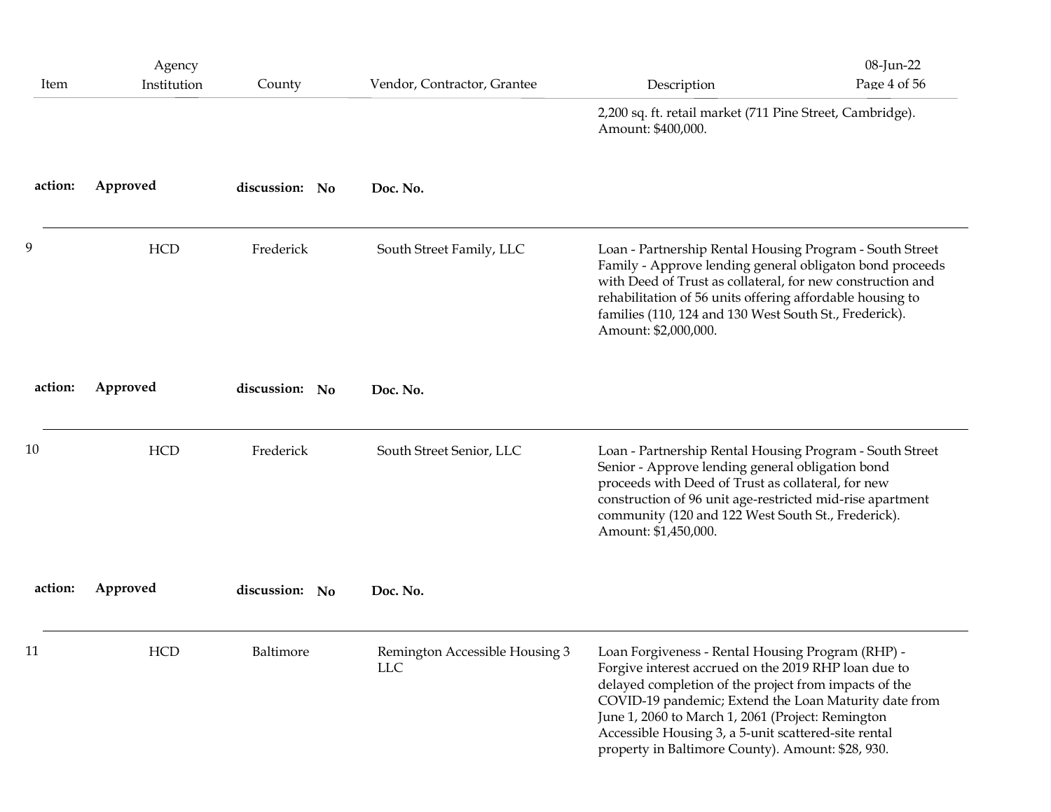| Item | Agency Institution | County | Vendor, Contractor, Grantee | Description |
| --- | --- | --- | --- | --- |
| | | | | 2,200 sq. ft. retail market (711 Pine Street, Cambridge). Amount: $400,000. |
| **action:** | **Approved** | **discussion: No** | **Doc. No.** | |
| 9 | HCD | Frederick | South Street Family, LLC | Loan - Partnership Rental Housing Program - South Street Family - Approve lending general obligaton bond proceeds with Deed of Trust as collateral, for new construction and rehabilitation of 56 units offering affordable housing to families (110, 124 and 130 West South St., Frederick). Amount: $2,000,000. |
| **action:** | **Approved** | **discussion: No** | **Doc. No.** | |
| 10 | HCD | Frederick | South Street Senior, LLC | Loan - Partnership Rental Housing Program - South Street Senior - Approve lending general obligation bond proceeds with Deed of Trust as collateral, for new construction of 96 unit age-restricted mid-rise apartment community (120 and 122 West South St., Frederick). Amount: $1,450,000. |
| **action:** | **Approved** | **discussion: No** | **Doc. No.** | |
| 11 | HCD | Baltimore | Remington Accessible Housing 3 LLC | Loan Forgiveness - Rental Housing Program (RHP) - Forgive interest accrued on the 2019 RHP loan due to delayed completion of the project from impacts of the COVID-19 pandemic; Extend the Loan Maturity date from June 1, 2060 to March 1, 2061 (Project: Remington Accessible Housing 3, a 5-unit scattered-site rental property in Baltimore County). Amount: $28, 930. |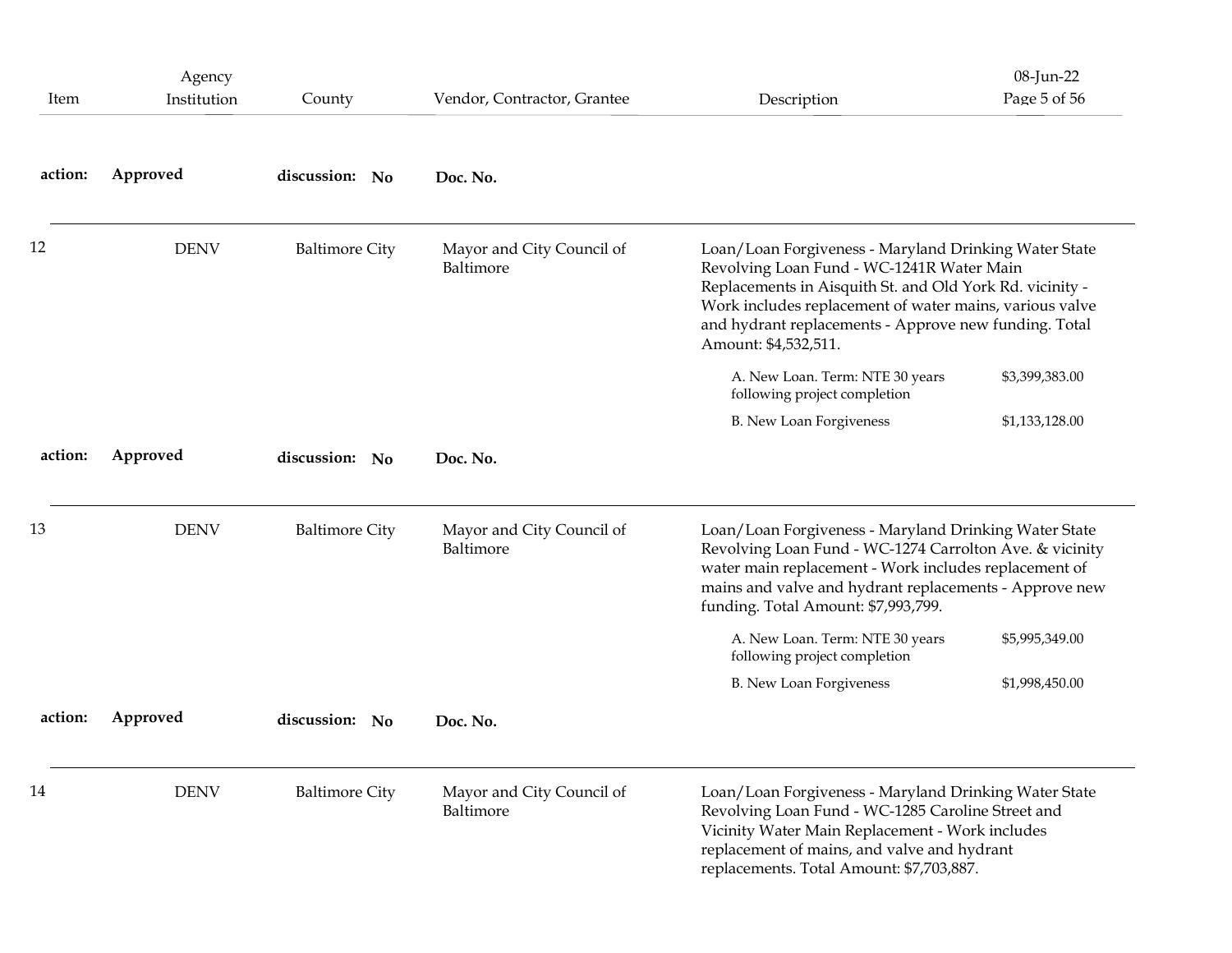| Item | Agency Institution | County | Vendor, Contractor, Grantee | Description | |
|---|---|---|---|---|---|
| **action:** | **Approved** | **discussion: No** | **Doc. No.** | | |
| 12 | DENV | Baltimore City | Mayor and City Council of Baltimore | Loan/Loan Forgiveness - Maryland Drinking Water State Revolving Loan Fund - WC-1241R Water Main Replacements in Aisquith St. and Old York Rd. vicinity - Work includes replacement of water mains, various valve and hydrant replacements - Approve new funding. Total Amount: $4,532,511. | |
| | | | | A. New Loan. Term: NTE 30 years following project completion | $3,399,383.00 |
| | | | | B. New Loan Forgiveness | $1,133,128.00 |
| **action:** | **Approved** | **discussion: No** | **Doc. No.** | | |
| 13 | DENV | Baltimore City | Mayor and City Council of Baltimore | Loan/Loan Forgiveness - Maryland Drinking Water State Revolving Loan Fund - WC-1274 Carrolton Ave. & vicinity water main replacement - Work includes replacement of mains and valve and hydrant replacements - Approve new funding. Total Amount: $7,993,799. | |
| | | | | A. New Loan. Term: NTE 30 years following project completion | $5,995,349.00 |
| | | | | B. New Loan Forgiveness | $1,998,450.00 |
| **action:** | **Approved** | **discussion: No** | **Doc. No.** | | |
| 14 | DENV | Baltimore City | Mayor and City Council of Baltimore | Loan/Loan Forgiveness - Maryland Drinking Water State Revolving Loan Fund - WC-1285 Caroline Street and Vicinity Water Main Replacement - Work includes replacement of mains, and valve and hydrant replacements. Total Amount: $7,703,887. | |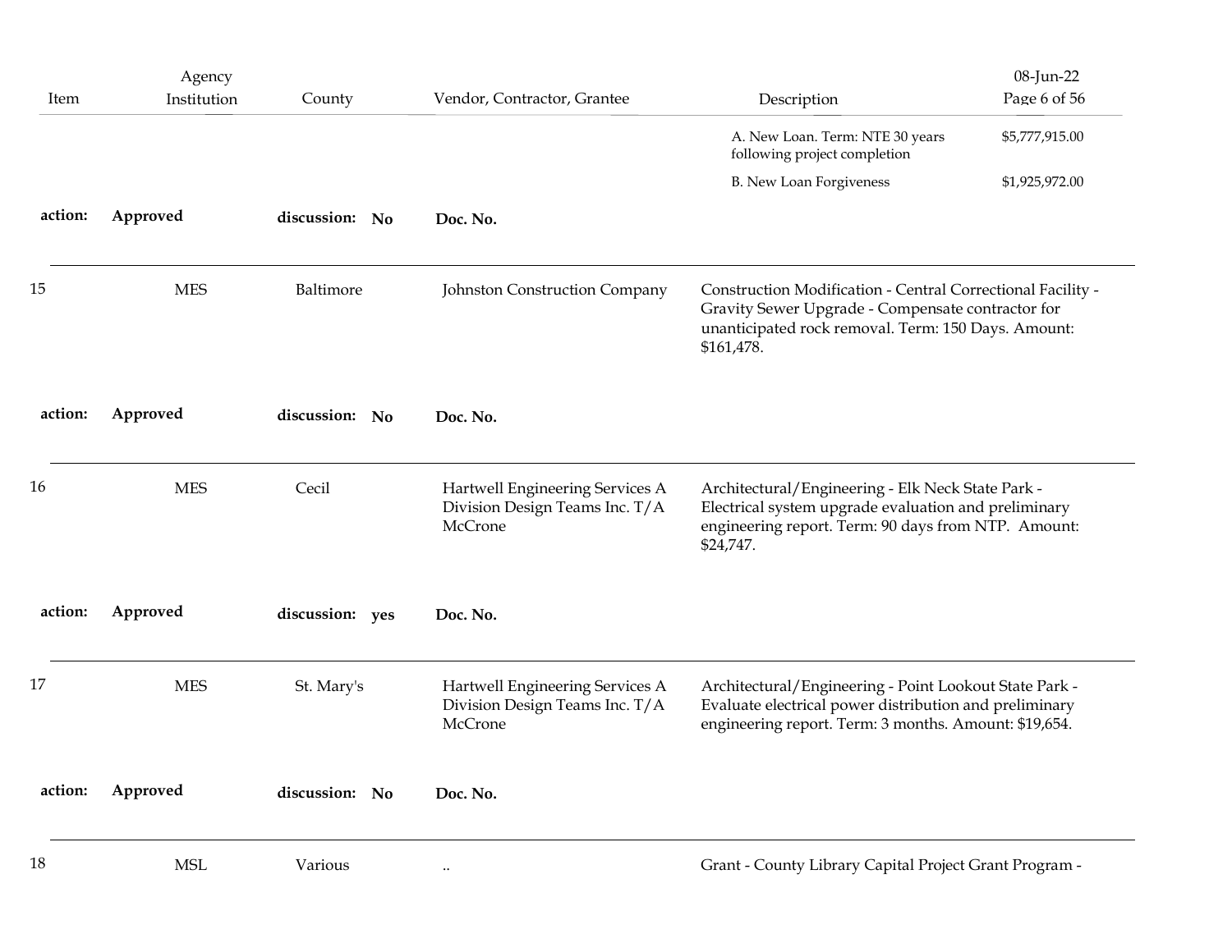| Item | Agency Institution | County | Vendor, Contractor, Grantee | Description | |
|---|---|---|---|---|---|
| | | | | A. New Loan. Term: NTE 30 years following project completion | $5,777,915.00 |
| | | | | B. New Loan Forgiveness | $1,925,972.00 |
| **action:** | **Approved** | **discussion: No** | **Doc. No.** | | |
| 15 | MES | Baltimore | Johnston Construction Company | Construction Modification - Central Correctional Facility - Gravity Sewer Upgrade - Compensate contractor for unanticipated rock removal. Term: 150 Days. Amount: $161,478. | |
| **action:** | **Approved** | **discussion: No** | **Doc. No.** | | |
| 16 | MES | Cecil | Hartwell Engineering Services A Division Design Teams Inc. T/A McCrone | Architectural/Engineering - Elk Neck State Park - Electrical system upgrade evaluation and preliminary engineering report. Term: 90 days from NTP. Amount: $24,747. | |
| **action:** | **Approved** | **discussion: yes** | **Doc. No.** | | |
| 17 | MES | St. Mary's | Hartwell Engineering Services A Division Design Teams Inc. T/A McCrone | Architectural/Engineering - Point Lookout State Park - Evaluate electrical power distribution and preliminary engineering report. Term: 3 months. Amount: $19,654. | |
| **action:** | **Approved** | **discussion: No** | **Doc. No.** | | |
| 18 | MSL | Various | .. | Grant - County Library Capital Project Grant Program - | |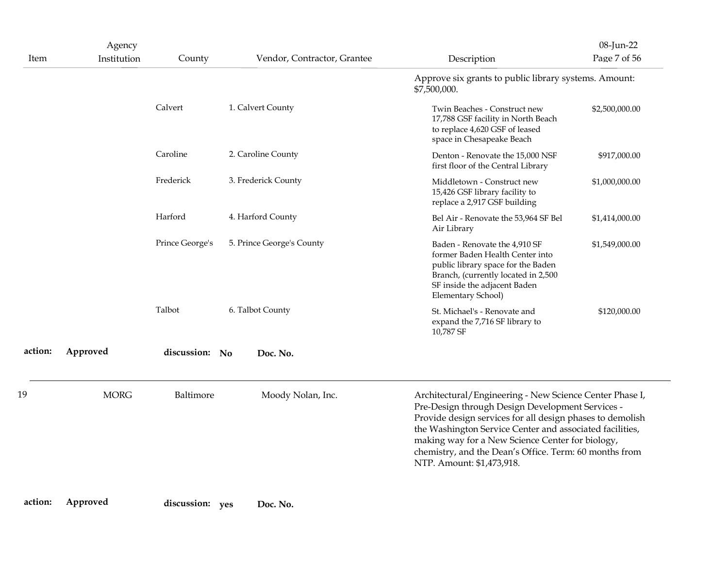| Item | Agency Institution | County | Vendor, Contractor, Grantee | Description | |
|---|---|---|---|---|---|
| | | | | Approve six grants to public library systems. Amount: $7,500,000. | |
| | | Calvert | 1. Calvert County | Twin Beaches - Construct new 17,788 GSF facility in North Beach to replace 4,620 GSF of leased space in Chesapeake Beach | $2,500,000.00 |
| | | Caroline | 2. Caroline County | Denton - Renovate the 15,000 NSF first floor of the Central Library | $917,000.00 |
| | | Frederick | 3. Frederick County | Middletown - Construct new 15,426 GSF library facility to replace a 2,917 GSF building | $1,000,000.00 |
| | | Harford | 4. Harford County | Bel Air - Renovate the 53,964 SF Bel Air Library | $1,414,000.00 |
| | | Prince George's | 5. Prince George's County | Baden - Renovate the 4,910 SF former Baden Health Center into public library space for the Baden Branch, (currently located in 2,500 SF inside the adjacent Baden Elementary School) | $1,549,000.00 |
| | | Talbot | 6. Talbot County | St. Michael's - Renovate and expand the 7,716 SF library to 10,787 SF | $120,000.00 |

**action:** **Approved** **discussion:** **No** **Doc. No.**

---

| Item | Agency Institution | County | Vendor, Contractor, Grantee | Description |
|---|---|---|---|---|
| 19 | MORG | Baltimore | Moody Nolan, Inc. | Architectural/Engineering - New Science Center Phase I, Pre-Design through Design Development Services - Provide design services for all design phases to demolish the Washington Service Center and associated facilities, making way for a New Science Center for biology, chemistry, and the Dean's Office. Term: 60 months from NTP. Amount: $1,473,918. |

**action:** **Approved** **discussion:** **yes** **Doc. No.**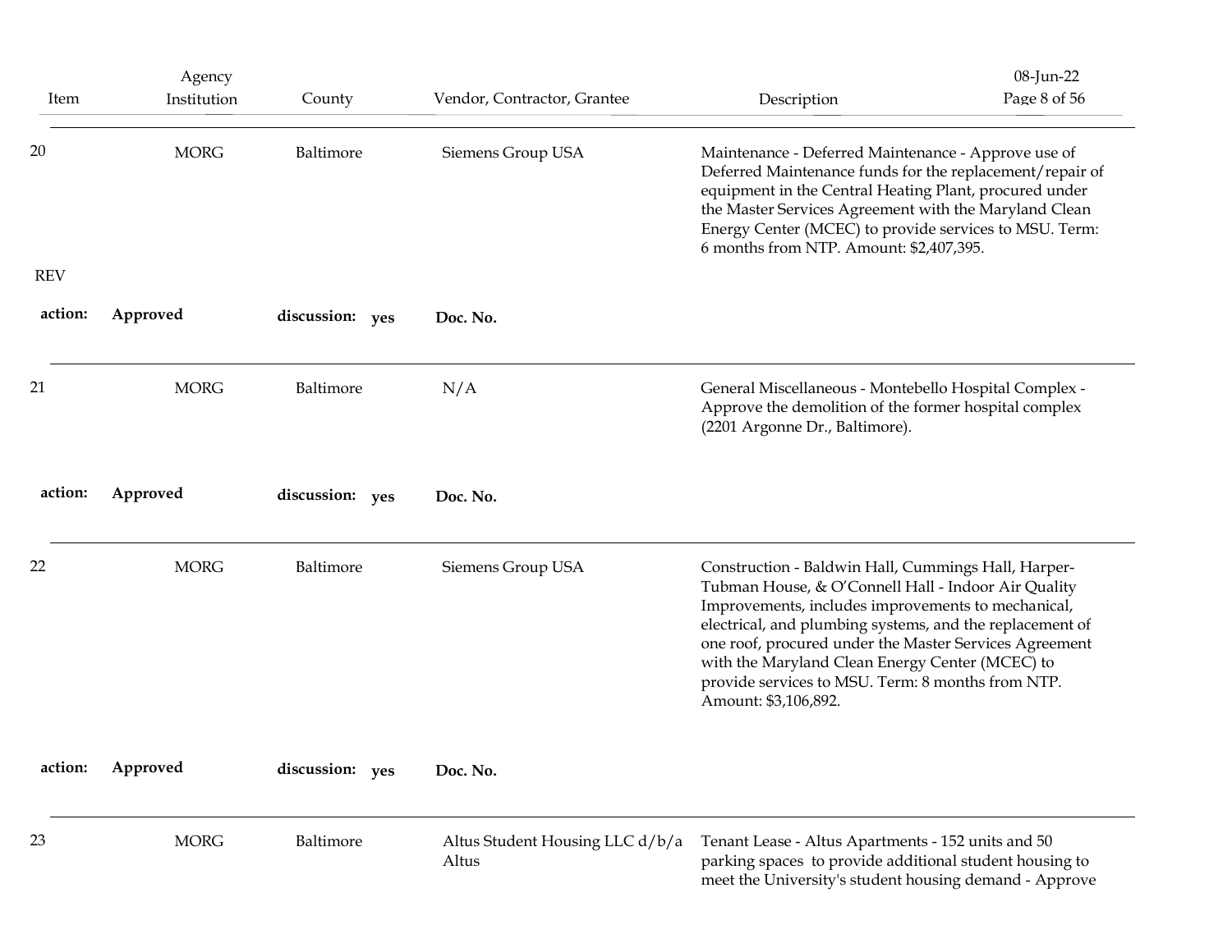| Item | Agency Institution | County | Vendor, Contractor, Grantee | Description |
|---|---|---|---|---|
| 20 REV | MORG | Baltimore | Siemens Group USA | Maintenance - Deferred Maintenance - Approve use of Deferred Maintenance funds for the replacement/repair of equipment in the Central Heating Plant, procured under the Master Services Agreement with the Maryland Clean Energy Center (MCEC) to provide services to MSU. Term: 6 months from NTP. Amount: $2,407,395. |
| **action:** **Approved** | | **discussion:** **yes** | **Doc. No.** | |
| 21 | MORG | Baltimore | N/A | General Miscellaneous - Montebello Hospital Complex - Approve the demolition of the former hospital complex (2201 Argonne Dr., Baltimore). |
| **action:** **Approved** | | **discussion:** **yes** | **Doc. No.** | |
| 22 | MORG | Baltimore | Siemens Group USA | Construction - Baldwin Hall, Cummings Hall, Harper-Tubman House, & O'Connell Hall - Indoor Air Quality Improvements, includes improvements to mechanical, electrical, and plumbing systems, and the replacement of one roof, procured under the Master Services Agreement with the Maryland Clean Energy Center (MCEC) to provide services to MSU. Term: 8 months from NTP. Amount: $3,106,892. |
| **action:** **Approved** | | **discussion:** **yes** | **Doc. No.** | |
| 23 | MORG | Baltimore | Altus Student Housing LLC d/b/a Altus | Tenant Lease - Altus Apartments - 152 units and 50 parking spaces to provide additional student housing to meet the University's student housing demand - Approve |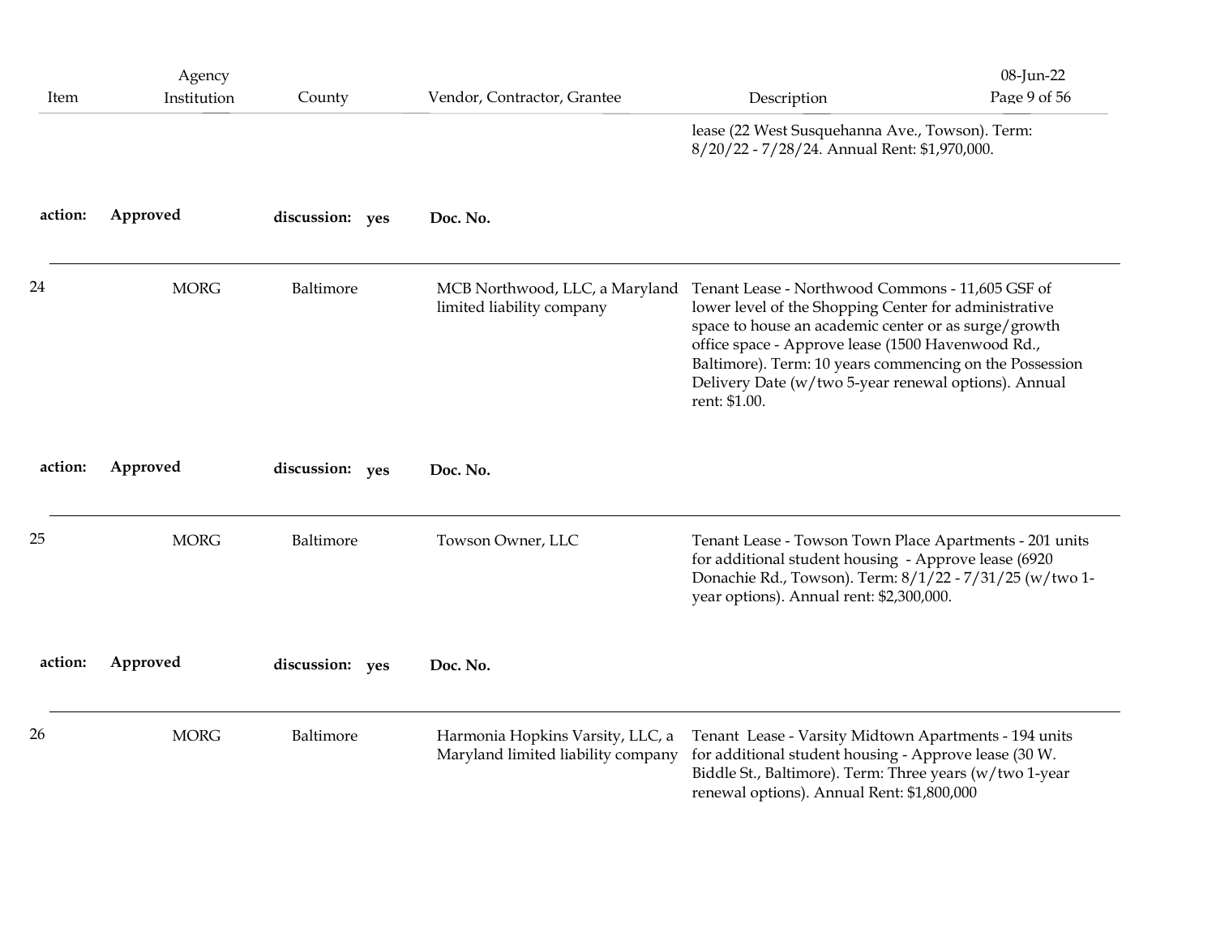| Item | Agency Institution | County | Vendor, Contractor, Grantee | Description |
|---|---|---|---|---|
| | | | | lease (22 West Susquehanna Ave., Towson). Term: 8/20/22 - 7/28/24. Annual Rent: $1,970,000. |
| **action:** | **Approved** | **discussion: yes** | **Doc. No.** | |
| 24 | MORG | Baltimore | MCB Northwood, LLC, a Maryland limited liability company | Tenant Lease - Northwood Commons - 11,605 GSF of lower level of the Shopping Center for administrative space to house an academic center or as surge/growth office space - Approve lease (1500 Havenwood Rd., Baltimore). Term: 10 years commencing on the Possession Delivery Date (w/two 5-year renewal options). Annual rent: $1.00. |
| **action:** | **Approved** | **discussion: yes** | **Doc. No.** | |
| 25 | MORG | Baltimore | Towson Owner, LLC | Tenant Lease - Towson Town Place Apartments - 201 units for additional student housing - Approve lease (6920 Donachie Rd., Towson). Term: 8/1/22 - 7/31/25 (w/two 1-year options). Annual rent: $2,300,000. |
| **action:** | **Approved** | **discussion: yes** | **Doc. No.** | |
| 26 | MORG | Baltimore | Harmonia Hopkins Varsity, LLC, a Maryland limited liability company | Tenant Lease - Varsity Midtown Apartments - 194 units for additional student housing - Approve lease (30 W. Biddle St., Baltimore). Term: Three years (w/two 1-year renewal options). Annual Rent: $1,800,000 |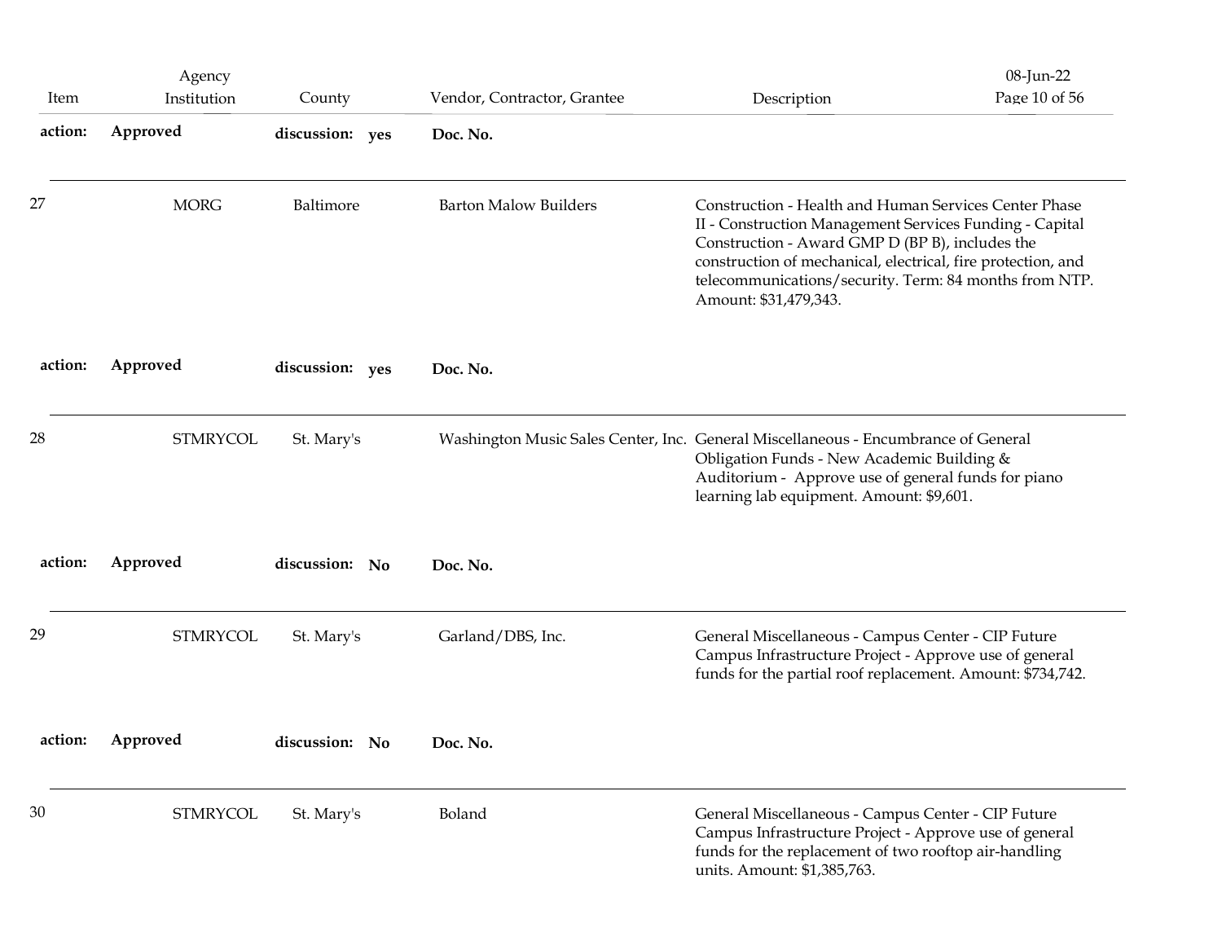| Item | Agency Institution | County | Vendor, Contractor, Grantee | Description |
|---|---|---|---|---|
| **action:** | **Approved** | **discussion: yes** | **Doc. No.** | |
| 27 | MORG | Baltimore | Barton Malow Builders | Construction - Health and Human Services Center Phase II - Construction Management Services Funding - Capital Construction - Award GMP D (BP B), includes the construction of mechanical, electrical, fire protection, and telecommunications/security. Term: 84 months from NTP. Amount: $31,479,343. |
| **action:** | **Approved** | **discussion: yes** | **Doc. No.** | |
| 28 | STMRYCOL | St. Mary's | Washington Music Sales Center, Inc. | General Miscellaneous - Encumbrance of General Obligation Funds - New Academic Building & Auditorium - Approve use of general funds for piano learning lab equipment. Amount: $9,601. |
| **action:** | **Approved** | **discussion: No** | **Doc. No.** | |
| 29 | STMRYCOL | St. Mary's | Garland/DBS, Inc. | General Miscellaneous - Campus Center - CIP Future Campus Infrastructure Project - Approve use of general funds for the partial roof replacement. Amount: $734,742. |
| **action:** | **Approved** | **discussion: No** | **Doc. No.** | |
| 30 | STMRYCOL | St. Mary's | Boland | General Miscellaneous - Campus Center - CIP Future Campus Infrastructure Project - Approve use of general funds for the replacement of two rooftop air-handling units. Amount: $1,385,763. |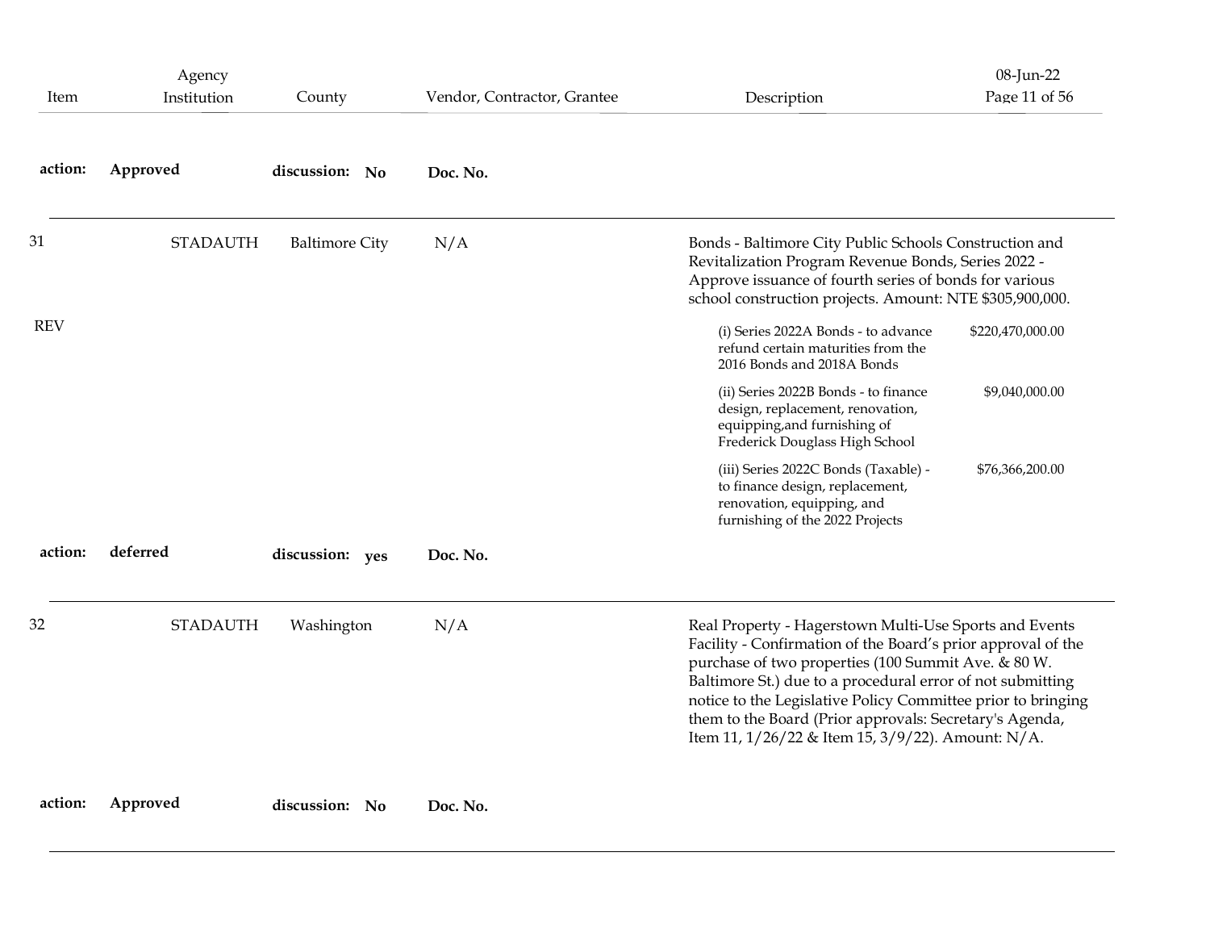| Item | Agency Institution | County | Vendor, Contractor, Grantee | Description |
| --- | --- | --- | --- | --- |
| **action:** | **Approved** | **discussion: No** | **Doc. No.** | |
| 31 REV | STADAUTH | Baltimore City | N/A | Bonds - Baltimore City Public Schools Construction and Revitalization Program Revenue Bonds, Series 2022 - Approve issuance of fourth series of bonds for various school construction projects. Amount: NTE $305,900,000.<br>(i) Series 2022A Bonds - to advance refund certain maturities from the 2016 Bonds and 2018A Bonds — $220,470,000.00<br>(ii) Series 2022B Bonds - to finance design, replacement, renovation, equipping,and furnishing of Frederick Douglass High School — $9,040,000.00<br>(iii) Series 2022C Bonds (Taxable) - to finance design, replacement, renovation, equipping, and furnishing of the 2022 Projects — $76,366,200.00 |
| **action:** | **deferred** | **discussion: yes** | **Doc. No.** | |
| 32 | STADAUTH | Washington | N/A | Real Property - Hagerstown Multi-Use Sports and Events Facility - Confirmation of the Board's prior approval of the purchase of two properties (100 Summit Ave. & 80 W. Baltimore St.) due to a procedural error of not submitting notice to the Legislative Policy Committee prior to bringing them to the Board (Prior approvals: Secretary's Agenda, Item 11, 1/26/22 & Item 15, 3/9/22). Amount: N/A. |
| **action:** | **Approved** | **discussion: No** | **Doc. No.** | |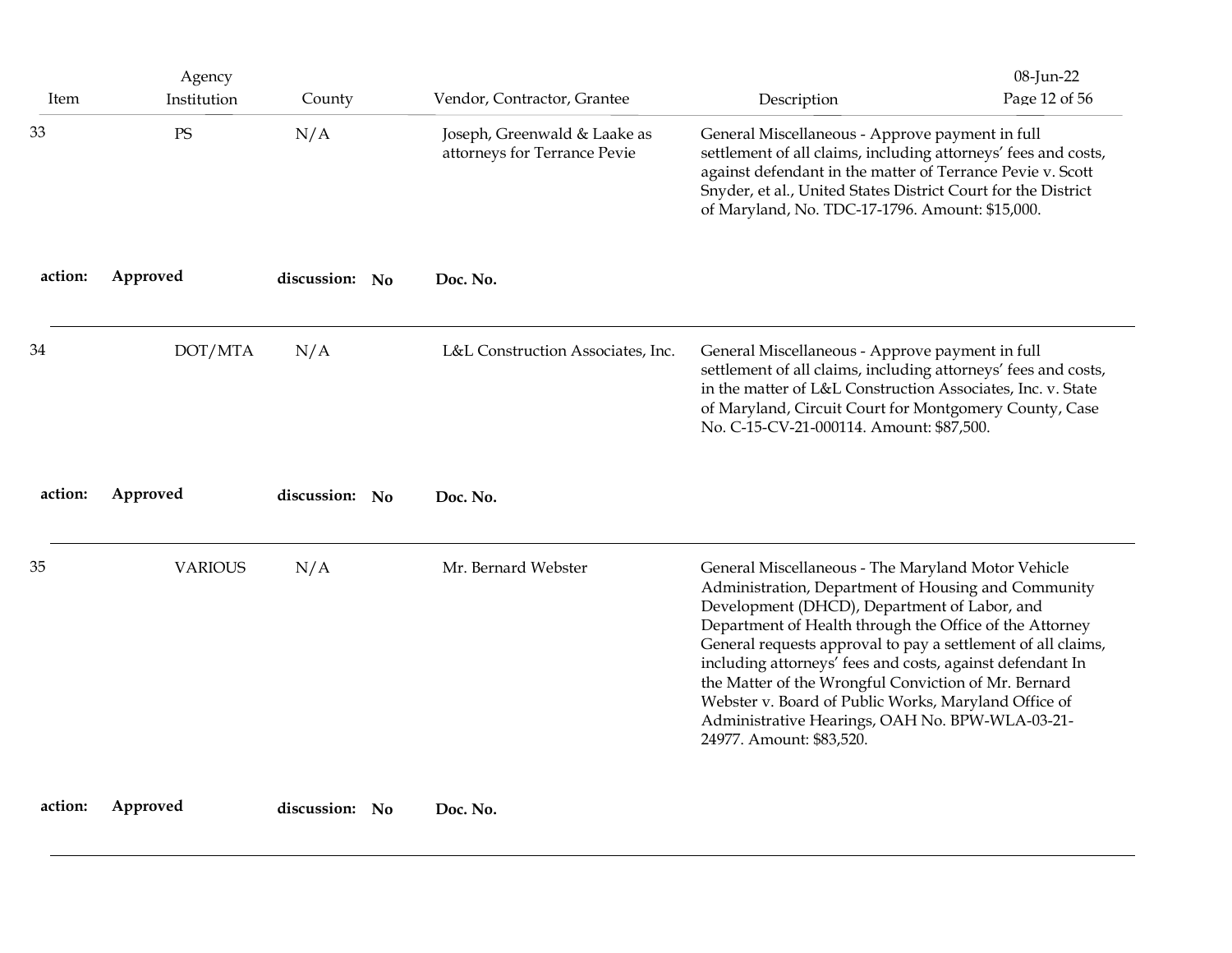| Item | Agency Institution | County | Vendor, Contractor, Grantee | Description |
|---|---|---|---|---|
| 33 | PS | N/A | Joseph, Greenwald & Laake as attorneys for Terrance Pevie | General Miscellaneous - Approve payment in full settlement of all claims, including attorneys' fees and costs, against defendant in the matter of Terrance Pevie v. Scott Snyder, et al., United States District Court for the District of Maryland, No. TDC-17-1796. Amount: $15,000. |
| **action:** | **Approved** | **discussion: No** | **Doc. No.** | |
| 34 | DOT/MTA | N/A | L&L Construction Associates, Inc. | General Miscellaneous - Approve payment in full settlement of all claims, including attorneys' fees and costs, in the matter of L&L Construction Associates, Inc. v. State of Maryland, Circuit Court for Montgomery County, Case No. C-15-CV-21-000114. Amount: $87,500. |
| **action:** | **Approved** | **discussion: No** | **Doc. No.** | |
| 35 | VARIOUS | N/A | Mr. Bernard Webster | General Miscellaneous - The Maryland Motor Vehicle Administration, Department of Housing and Community Development (DHCD), Department of Labor, and Department of Health through the Office of the Attorney General requests approval to pay a settlement of all claims, including attorneys' fees and costs, against defendant In the Matter of the Wrongful Conviction of Mr. Bernard Webster v. Board of Public Works, Maryland Office of Administrative Hearings, OAH No. BPW-WLA-03-21-24977. Amount: $83,520. |
| **action:** | **Approved** | **discussion: No** | **Doc. No.** | |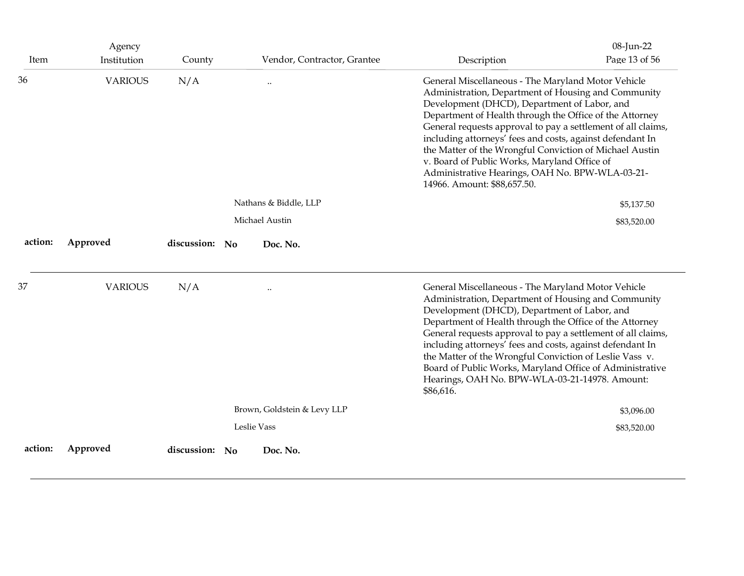| Item | Agency Institution | County | Vendor, Contractor, Grantee | Description | |
|---|---|---|---|---|---|
| 36 | VARIOUS | N/A | .. | General Miscellaneous - The Maryland Motor Vehicle Administration, Department of Housing and Community Development (DHCD), Department of Labor, and Department of Health through the Office of the Attorney General requests approval to pay a settlement of all claims, including attorneys' fees and costs, against defendant In the Matter of the Wrongful Conviction of Michael Austin v. Board of Public Works, Maryland Office of Administrative Hearings, OAH No. BPW-WLA-03-21-14966. Amount: $88,657.50. | |
| | | | Nathans & Biddle, LLP | | $5,137.50 |
| | | | Michael Austin | | $83,520.00 |
| **action:** | **Approved** | **discussion:** | **No** | **Doc. No.** | |
| 37 | VARIOUS | N/A | .. | General Miscellaneous - The Maryland Motor Vehicle Administration, Department of Housing and Community Development (DHCD), Department of Labor, and Department of Health through the Office of the Attorney General requests approval to pay a settlement of all claims, including attorneys' fees and costs, against defendant In the Matter of the Wrongful Conviction of Leslie Vass v. Board of Public Works, Maryland Office of Administrative Hearings, OAH No. BPW-WLA-03-21-14978. Amount: $86,616. | |
| | | | Brown, Goldstein & Levy LLP | | $3,096.00 |
| | | | Leslie Vass | | $83,520.00 |
| **action:** | **Approved** | **discussion:** | **No** | **Doc. No.** | |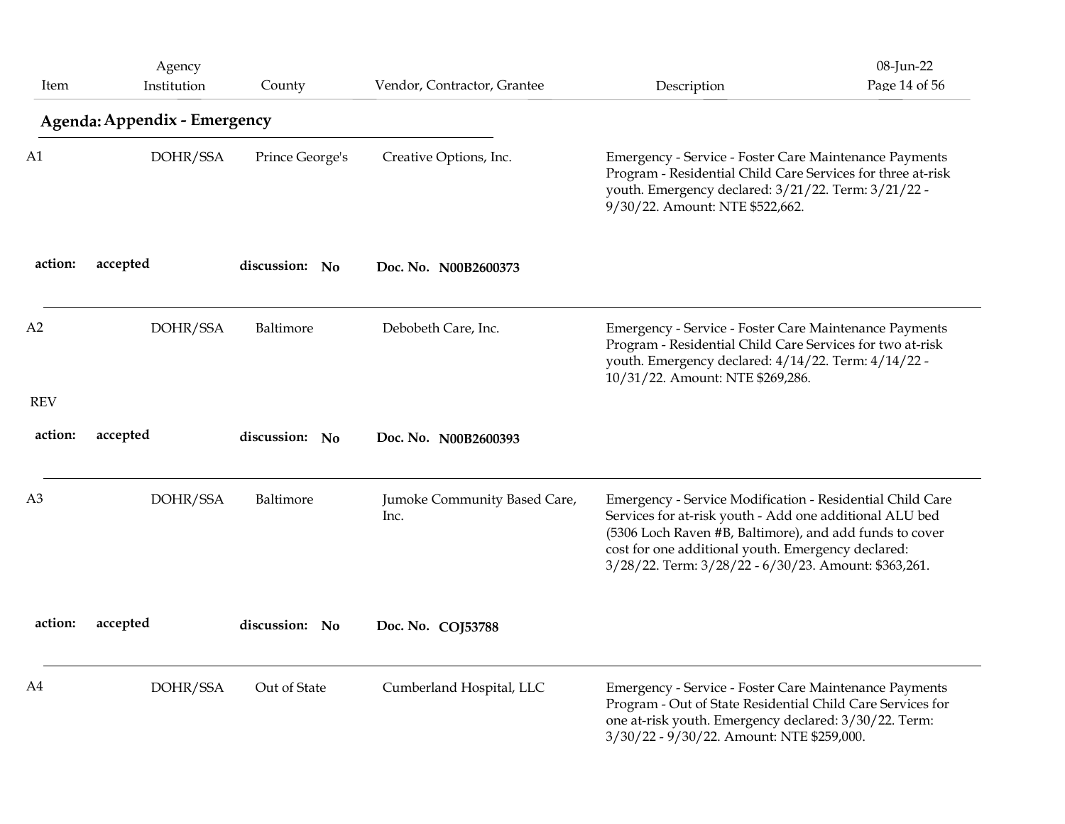| Item | Agency Institution | County | Vendor, Contractor, Grantee | Description |
|---|---|---|---|---|

## Agenda: Appendix - Emergency

| Item | Agency Institution | County | Vendor, Contractor, Grantee | Description |
|---|---|---|---|---|
| A1 | DOHR/SSA | Prince George's | Creative Options, Inc. | Emergency - Service - Foster Care Maintenance Payments Program - Residential Child Care Services for three at-risk youth. Emergency declared: 3/21/22. Term: 3/21/22 - 9/30/22. Amount: NTE $522,662. |
| **action:** accepted | | **discussion:** No | **Doc. No.** N00B2600373 | |
| A2 REV | DOHR/SSA | Baltimore | Debobeth Care, Inc. | Emergency - Service - Foster Care Maintenance Payments Program - Residential Child Care Services for two at-risk youth. Emergency declared: 4/14/22. Term: 4/14/22 - 10/31/22. Amount: NTE $269,286. |
| **action:** accepted | | **discussion:** No | **Doc. No.** N00B2600393 | |
| A3 | DOHR/SSA | Baltimore | Jumoke Community Based Care, Inc. | Emergency - Service Modification - Residential Child Care Services for at-risk youth - Add one additional ALU bed (5306 Loch Raven #B, Baltimore), and add funds to cover cost for one additional youth. Emergency declared: 3/28/22. Term: 3/28/22 - 6/30/23. Amount: $363,261. |
| **action:** accepted | | **discussion:** No | **Doc. No.** COJ53788 | |
| A4 | DOHR/SSA | Out of State | Cumberland Hospital, LLC | Emergency - Service - Foster Care Maintenance Payments Program - Out of State Residential Child Care Services for one at-risk youth. Emergency declared: 3/30/22. Term: 3/30/22 - 9/30/22. Amount: NTE $259,000. |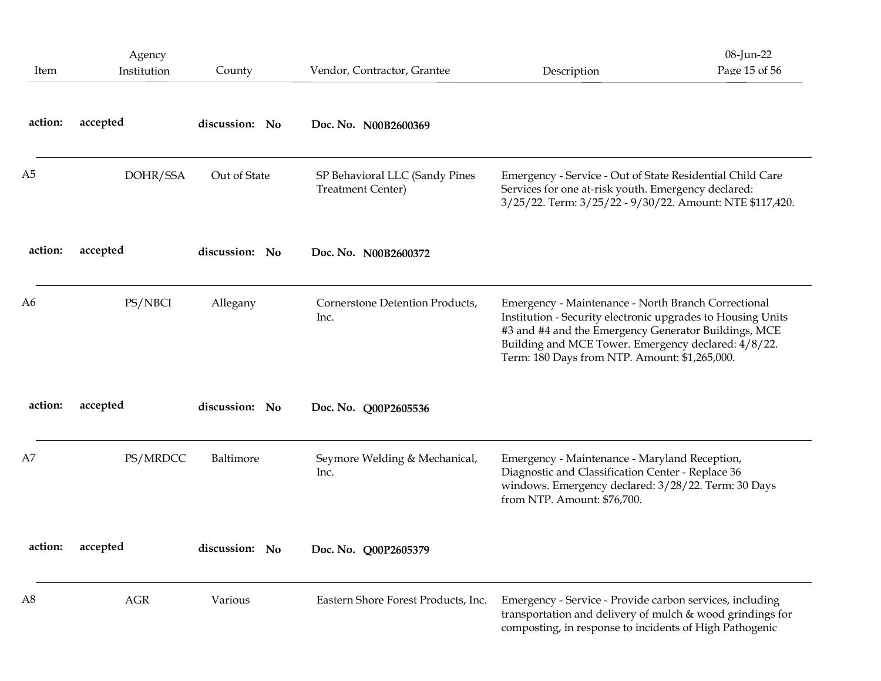| Item | Agency Institution | County | Vendor, Contractor, Grantee | Description |
|---|---|---|---|---|
| **action:** | **accepted** | **discussion: No** | **Doc. No. N00B2600369** | |
| A5 | DOHR/SSA | Out of State | SP Behavioral LLC (Sandy Pines Treatment Center) | Emergency - Service - Out of State Residential Child Care Services for one at-risk youth. Emergency declared: 3/25/22. Term: 3/25/22 - 9/30/22. Amount: NTE $117,420. |
| **action:** | **accepted** | **discussion: No** | **Doc. No. N00B2600372** | |
| A6 | PS/NBCI | Allegany | Cornerstone Detention Products, Inc. | Emergency - Maintenance - North Branch Correctional Institution - Security electronic upgrades to Housing Units #3 and #4 and the Emergency Generator Buildings, MCE Building and MCE Tower. Emergency declared: 4/8/22. Term: 180 Days from NTP. Amount: $1,265,000. |
| **action:** | **accepted** | **discussion: No** | **Doc. No. Q00P2605536** | |
| A7 | PS/MRDCC | Baltimore | Seymore Welding & Mechanical, Inc. | Emergency - Maintenance - Maryland Reception, Diagnostic and Classification Center - Replace 36 windows. Emergency declared: 3/28/22. Term: 30 Days from NTP. Amount: $76,700. |
| **action:** | **accepted** | **discussion: No** | **Doc. No. Q00P2605379** | |
| A8 | AGR | Various | Eastern Shore Forest Products, Inc. | Emergency - Service - Provide carbon services, including transportation and delivery of mulch & wood grindings for composting, in response to incidents of High Pathogenic |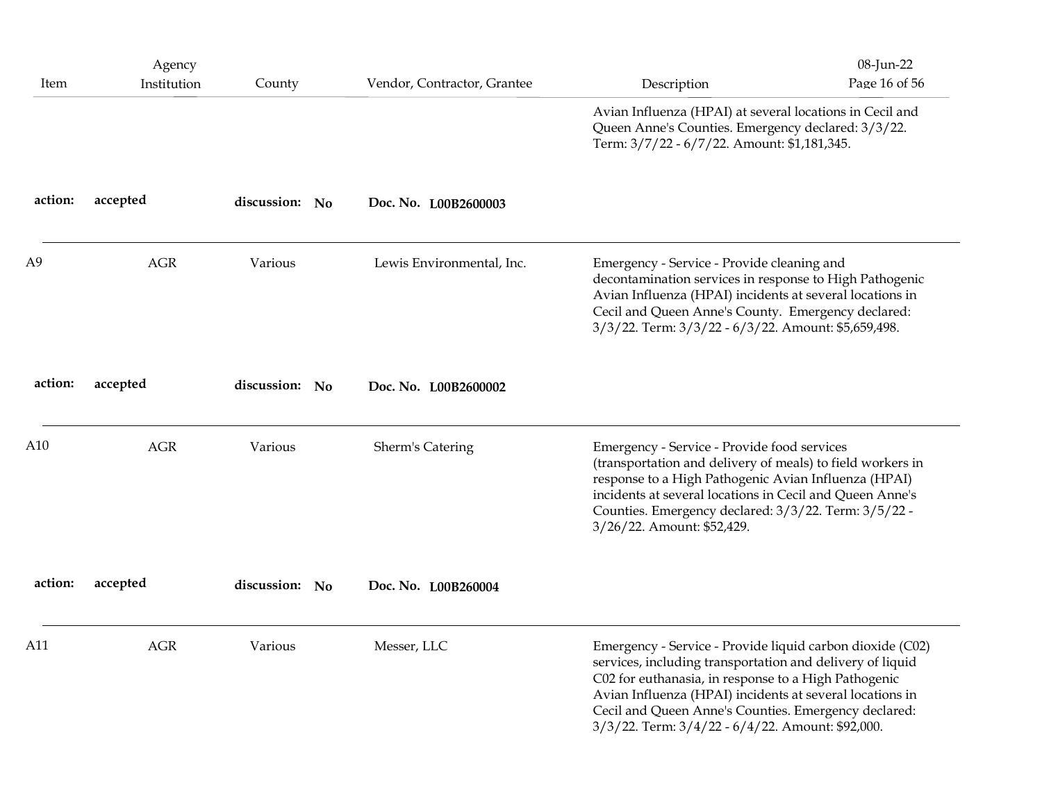| Item | Agency Institution | County | Vendor, Contractor, Grantee | Description |
|---|---|---|---|---|
| | | | | Avian Influenza (HPAI) at several locations in Cecil and Queen Anne's Counties. Emergency declared: 3/3/22. Term: 3/7/22 - 6/7/22. Amount: $1,181,345. |
| **action:** **accepted** | | **discussion:** **No** | **Doc. No.** **L00B2600003** | |
| A9 | AGR | Various | Lewis Environmental, Inc. | Emergency - Service - Provide cleaning and decontamination services in response to High Pathogenic Avian Influenza (HPAI) incidents at several locations in Cecil and Queen Anne's County. Emergency declared: 3/3/22. Term: 3/3/22 - 6/3/22. Amount: $5,659,498. |
| **action:** **accepted** | | **discussion:** **No** | **Doc. No.** **L00B2600002** | |
| A10 | AGR | Various | Sherm's Catering | Emergency - Service - Provide food services (transportation and delivery of meals) to field workers in response to a High Pathogenic Avian Influenza (HPAI) incidents at several locations in Cecil and Queen Anne's Counties. Emergency declared: 3/3/22. Term: 3/5/22 - 3/26/22. Amount: $52,429. |
| **action:** **accepted** | | **discussion:** **No** | **Doc. No.** **L00B260004** | |
| A11 | AGR | Various | Messer, LLC | Emergency - Service - Provide liquid carbon dioxide (C02) services, including transportation and delivery of liquid C02 for euthanasia, in response to a High Pathogenic Avian Influenza (HPAI) incidents at several locations in Cecil and Queen Anne's Counties. Emergency declared: 3/3/22. Term: 3/4/22 - 6/4/22. Amount: $92,000. |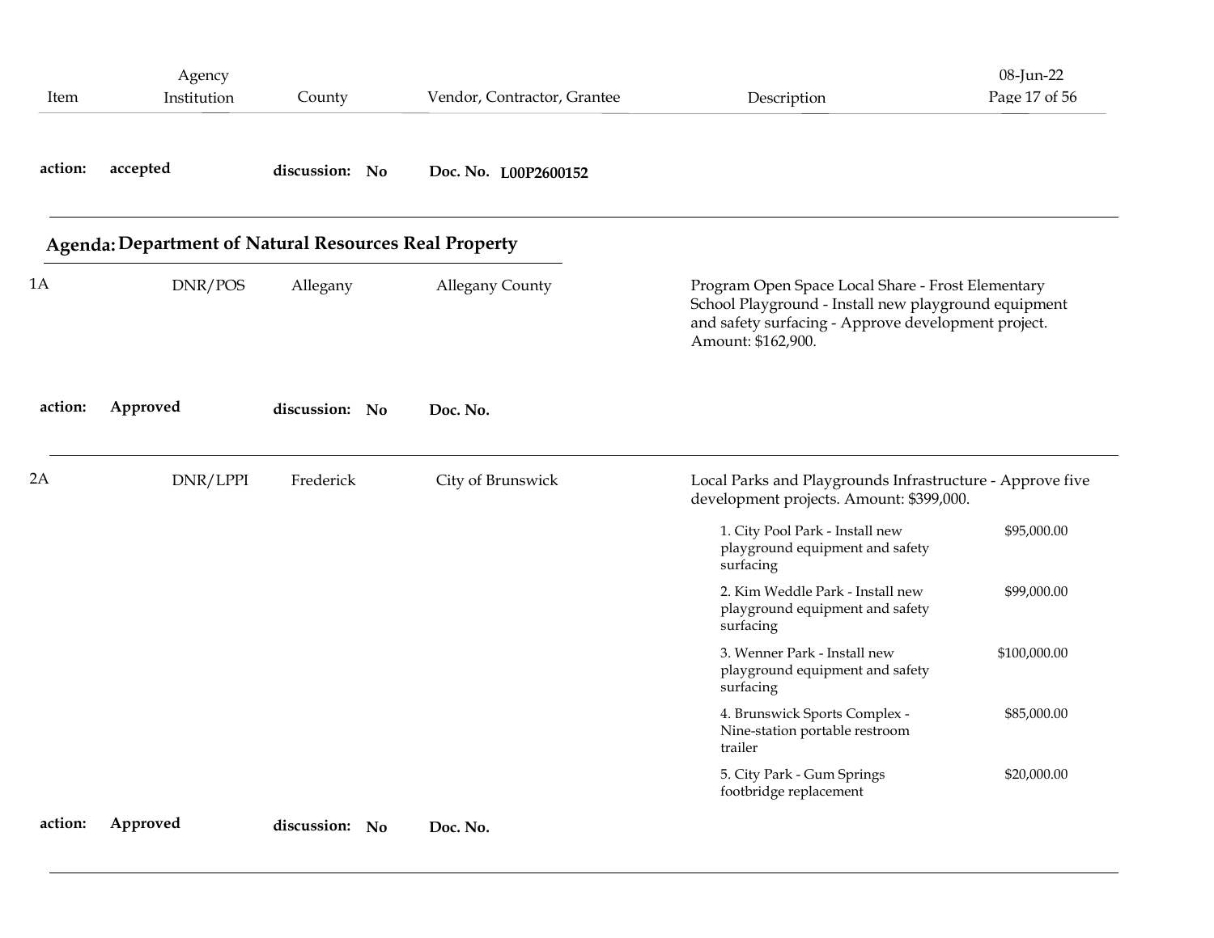| Item | Agency Institution | County | Vendor, Contractor, Grantee | Description |
|---|---|---|---|---|

**action:** accepted **discussion:** No **Doc. No.** L00P2600152

---

## Agenda: Department of Natural Resources Real Property

| Item | Agency Institution | County | Vendor, Contractor, Grantee | Description |
|---|---|---|---|---|
| 1A | DNR/POS | Allegany | Allegany County | Program Open Space Local Share - Frost Elementary School Playground - Install new playground equipment and safety surfacing - Approve development project. Amount: $162,900. |

**action:** Approved **discussion:** No **Doc. No.**

---

| Item | Agency Institution | County | Vendor, Contractor, Grantee | Description |
|---|---|---|---|---|
| 2A | DNR/LPPI | Frederick | City of Brunswick | Local Parks and Playgrounds Infrastructure - Approve five development projects. Amount: $399,000. |

| Project | Amount |
|---|---|
| 1. City Pool Park - Install new playground equipment and safety surfacing | $95,000.00 |
| 2. Kim Weddle Park - Install new playground equipment and safety surfacing | $99,000.00 |
| 3. Wenner Park - Install new playground equipment and safety surfacing | $100,000.00 |
| 4. Brunswick Sports Complex - Nine-station portable restroom trailer | $85,000.00 |
| 5. City Park - Gum Springs footbridge replacement | $20,000.00 |

**action:** Approved **discussion:** No **Doc. No.**

---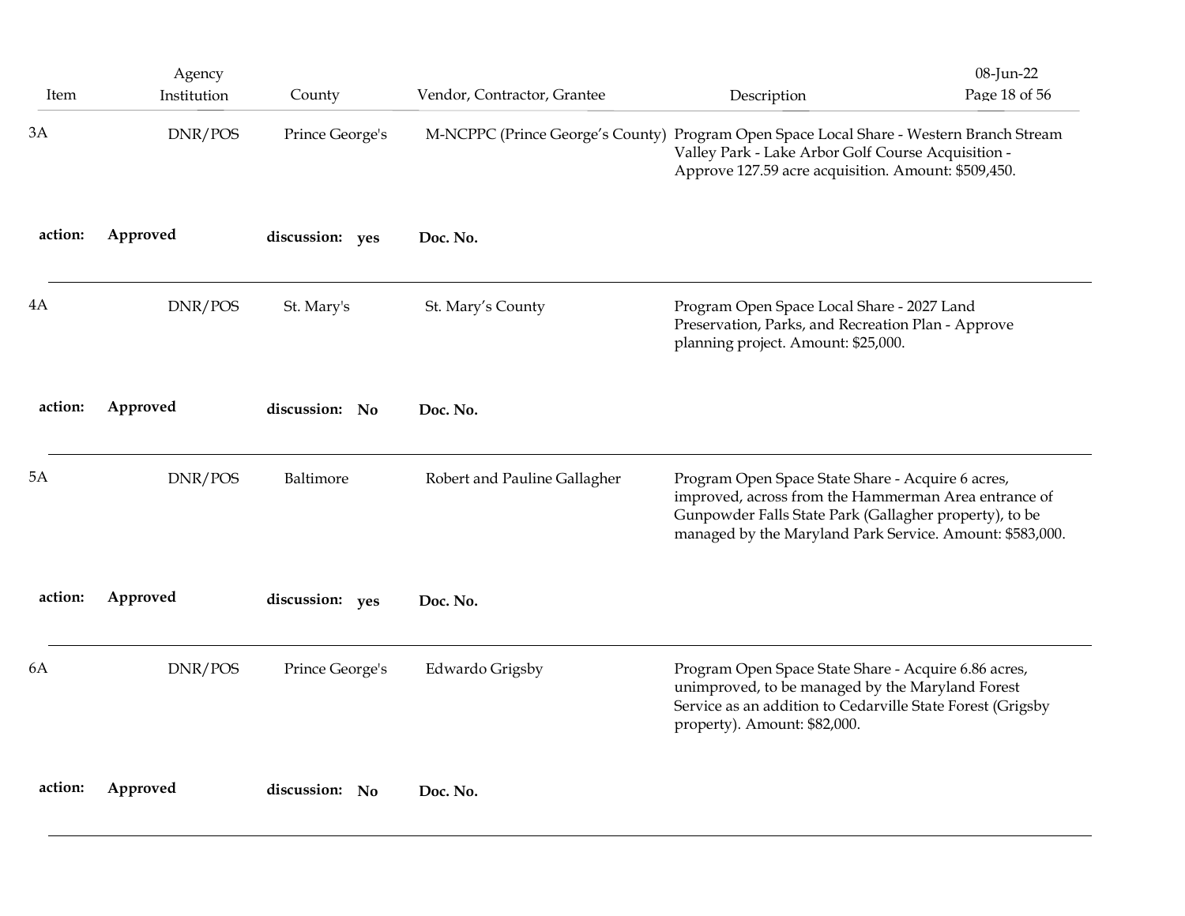| Item | Agency Institution | County | Vendor, Contractor, Grantee | Description |
|---|---|---|---|---|
| 3A | DNR/POS | Prince George's | M-NCPPC (Prince George's County) | Program Open Space Local Share - Western Branch Stream Valley Park - Lake Arbor Golf Course Acquisition - Approve 127.59 acre acquisition. Amount: $509,450. |
| **action:** | **Approved** | **discussion:** **yes** | **Doc. No.** | |
| 4A | DNR/POS | St. Mary's | St. Mary's County | Program Open Space Local Share - 2027 Land Preservation, Parks, and Recreation Plan - Approve planning project. Amount: $25,000. |
| **action:** | **Approved** | **discussion:** **No** | **Doc. No.** | |
| 5A | DNR/POS | Baltimore | Robert and Pauline Gallagher | Program Open Space State Share - Acquire 6 acres, improved, across from the Hammerman Area entrance of Gunpowder Falls State Park (Gallagher property), to be managed by the Maryland Park Service. Amount: $583,000. |
| **action:** | **Approved** | **discussion:** **yes** | **Doc. No.** | |
| 6A | DNR/POS | Prince George's | Edwardo Grigsby | Program Open Space State Share - Acquire 6.86 acres, unimproved, to be managed by the Maryland Forest Service as an addition to Cedarville State Forest (Grigsby property). Amount: $82,000. |
| **action:** | **Approved** | **discussion:** **No** | **Doc. No.** | |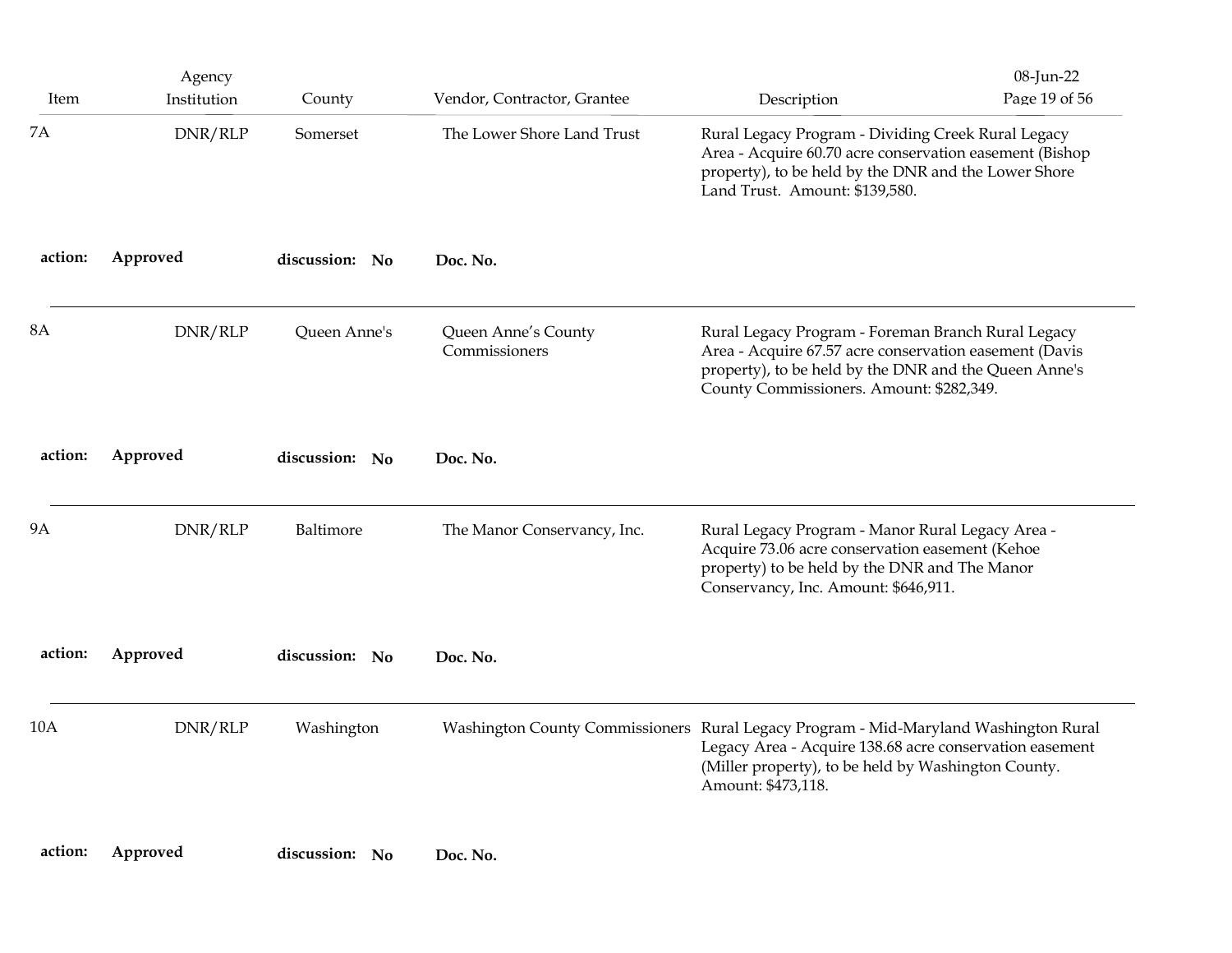| Item | Agency Institution | County | Vendor, Contractor, Grantee | Description |
|---|---|---|---|---|
| 7A | DNR/RLP | Somerset | The Lower Shore Land Trust | Rural Legacy Program - Dividing Creek Rural Legacy Area - Acquire 60.70 acre conservation easement (Bishop property), to be held by the DNR and the Lower Shore Land Trust. Amount: $139,580. |
| **action:** | **Approved** | **discussion: No** | **Doc. No.** | |
| 8A | DNR/RLP | Queen Anne's | Queen Anne's County Commissioners | Rural Legacy Program - Foreman Branch Rural Legacy Area - Acquire 67.57 acre conservation easement (Davis property), to be held by the DNR and the Queen Anne's County Commissioners. Amount: $282,349. |
| **action:** | **Approved** | **discussion: No** | **Doc. No.** | |
| 9A | DNR/RLP | Baltimore | The Manor Conservancy, Inc. | Rural Legacy Program - Manor Rural Legacy Area - Acquire 73.06 acre conservation easement (Kehoe property) to be held by the DNR and The Manor Conservancy, Inc. Amount: $646,911. |
| **action:** | **Approved** | **discussion: No** | **Doc. No.** | |
| 10A | DNR/RLP | Washington | Washington County Commissioners | Rural Legacy Program - Mid-Maryland Washington Rural Legacy Area - Acquire 138.68 acre conservation easement (Miller property), to be held by Washington County. Amount: $473,118. |
| **action:** | **Approved** | **discussion: No** | **Doc. No.** | |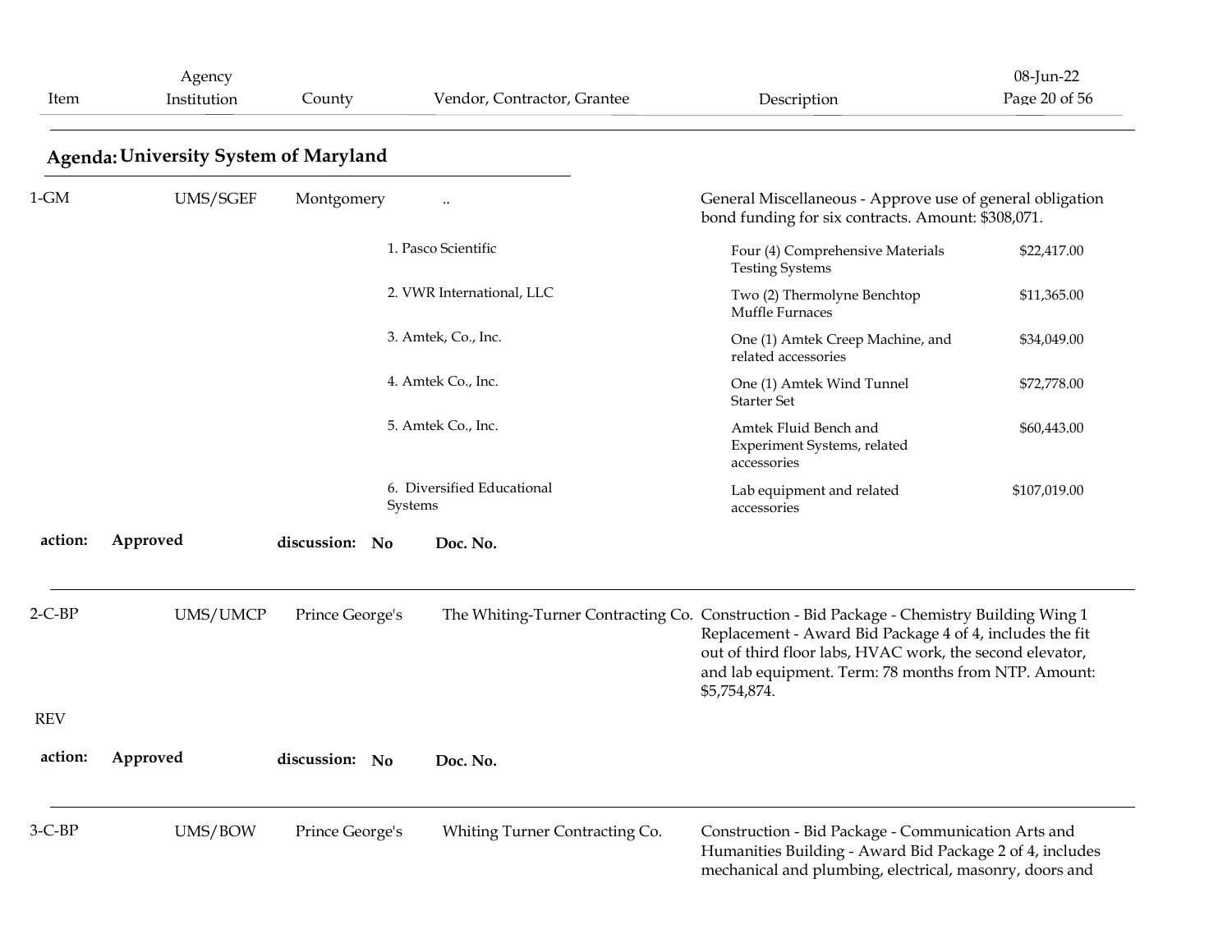| Item | Agency Institution | County | Vendor, Contractor, Grantee | Description |
|---|---|---|---|---|

## Agenda: University System of Maryland

| Item | Agency Institution | County | Vendor, Contractor, Grantee | Description |
|---|---|---|---|---|
| 1-GM | UMS/SGEF | Montgomery | .. | General Miscellaneous - Approve use of general obligation bond funding for six contracts. Amount: $308,071. |

| Vendor | Description | Amount |
|---|---|---|
| 1. Pasco Scientific | Four (4) Comprehensive Materials Testing Systems | $22,417.00 |
| 2. VWR International, LLC | Two (2) Thermolyne Benchtop Muffle Furnaces | $11,365.00 |
| 3. Amtek, Co., Inc. | One (1) Amtek Creep Machine, and related accessories | $34,049.00 |
| 4. Amtek Co., Inc. | One (1) Amtek Wind Tunnel Starter Set | $72,778.00 |
| 5. Amtek Co., Inc. | Amtek Fluid Bench and Experiment Systems, related accessories | $60,443.00 |
| 6. Diversified Educational Systems | Lab equipment and related accessories | $107,019.00 |

**action:** Approved **discussion:** No **Doc. No.**

---

| Item | Agency Institution | County | Vendor, Contractor, Grantee | Description |
|---|---|---|---|---|
| 2-C-BP | UMS/UMCP | Prince George's | The Whiting-Turner Contracting Co. | Construction - Bid Package - Chemistry Building Wing 1 Replacement - Award Bid Package 4 of 4, includes the fit out of third floor labs, HVAC work, the second elevator, and lab equipment. Term: 78 months from NTP. Amount: $5,754,874. |

REV

**action:** Approved **discussion:** No **Doc. No.**

---

| Item | Agency Institution | County | Vendor, Contractor, Grantee | Description |
|---|---|---|---|---|
| 3-C-BP | UMS/BOW | Prince George's | Whiting Turner Contracting Co. | Construction - Bid Package - Communication Arts and Humanities Building - Award Bid Package 2 of 4, includes mechanical and plumbing, electrical, masonry, doors and |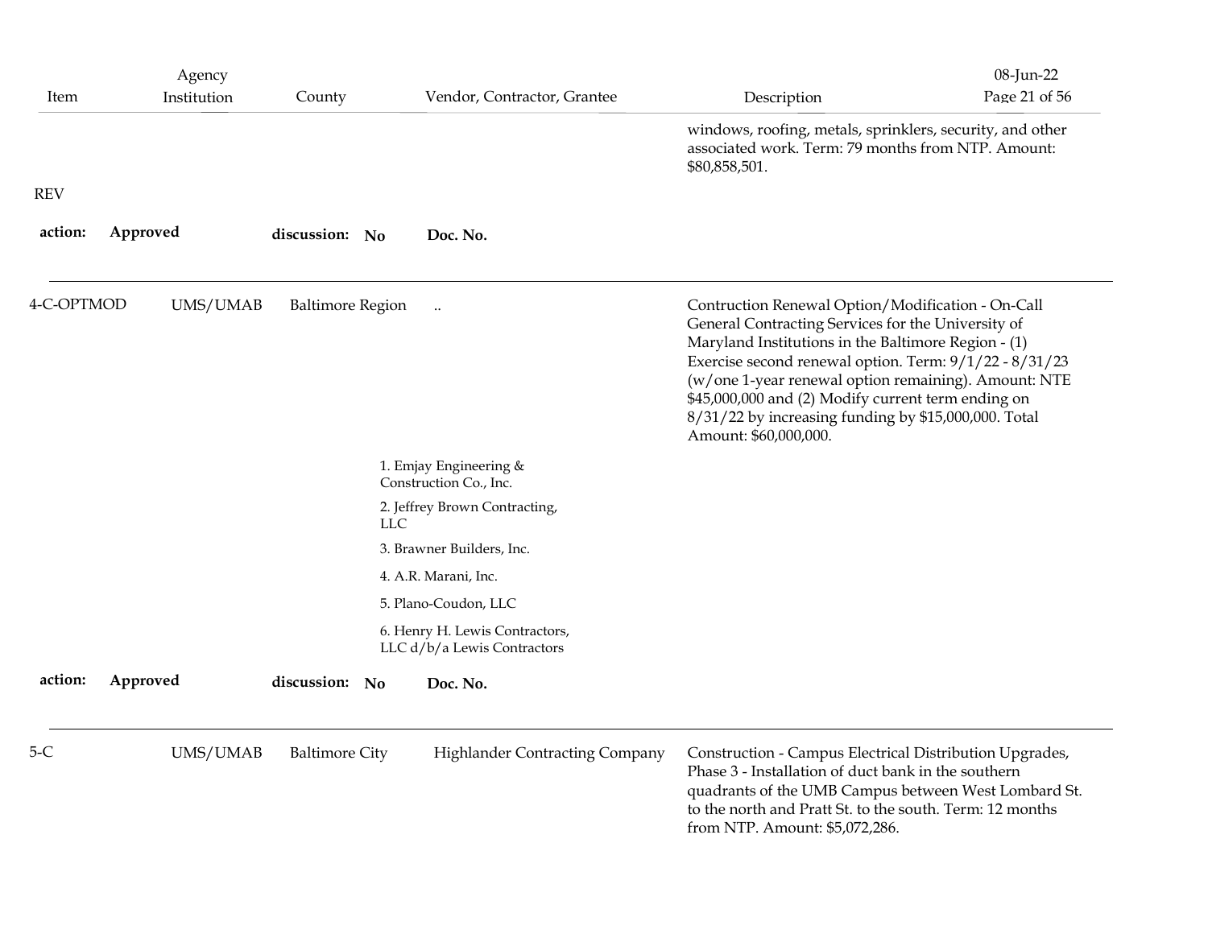| Item | Agency Institution | County | Vendor, Contractor, Grantee | Description |
|---|---|---|---|---|
| | | | | windows, roofing, metals, sprinklers, security, and other associated work. Term: 79 months from NTP. Amount: $80,858,501. |
| REV | | | | |
| **action:** **Approved** | | **discussion:** **No** | **Doc. No.** | |
| 4-C-OPTMOD | UMS/UMAB | Baltimore Region | .. | Contruction Renewal Option/Modification - On-Call General Contracting Services for the University of Maryland Institutions in the Baltimore Region - (1) Exercise second renewal option. Term: 9/1/22 - 8/31/23 (w/one 1-year renewal option remaining). Amount: NTE $45,000,000 and (2) Modify current term ending on 8/31/22 by increasing funding by $15,000,000. Total Amount: $60,000,000. |
| | | | 1. Emjay Engineering & Construction Co., Inc.<br>2. Jeffrey Brown Contracting, LLC<br>3. Brawner Builders, Inc.<br>4. A.R. Marani, Inc.<br>5. Plano-Coudon, LLC<br>6. Henry H. Lewis Contractors, LLC d/b/a Lewis Contractors | |
| **action:** **Approved** | | **discussion:** **No** | **Doc. No.** | |
| 5-C | UMS/UMAB | Baltimore City | Highlander Contracting Company | Construction - Campus Electrical Distribution Upgrades, Phase 3 - Installation of duct bank in the southern quadrants of the UMB Campus between West Lombard St. to the north and Pratt St. to the south. Term: 12 months from NTP. Amount: $5,072,286. |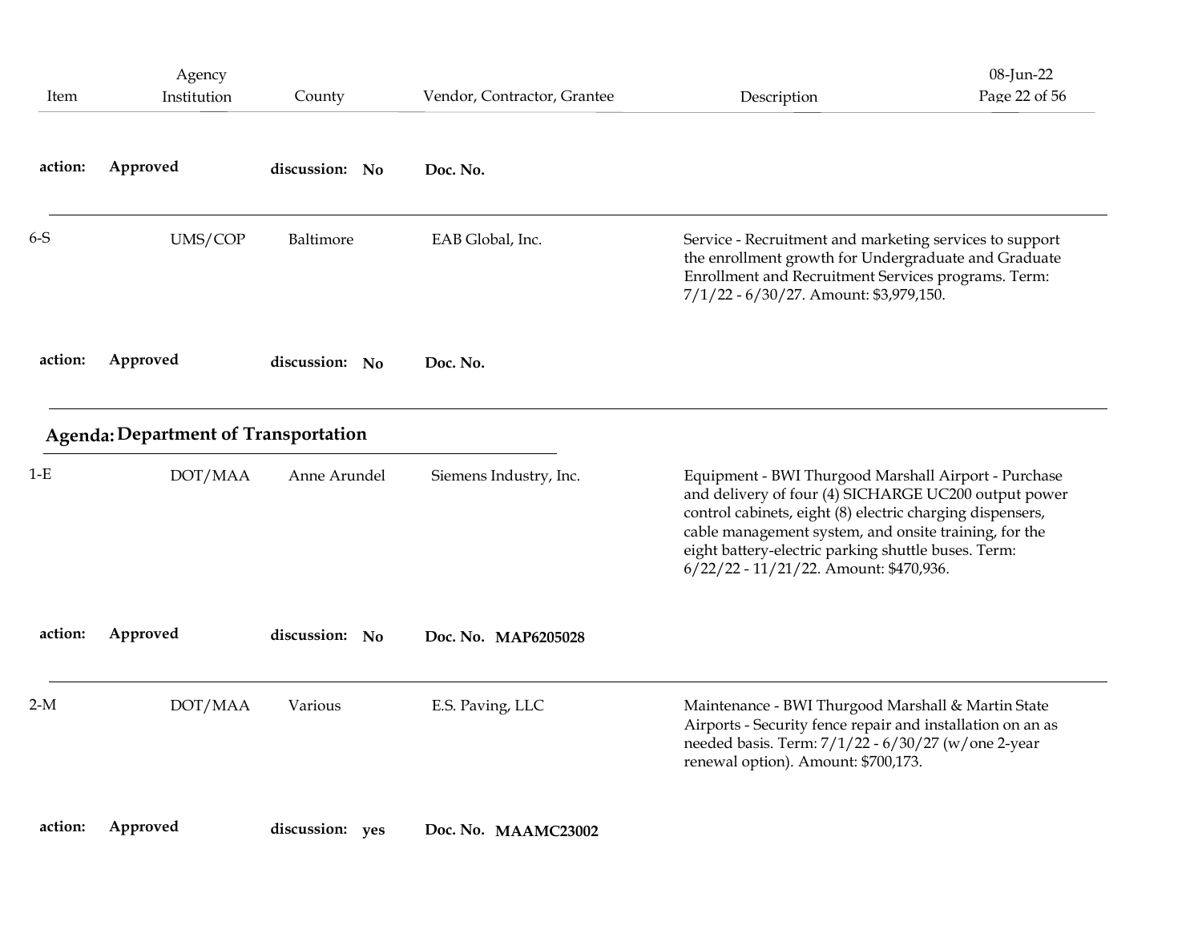| Item | Agency Institution | County | Vendor, Contractor, Grantee | Description |
|---|---|---|---|---|
| **action:** | **Approved** | **discussion: No** | **Doc. No.** | |
| 6-S | UMS/COP | Baltimore | EAB Global, Inc. | Service - Recruitment and marketing services to support the enrollment growth for Undergraduate and Graduate Enrollment and Recruitment Services programs. Term: 7/1/22 - 6/30/27. Amount: $3,979,150. |
| **action:** | **Approved** | **discussion: No** | **Doc. No.** | |

## Agenda: Department of Transportation

| Item | Agency Institution | County | Vendor, Contractor, Grantee | Description |
|---|---|---|---|---|
| 1-E | DOT/MAA | Anne Arundel | Siemens Industry, Inc. | Equipment - BWI Thurgood Marshall Airport - Purchase and delivery of four (4) SICHARGE UC200 output power control cabinets, eight (8) electric charging dispensers, cable management system, and onsite training, for the eight battery-electric parking shuttle buses. Term: 6/22/22 - 11/21/22. Amount: $470,936. |
| **action:** | **Approved** | **discussion: No** | **Doc. No. MAP6205028** | |
| 2-M | DOT/MAA | Various | E.S. Paving, LLC | Maintenance - BWI Thurgood Marshall & Martin State Airports - Security fence repair and installation on an as needed basis. Term: 7/1/22 - 6/30/27 (w/one 2-year renewal option). Amount: $700,173. |
| **action:** | **Approved** | **discussion: yes** | **Doc. No. MAAMC23002** | |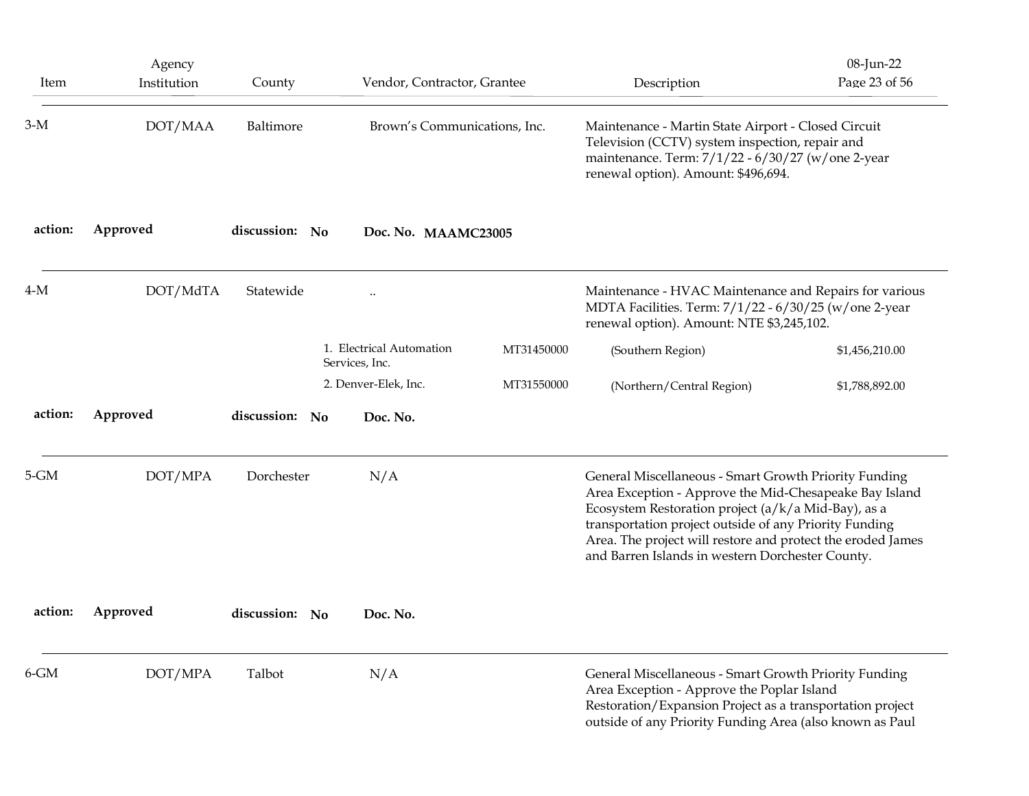| Item | Agency Institution | County | Vendor, Contractor, Grantee | Description |
|---|---|---|---|---|
| 3-M | DOT/MAA | Baltimore | Brown's Communications, Inc. | Maintenance - Martin State Airport - Closed Circuit Television (CCTV) system inspection, repair and maintenance. Term: 7/1/22 - 6/30/27 (w/one 2-year renewal option). Amount: $496,694. |

**action:** Approved **discussion:** No **Doc. No.** MAAMC23005

| Item | Agency Institution | County | Vendor, Contractor, Grantee | Description |
|---|---|---|---|---|
| 4-M | DOT/MdTA | Statewide | .. | Maintenance - HVAC Maintenance and Repairs for various MDTA Facilities. Term: 7/1/22 - 6/30/25 (w/one 2-year renewal option). Amount: NTE $3,245,102. |

| | | | |
|---|---|---|---|
| 1. Electrical Automation Services, Inc. | MT31450000 | (Southern Region) | $1,456,210.00 |
| 2. Denver-Elek, Inc. | MT31550000 | (Northern/Central Region) | $1,788,892.00 |

**action:** Approved **discussion:** No **Doc. No.**

| Item | Agency Institution | County | Vendor, Contractor, Grantee | Description |
|---|---|---|---|---|
| 5-GM | DOT/MPA | Dorchester | N/A | General Miscellaneous - Smart Growth Priority Funding Area Exception - Approve the Mid-Chesapeake Bay Island Ecosystem Restoration project (a/k/a Mid-Bay), as a transportation project outside of any Priority Funding Area. The project will restore and protect the eroded James and Barren Islands in western Dorchester County. |

**action:** Approved **discussion:** No **Doc. No.**

| Item | Agency Institution | County | Vendor, Contractor, Grantee | Description |
|---|---|---|---|---|
| 6-GM | DOT/MPA | Talbot | N/A | General Miscellaneous - Smart Growth Priority Funding Area Exception - Approve the Poplar Island Restoration/Expansion Project as a transportation project outside of any Priority Funding Area (also known as Paul |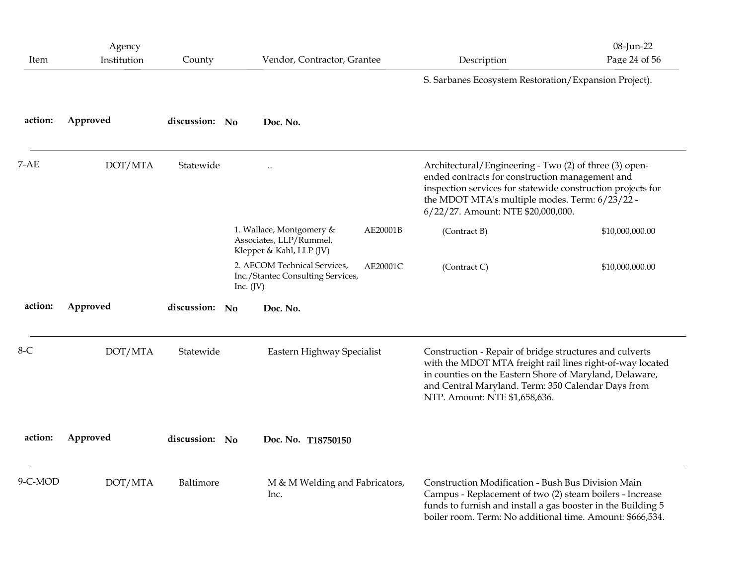| Item | Agency Institution | County | Vendor, Contractor, Grantee | Description |
|---|---|---|---|---|
| | | | | S. Sarbanes Ecosystem Restoration/Expansion Project). |

**action:** **Approved** **discussion:** **No** **Doc. No.**

| Item | Agency Institution | County | Vendor, Contractor, Grantee | Description |
|---|---|---|---|---|
| 7-AE | DOT/MTA | Statewide | .. | Architectural/Engineering - Two (2) of three (3) open-ended contracts for construction management and inspection services for statewide construction projects for the MDOT MTA's multiple modes. Term: 6/23/22 - 6/22/27. Amount: NTE $20,000,000. |

| Vendor | Contract No. | Description | Amount |
|---|---|---|---|
| 1. Wallace, Montgomery & Associates, LLP/Rummel, Klepper & Kahl, LLP (JV) | AE20001B | (Contract B) | $10,000,000.00 |
| 2. AECOM Technical Services, Inc./Stantec Consulting Services, Inc. (JV) | AE20001C | (Contract C) | $10,000,000.00 |

**action:** **Approved** **discussion:** **No** **Doc. No.**

| Item | Agency Institution | County | Vendor, Contractor, Grantee | Description |
|---|---|---|---|---|
| 8-C | DOT/MTA | Statewide | Eastern Highway Specialist | Construction - Repair of bridge structures and culverts with the MDOT MTA freight rail lines right-of-way located in counties on the Eastern Shore of Maryland, Delaware, and Central Maryland. Term: 350 Calendar Days from NTP. Amount: NTE $1,658,636. |

**action:** **Approved** **discussion:** **No** **Doc. No.** **T18750150**

| Item | Agency Institution | County | Vendor, Contractor, Grantee | Description |
|---|---|---|---|---|
| 9-C-MOD | DOT/MTA | Baltimore | M & M Welding and Fabricators, Inc. | Construction Modification - Bush Bus Division Main Campus - Replacement of two (2) steam boilers - Increase funds to furnish and install a gas booster in the Building 5 boiler room. Term: No additional time. Amount: $666,534. |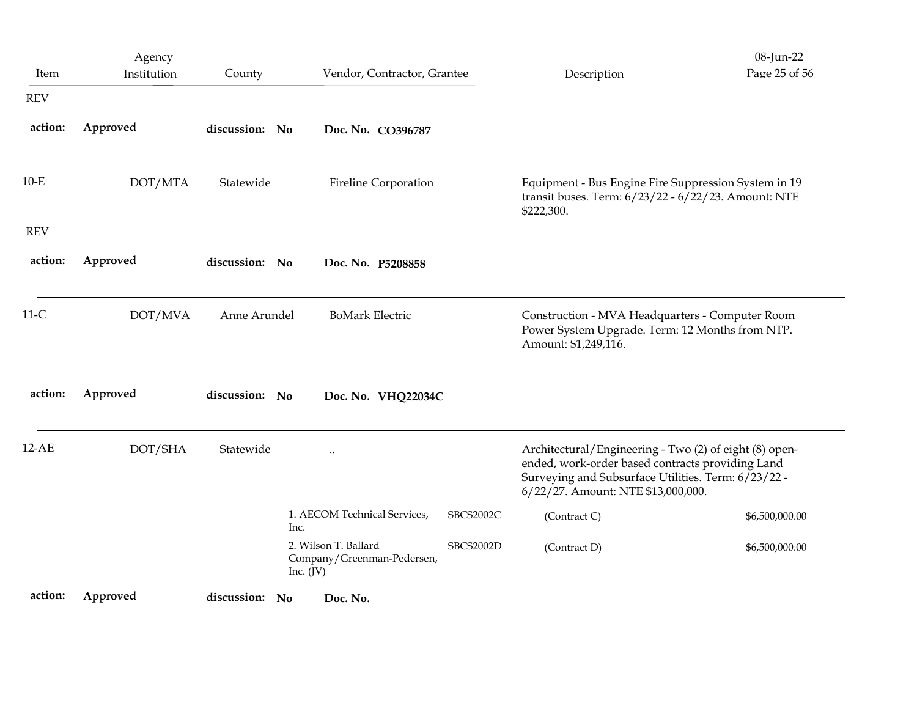| Item | Agency Institution | County | Vendor, Contractor, Grantee | Description |
|---|---|---|---|---|
| REV | | | | |
| **action:** | **Approved** | **discussion: No** | **Doc. No. CO396787** | |
| 10-E | DOT/MTA | Statewide | Fireline Corporation | Equipment - Bus Engine Fire Suppression System in 19 transit buses. Term: 6/23/22 - 6/22/23. Amount: NTE $222,300. |
| REV | | | | |
| **action:** | **Approved** | **discussion: No** | **Doc. No. P5208858** | |
| 11-C | DOT/MVA | Anne Arundel | BoMark Electric | Construction - MVA Headquarters - Computer Room Power System Upgrade. Term: 12 Months from NTP. Amount: $1,249,116. |
| **action:** | **Approved** | **discussion: No** | **Doc. No. VHQ22034C** | |
| 12-AE | DOT/SHA | Statewide | .. | Architectural/Engineering - Two (2) of eight (8) open-ended, work-order based contracts providing Land Surveying and Subsurface Utilities. Term: 6/23/22 - 6/22/27. Amount: NTE $13,000,000. |
| | | | 1. AECOM Technical Services, Inc. — SBCS2002C | (Contract C) — $6,500,000.00 |
| | | | 2. Wilson T. Ballard Company/Greenman-Pedersen, Inc. (JV) — SBCS2002D | (Contract D) — $6,500,000.00 |
| **action:** | **Approved** | **discussion: No** | **Doc. No.** | |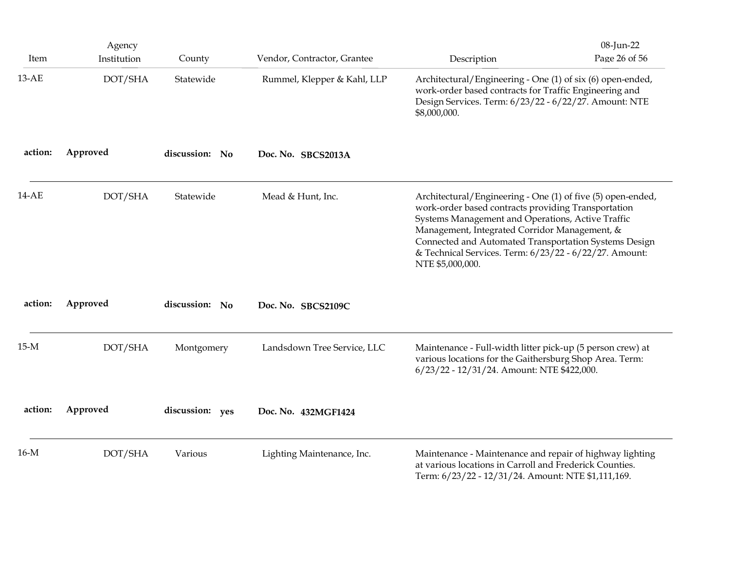| Item | Agency Institution | County | Vendor, Contractor, Grantee | Description |
|---|---|---|---|---|
| 13-AE | DOT/SHA | Statewide | Rummel, Klepper & Kahl, LLP | Architectural/Engineering - One (1) of six (6) open-ended, work-order based contracts for Traffic Engineering and Design Services. Term: 6/23/22 - 6/22/27. Amount: NTE $8,000,000. |
| **action:** | **Approved** | **discussion: No** | **Doc. No. SBCS2013A** | |
| 14-AE | DOT/SHA | Statewide | Mead & Hunt, Inc. | Architectural/Engineering - One (1) of five (5) open-ended, work-order based contracts providing Transportation Systems Management and Operations, Active Traffic Management, Integrated Corridor Management, & Connected and Automated Transportation Systems Design & Technical Services. Term: 6/23/22 - 6/22/27. Amount: NTE $5,000,000. |
| **action:** | **Approved** | **discussion: No** | **Doc. No. SBCS2109C** | |
| 15-M | DOT/SHA | Montgomery | Landsdown Tree Service, LLC | Maintenance - Full-width litter pick-up (5 person crew) at various locations for the Gaithersburg Shop Area. Term: 6/23/22 - 12/31/24. Amount: NTE $422,000. |
| **action:** | **Approved** | **discussion: yes** | **Doc. No. 432MGF1424** | |
| 16-M | DOT/SHA | Various | Lighting Maintenance, Inc. | Maintenance - Maintenance and repair of highway lighting at various locations in Carroll and Frederick Counties. Term: 6/23/22 - 12/31/24. Amount: NTE $1,111,169. |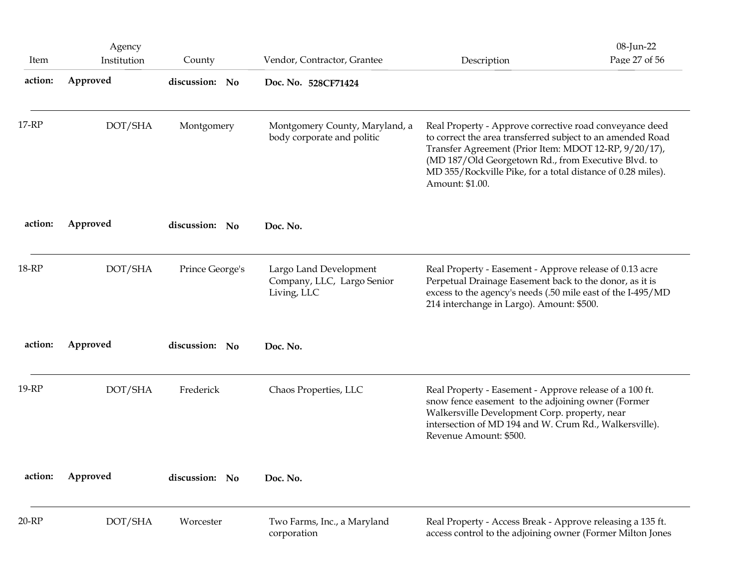| Item | Agency Institution | County | Vendor, Contractor, Grantee | Description |
|---|---|---|---|---|
| **action:** | **Approved** | **discussion: No** | **Doc. No. 528CF71424** | |
| 17-RP | DOT/SHA | Montgomery | Montgomery County, Maryland, a body corporate and politic | Real Property - Approve corrective road conveyance deed to correct the area transferred subject to an amended Road Transfer Agreement (Prior Item: MDOT 12-RP, 9/20/17), (MD 187/Old Georgetown Rd., from Executive Blvd. to MD 355/Rockville Pike, for a total distance of 0.28 miles). Amount: $1.00. |
| **action:** | **Approved** | **discussion: No** | **Doc. No.** | |
| 18-RP | DOT/SHA | Prince George's | Largo Land Development Company, LLC, Largo Senior Living, LLC | Real Property - Easement - Approve release of 0.13 acre Perpetual Drainage Easement back to the donor, as it is excess to the agency's needs (.50 mile east of the I-495/MD 214 interchange in Largo). Amount: $500. |
| **action:** | **Approved** | **discussion: No** | **Doc. No.** | |
| 19-RP | DOT/SHA | Frederick | Chaos Properties, LLC | Real Property - Easement - Approve release of a 100 ft. snow fence easement to the adjoining owner (Former Walkersville Development Corp. property, near intersection of MD 194 and W. Crum Rd., Walkersville). Revenue Amount: $500. |
| **action:** | **Approved** | **discussion: No** | **Doc. No.** | |
| 20-RP | DOT/SHA | Worcester | Two Farms, Inc., a Maryland corporation | Real Property - Access Break - Approve releasing a 135 ft. access control to the adjoining owner (Former Milton Jones |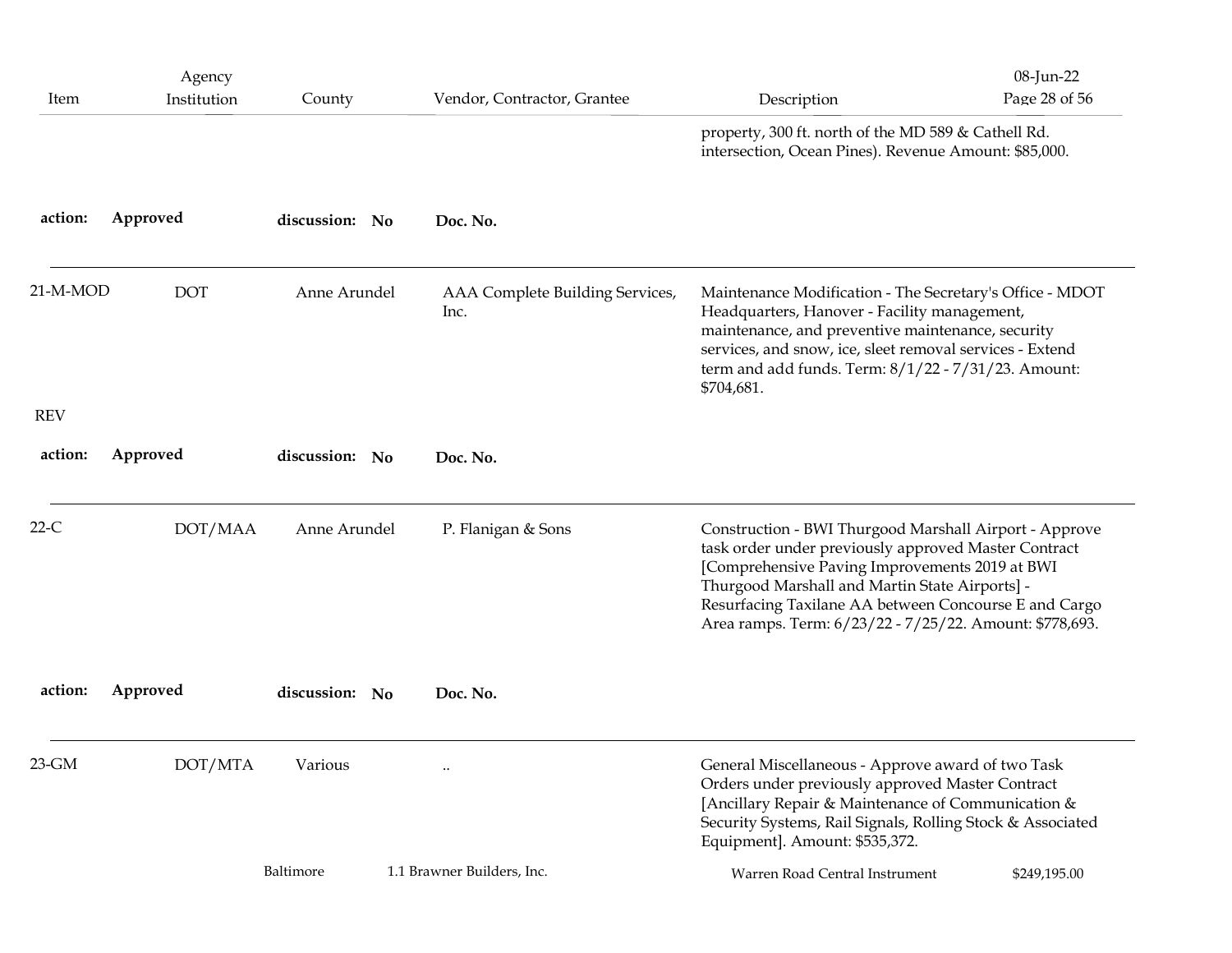| Item | Agency Institution | County | Vendor, Contractor, Grantee | Description |
|---|---|---|---|---|
| | | | | property, 300 ft. north of the MD 589 & Cathell Rd. intersection, Ocean Pines). Revenue Amount: $85,000. |
| **action:** | **Approved** | **discussion: No** | **Doc. No.** | |
| 21-M-MOD | DOT | Anne Arundel | AAA Complete Building Services, Inc. | Maintenance Modification - The Secretary's Office - MDOT Headquarters, Hanover - Facility management, maintenance, and preventive maintenance, security services, and snow, ice, sleet removal services - Extend term and add funds. Term: 8/1/22 - 7/31/23. Amount: $704,681. |
| REV | | | | |
| **action:** | **Approved** | **discussion: No** | **Doc. No.** | |
| 22-C | DOT/MAA | Anne Arundel | P. Flanigan & Sons | Construction - BWI Thurgood Marshall Airport - Approve task order under previously approved Master Contract [Comprehensive Paving Improvements 2019 at BWI Thurgood Marshall and Martin State Airports] - Resurfacing Taxilane AA between Concourse E and Cargo Area ramps. Term: 6/23/22 - 7/25/22. Amount: $778,693. |
| **action:** | **Approved** | **discussion: No** | **Doc. No.** | |
| 23-GM | DOT/MTA | Various | .. | General Miscellaneous - Approve award of two Task Orders under previously approved Master Contract [Ancillary Repair & Maintenance of Communication & Security Systems, Rail Signals, Rolling Stock & Associated Equipment]. Amount: $535,372. |
| | | Baltimore | 1.1 Brawner Builders, Inc. | Warren Road Central Instrument $249,195.00 |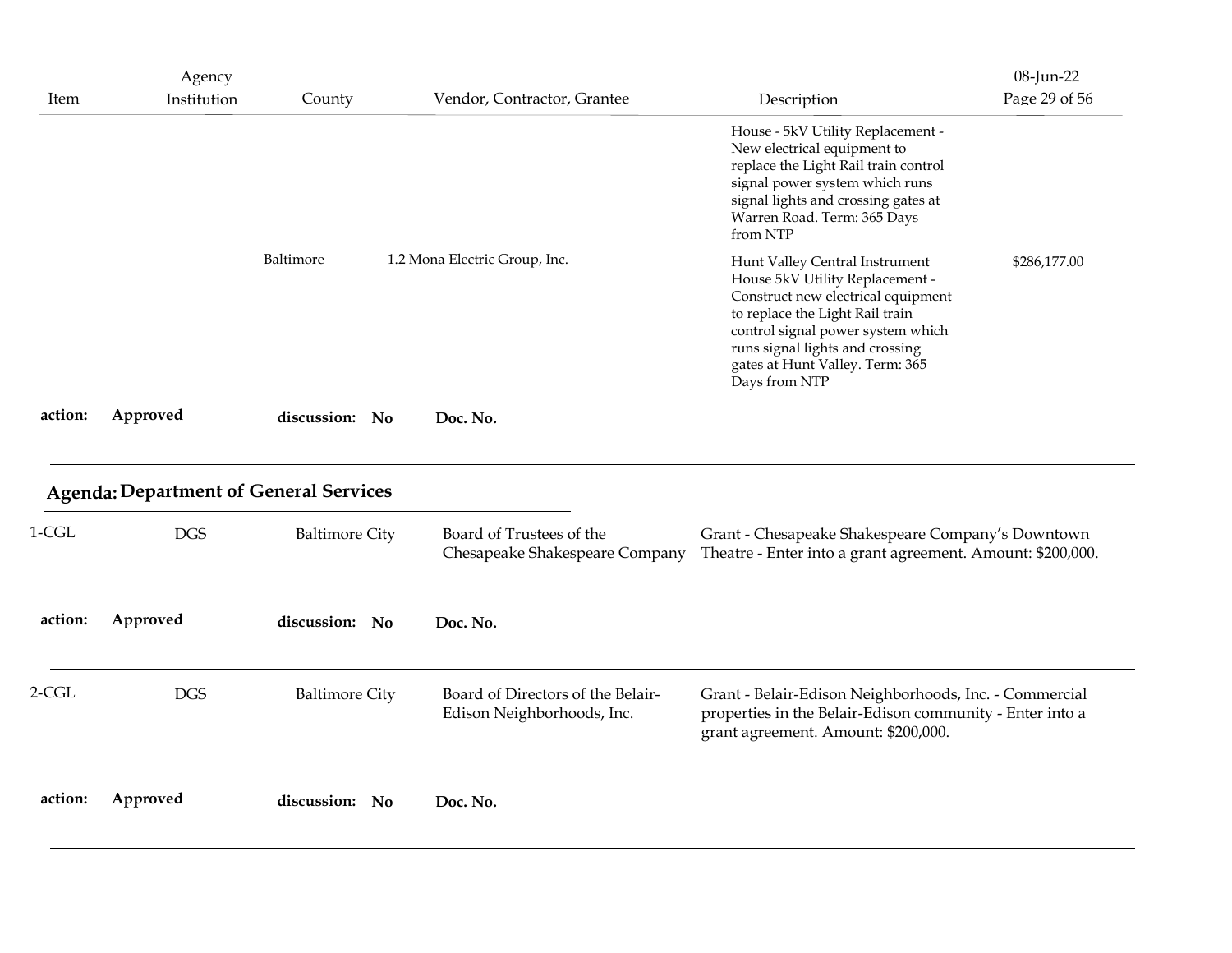| Item | Agency Institution | County | Vendor, Contractor, Grantee | Description | |
|---|---|---|---|---|---|
| | | | | House - 5kV Utility Replacement - New electrical equipment to replace the Light Rail train control signal power system which runs signal lights and crossing gates at Warren Road. Term: 365 Days from NTP | |
| | | Baltimore | 1.2 Mona Electric Group, Inc. | Hunt Valley Central Instrument House 5kV Utility Replacement - Construct new electrical equipment to replace the Light Rail train control signal power system which runs signal lights and crossing gates at Hunt Valley. Term: 365 Days from NTP | $286,177.00 |

**action:** **Approved** **discussion:** **No** **Doc. No.**

---

## Agenda: Department of General Services

| Item | Agency Institution | County | Vendor, Contractor, Grantee | Description |
|---|---|---|---|---|
| 1-CGL | DGS | Baltimore City | Board of Trustees of the Chesapeake Shakespeare Company | Grant - Chesapeake Shakespeare Company's Downtown Theatre - Enter into a grant agreement. Amount: $200,000. |

**action:** **Approved** **discussion:** **No** **Doc. No.**

---

| Item | Agency Institution | County | Vendor, Contractor, Grantee | Description |
|---|---|---|---|---|
| 2-CGL | DGS | Baltimore City | Board of Directors of the Belair-Edison Neighborhoods, Inc. | Grant - Belair-Edison Neighborhoods, Inc. - Commercial properties in the Belair-Edison community - Enter into a grant agreement. Amount: $200,000. |

**action:** **Approved** **discussion:** **No** **Doc. No.**

---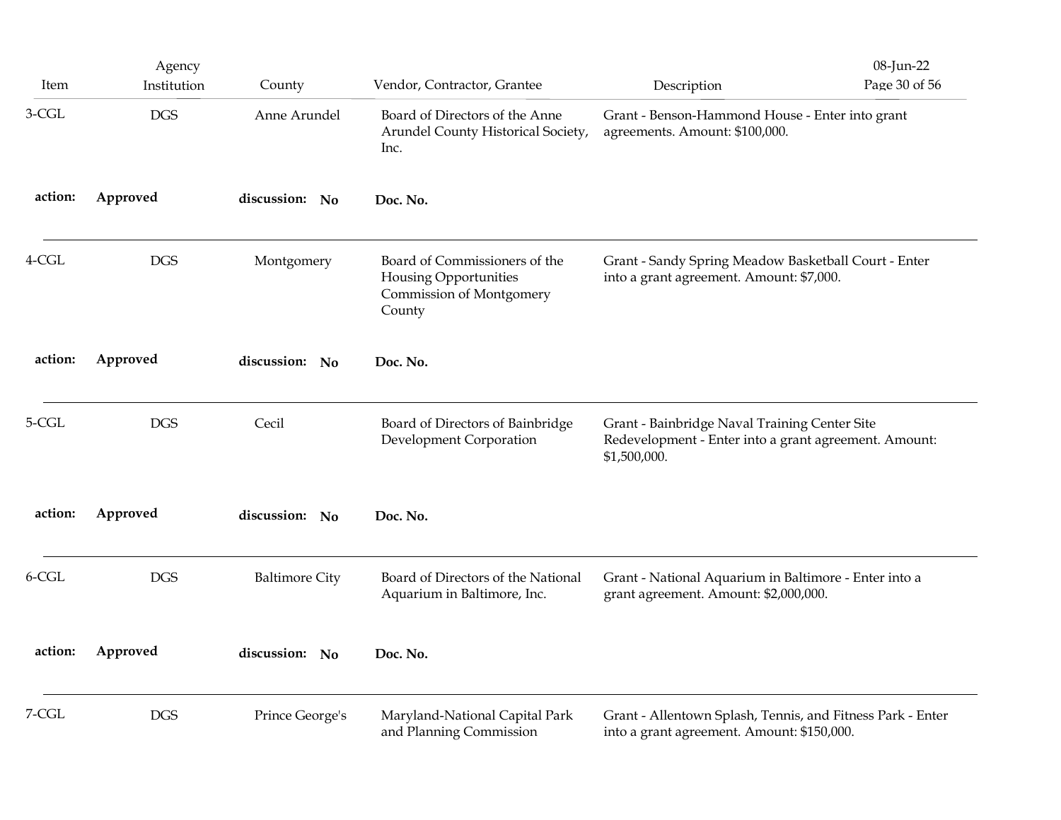| Item | Agency Institution | County | Vendor, Contractor, Grantee | Description |
|---|---|---|---|---|
| 3-CGL | DGS | Anne Arundel | Board of Directors of the Anne Arundel County Historical Society, Inc. | Grant - Benson-Hammond House - Enter into grant agreements. Amount: $100,000. |
| **action:** | **Approved** | **discussion: No** | **Doc. No.** | |
| 4-CGL | DGS | Montgomery | Board of Commissioners of the Housing Opportunities Commission of Montgomery County | Grant - Sandy Spring Meadow Basketball Court - Enter into a grant agreement. Amount: $7,000. |
| **action:** | **Approved** | **discussion: No** | **Doc. No.** | |
| 5-CGL | DGS | Cecil | Board of Directors of Bainbridge Development Corporation | Grant - Bainbridge Naval Training Center Site Redevelopment - Enter into a grant agreement. Amount: $1,500,000. |
| **action:** | **Approved** | **discussion: No** | **Doc. No.** | |
| 6-CGL | DGS | Baltimore City | Board of Directors of the National Aquarium in Baltimore, Inc. | Grant - National Aquarium in Baltimore - Enter into a grant agreement. Amount: $2,000,000. |
| **action:** | **Approved** | **discussion: No** | **Doc. No.** | |
| 7-CGL | DGS | Prince George's | Maryland-National Capital Park and Planning Commission | Grant - Allentown Splash, Tennis, and Fitness Park - Enter into a grant agreement. Amount: $150,000. |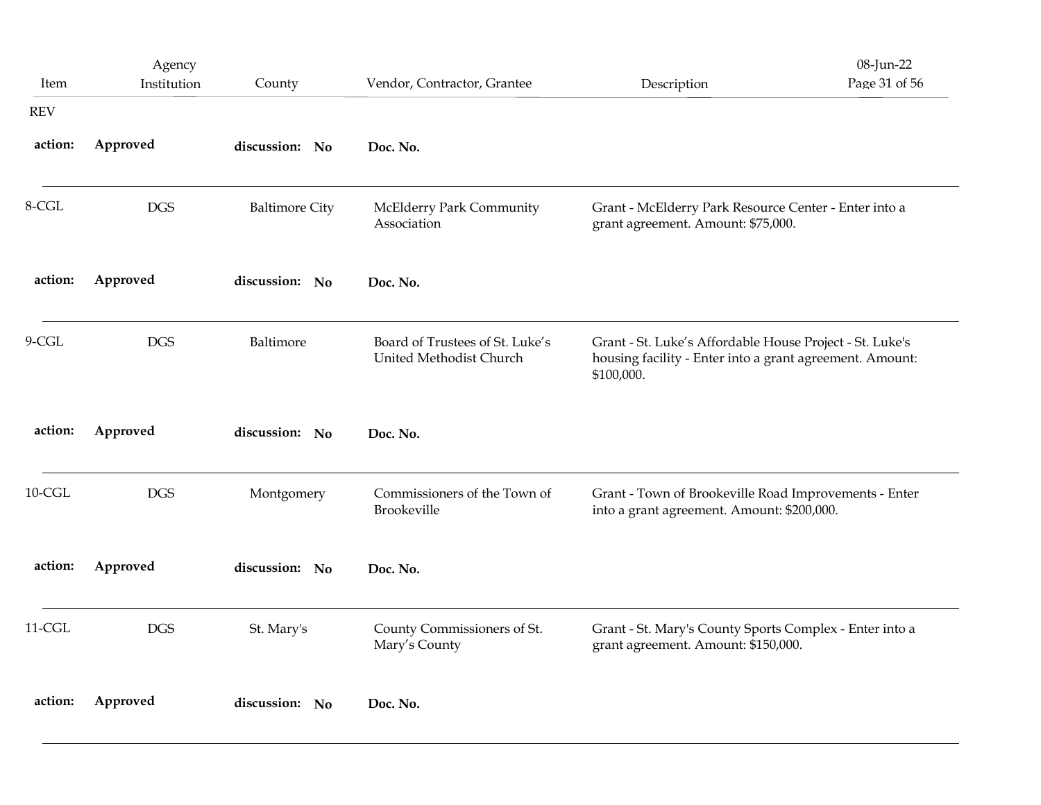| Item | Agency Institution | County | Vendor, Contractor, Grantee | Description |
|---|---|---|---|---|
| REV | | | | |
| **action:** | **Approved** | **discussion: No** | **Doc. No.** | |
| 8-CGL | DGS | Baltimore City | McElderry Park Community Association | Grant - McElderry Park Resource Center - Enter into a grant agreement. Amount: $75,000. |
| **action:** | **Approved** | **discussion: No** | **Doc. No.** | |
| 9-CGL | DGS | Baltimore | Board of Trustees of St. Luke's United Methodist Church | Grant - St. Luke's Affordable House Project - St. Luke's housing facility - Enter into a grant agreement. Amount: $100,000. |
| **action:** | **Approved** | **discussion: No** | **Doc. No.** | |
| 10-CGL | DGS | Montgomery | Commissioners of the Town of Brookeville | Grant - Town of Brookeville Road Improvements - Enter into a grant agreement. Amount: $200,000. |
| **action:** | **Approved** | **discussion: No** | **Doc. No.** | |
| 11-CGL | DGS | St. Mary's | County Commissioners of St. Mary's County | Grant - St. Mary's County Sports Complex - Enter into a grant agreement. Amount: $150,000. |
| **action:** | **Approved** | **discussion: No** | **Doc. No.** | |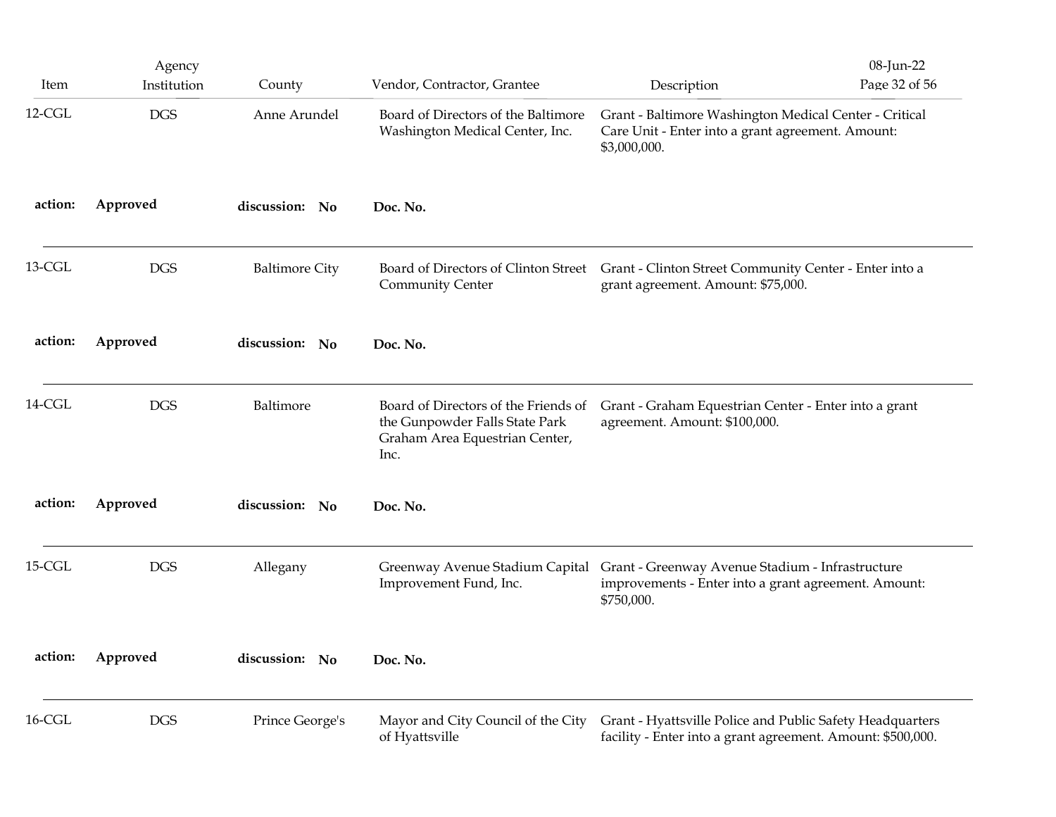| Item | Agency Institution | County | Vendor, Contractor, Grantee | Description |
|---|---|---|---|---|
| 12-CGL | DGS | Anne Arundel | Board of Directors of the Baltimore Washington Medical Center, Inc. | Grant - Baltimore Washington Medical Center - Critical Care Unit - Enter into a grant agreement. Amount: $3,000,000. |
| **action:** | **Approved** | **discussion: No** | **Doc. No.** | |
| 13-CGL | DGS | Baltimore City | Board of Directors of Clinton Street Community Center | Grant - Clinton Street Community Center - Enter into a grant agreement. Amount: $75,000. |
| **action:** | **Approved** | **discussion: No** | **Doc. No.** | |
| 14-CGL | DGS | Baltimore | Board of Directors of the Friends of the Gunpowder Falls State Park Graham Area Equestrian Center, Inc. | Grant - Graham Equestrian Center - Enter into a grant agreement. Amount: $100,000. |
| **action:** | **Approved** | **discussion: No** | **Doc. No.** | |
| 15-CGL | DGS | Allegany | Greenway Avenue Stadium Capital Improvement Fund, Inc. | Grant - Greenway Avenue Stadium - Infrastructure improvements - Enter into a grant agreement. Amount: $750,000. |
| **action:** | **Approved** | **discussion: No** | **Doc. No.** | |
| 16-CGL | DGS | Prince George's | Mayor and City Council of the City of Hyattsville | Grant - Hyattsville Police and Public Safety Headquarters facility - Enter into a grant agreement. Amount: $500,000. |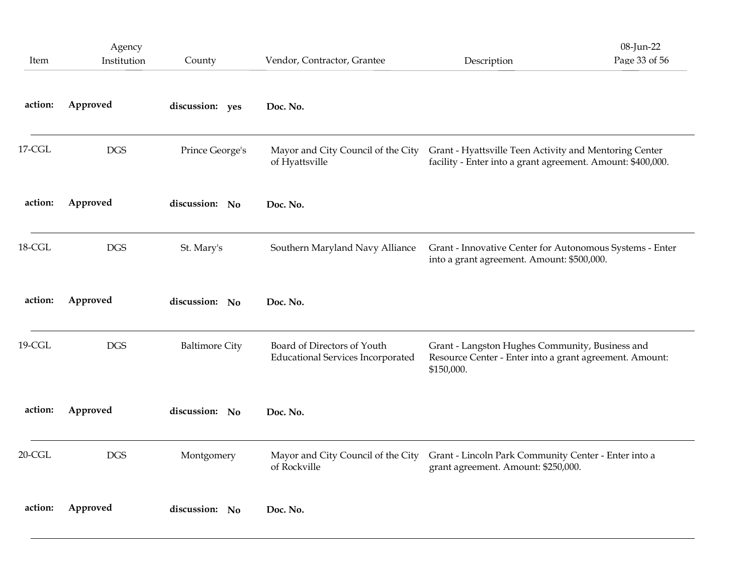| Item | Agency Institution | County | Vendor, Contractor, Grantee | Description |
| --- | --- | --- | --- | --- |
| **action:** | **Approved** | **discussion: yes** | **Doc. No.** | |
| 17-CGL | DGS | Prince George's | Mayor and City Council of the City of Hyattsville | Grant - Hyattsville Teen Activity and Mentoring Center facility - Enter into a grant agreement. Amount: $400,000. |
| **action:** | **Approved** | **discussion: No** | **Doc. No.** | |
| 18-CGL | DGS | St. Mary's | Southern Maryland Navy Alliance | Grant - Innovative Center for Autonomous Systems - Enter into a grant agreement. Amount: $500,000. |
| **action:** | **Approved** | **discussion: No** | **Doc. No.** | |
| 19-CGL | DGS | Baltimore City | Board of Directors of Youth Educational Services Incorporated | Grant - Langston Hughes Community, Business and Resource Center - Enter into a grant agreement. Amount: $150,000. |
| **action:** | **Approved** | **discussion: No** | **Doc. No.** | |
| 20-CGL | DGS | Montgomery | Mayor and City Council of the City of Rockville | Grant - Lincoln Park Community Center - Enter into a grant agreement. Amount: $250,000. |
| **action:** | **Approved** | **discussion: No** | **Doc. No.** | |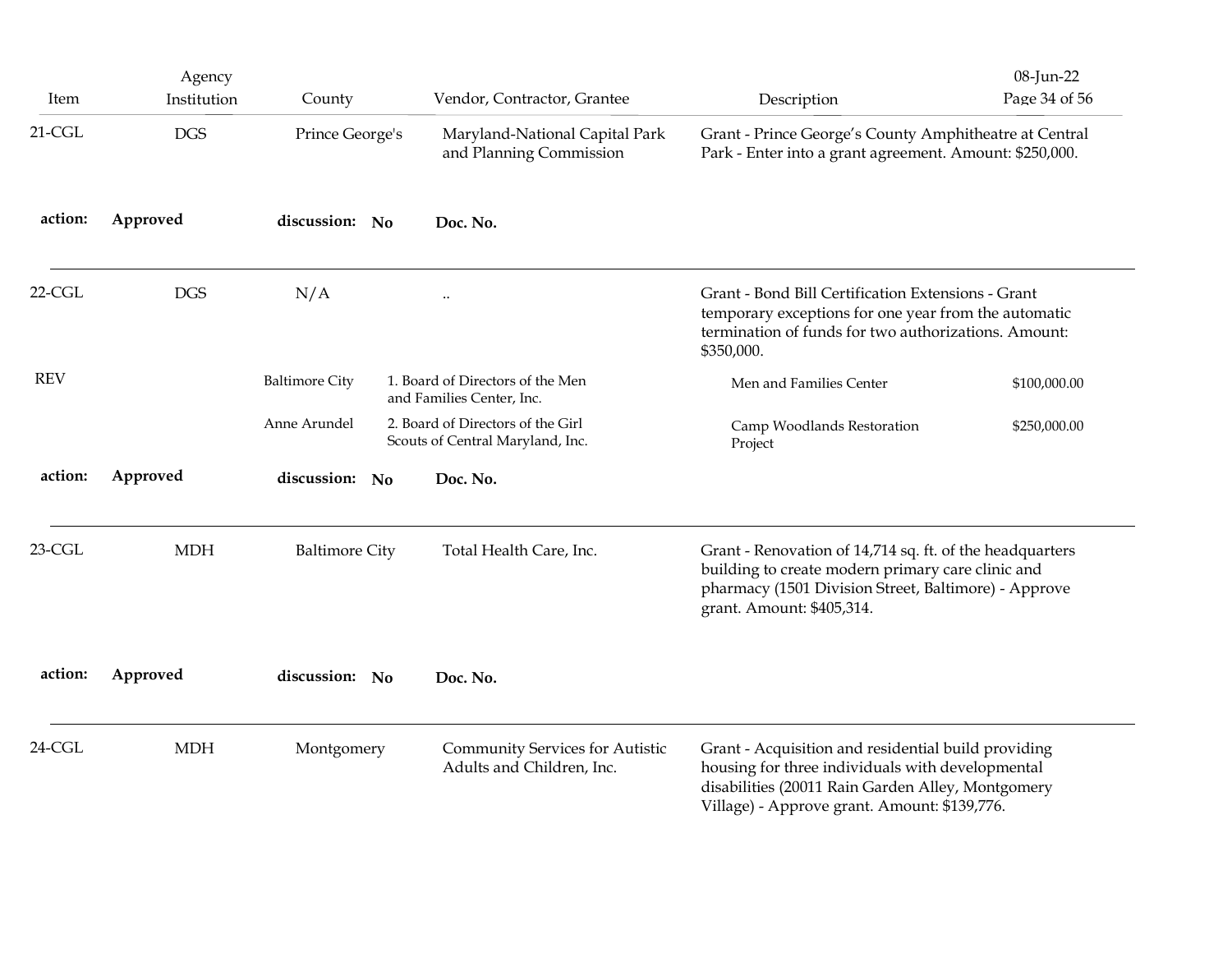| Item | Agency Institution | County | Vendor, Contractor, Grantee | Description |
|---|---|---|---|---|
| 21-CGL | DGS | Prince George's | Maryland-National Capital Park and Planning Commission | Grant - Prince George's County Amphitheatre at Central Park - Enter into a grant agreement. Amount: $250,000. |

**action:** **Approved** **discussion:** **No** **Doc. No.**

---

| Item | Agency Institution | County | Vendor, Contractor, Grantee | Description |
|---|---|---|---|---|
| 22-CGL | DGS | N/A | .. | Grant - Bond Bill Certification Extensions - Grant temporary exceptions for one year from the automatic termination of funds for two authorizations. Amount: $350,000. |

REV

| County | Grantee | Project | Amount |
|---|---|---|---|
| Baltimore City | 1. Board of Directors of the Men and Families Center, Inc. | Men and Families Center | $100,000.00 |
| Anne Arundel | 2. Board of Directors of the Girl Scouts of Central Maryland, Inc. | Camp Woodlands Restoration Project | $250,000.00 |

**action:** **Approved** **discussion:** **No** **Doc. No.**

---

| Item | Agency Institution | County | Vendor, Contractor, Grantee | Description |
|---|---|---|---|---|
| 23-CGL | MDH | Baltimore City | Total Health Care, Inc. | Grant - Renovation of 14,714 sq. ft. of the headquarters building to create modern primary care clinic and pharmacy (1501 Division Street, Baltimore) - Approve grant. Amount: $405,314. |

**action:** **Approved** **discussion:** **No** **Doc. No.**

---

| Item | Agency Institution | County | Vendor, Contractor, Grantee | Description |
|---|---|---|---|---|
| 24-CGL | MDH | Montgomery | Community Services for Autistic Adults and Children, Inc. | Grant - Acquisition and residential build providing housing for three individuals with developmental disabilities (20011 Rain Garden Alley, Montgomery Village) - Approve grant. Amount: $139,776. |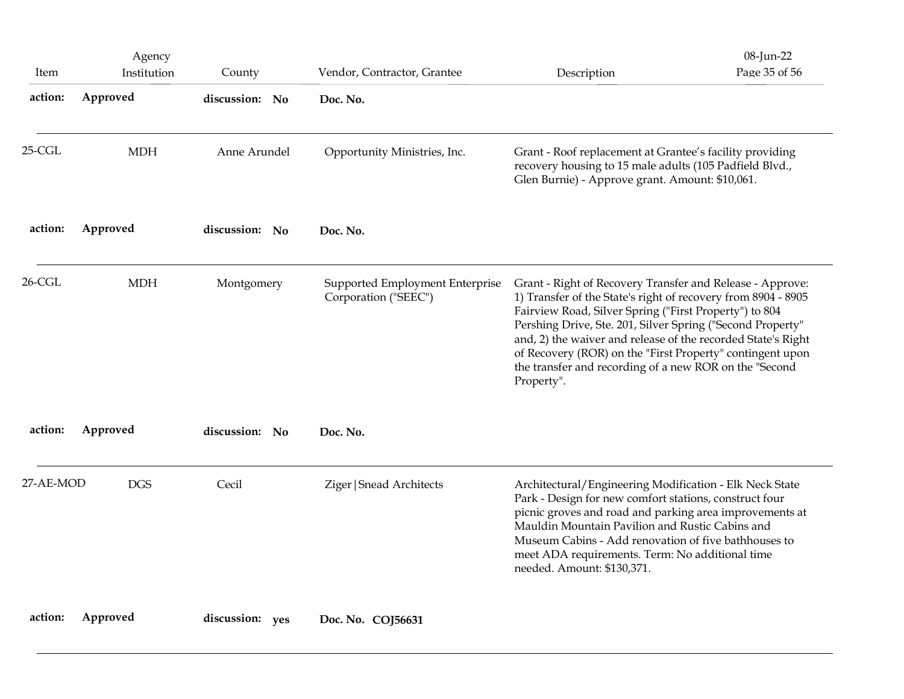| Item | Agency Institution | County | Vendor, Contractor, Grantee | Description |
|---|---|---|---|---|
| **action:** | **Approved** | **discussion: No** | **Doc. No.** | |
| 25-CGL | MDH | Anne Arundel | Opportunity Ministries, Inc. | Grant - Roof replacement at Grantee's facility providing recovery housing to 15 male adults (105 Padfield Blvd., Glen Burnie) - Approve grant. Amount: $10,061. |
| **action:** | **Approved** | **discussion: No** | **Doc. No.** | |
| 26-CGL | MDH | Montgomery | Supported Employment Enterprise Corporation ("SEEC") | Grant - Right of Recovery Transfer and Release - Approve: 1) Transfer of the State's right of recovery from 8904 - 8905 Fairview Road, Silver Spring ("First Property") to 804 Pershing Drive, Ste. 201, Silver Spring ("Second Property" and, 2) the waiver and release of the recorded State's Right of Recovery (ROR) on the "First Property" contingent upon the transfer and recording of a new ROR on the "Second Property". |
| **action:** | **Approved** | **discussion: No** | **Doc. No.** | |
| 27-AE-MOD | DGS | Cecil | Ziger\|Snead Architects | Architectural/Engineering Modification - Elk Neck State Park - Design for new comfort stations, construct four picnic groves and road and parking area improvements at Mauldin Mountain Pavilion and Rustic Cabins and Museum Cabins - Add renovation of five bathhouses to meet ADA requirements. Term: No additional time needed. Amount: $130,371. |
| **action:** | **Approved** | **discussion: yes** | **Doc. No. COJ56631** | |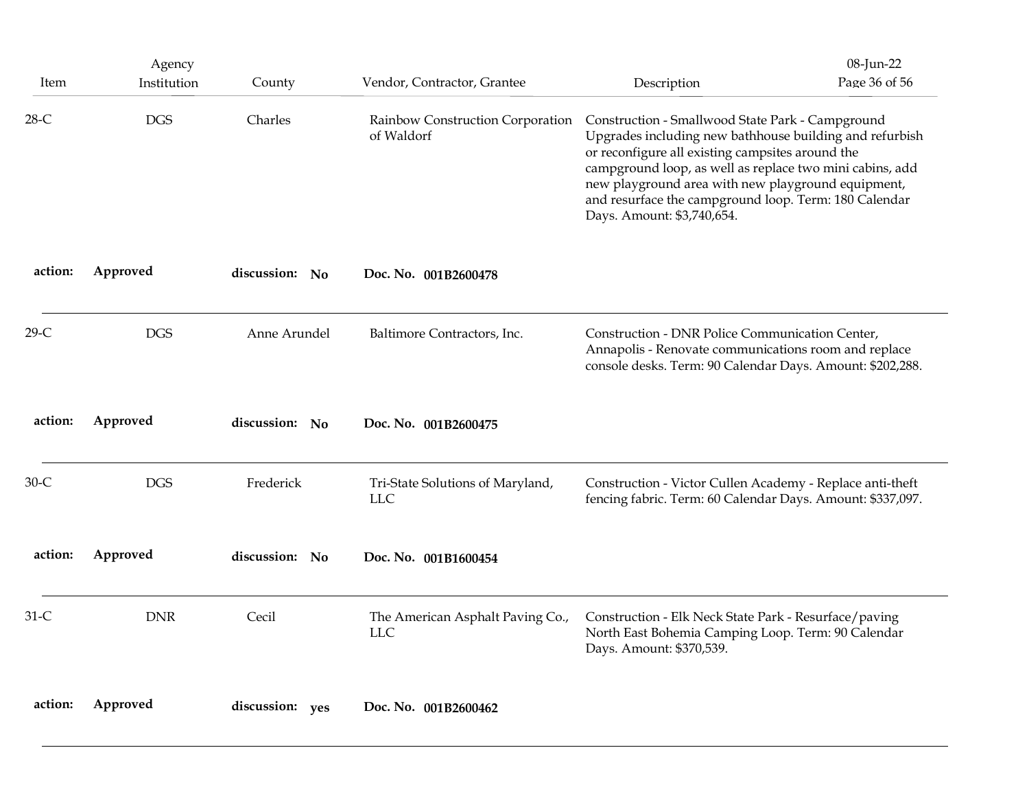| Item | Agency Institution | County | Vendor, Contractor, Grantee | Description |
|---|---|---|---|---|
| 28-C | DGS | Charles | Rainbow Construction Corporation of Waldorf | Construction - Smallwood State Park - Campground Upgrades including new bathhouse building and refurbish or reconfigure all existing campsites around the campground loop, as well as replace two mini cabins, add new playground area with new playground equipment, and resurface the campground loop. Term: 180 Calendar Days. Amount: $3,740,654. |
| **action:** | **Approved** | **discussion: No** | **Doc. No. 001B2600478** | |
| 29-C | DGS | Anne Arundel | Baltimore Contractors, Inc. | Construction - DNR Police Communication Center, Annapolis - Renovate communications room and replace console desks. Term: 90 Calendar Days. Amount: $202,288. |
| **action:** | **Approved** | **discussion: No** | **Doc. No. 001B2600475** | |
| 30-C | DGS | Frederick | Tri-State Solutions of Maryland, LLC | Construction - Victor Cullen Academy - Replace anti-theft fencing fabric. Term: 60 Calendar Days. Amount: $337,097. |
| **action:** | **Approved** | **discussion: No** | **Doc. No. 001B1600454** | |
| 31-C | DNR | Cecil | The American Asphalt Paving Co., LLC | Construction - Elk Neck State Park - Resurface/paving North East Bohemia Camping Loop. Term: 90 Calendar Days. Amount: $370,539. |
| **action:** | **Approved** | **discussion: yes** | **Doc. No. 001B2600462** | |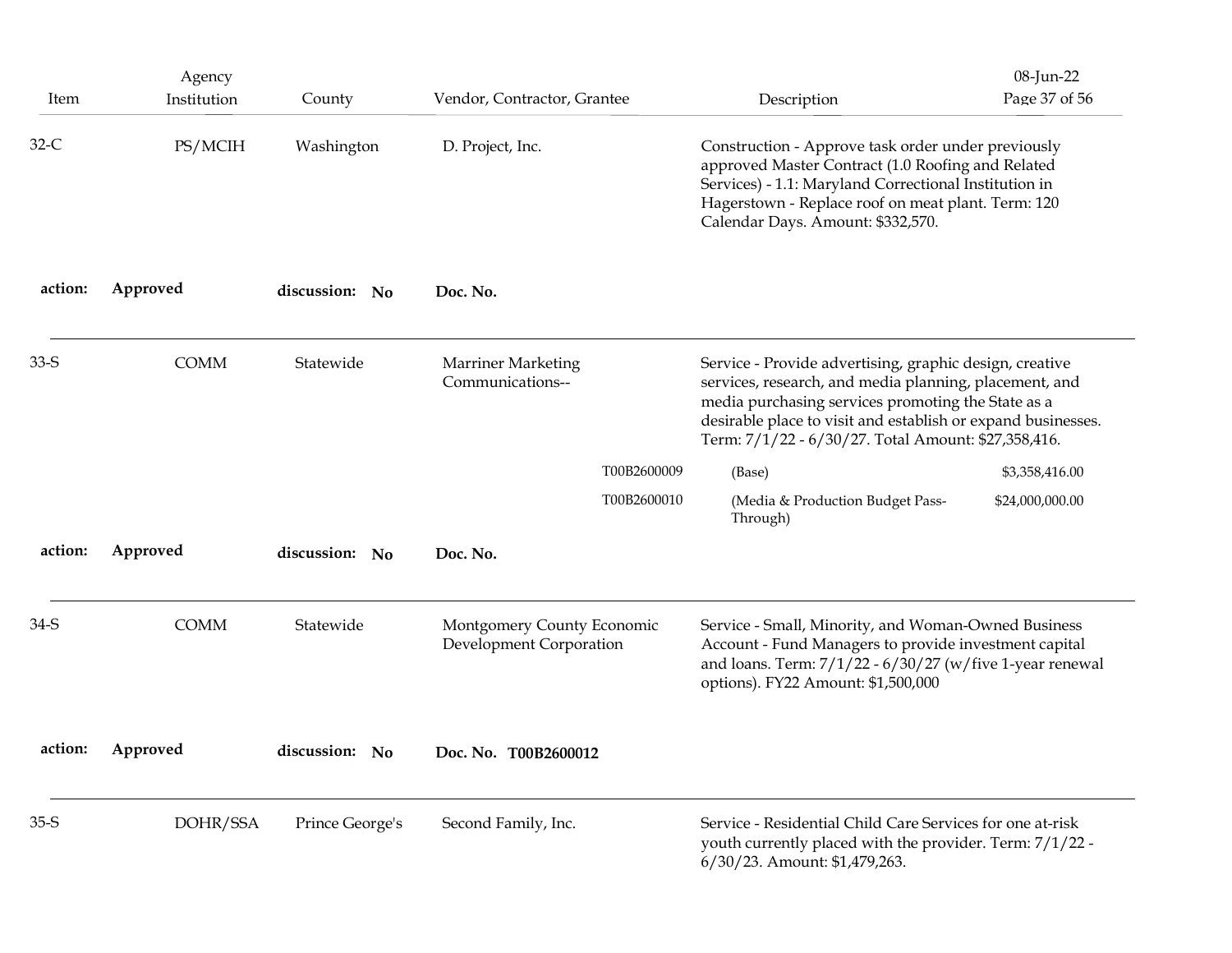| Item | Agency Institution | County | Vendor, Contractor, Grantee | Description |
| --- | --- | --- | --- | --- |
| 32-C | PS/MCIH | Washington | D. Project, Inc. | Construction - Approve task order under previously approved Master Contract (1.0 Roofing and Related Services) - 1.1: Maryland Correctional Institution in Hagerstown - Replace roof on meat plant. Term: 120 Calendar Days. Amount: $332,570. |

**action:** Approved **discussion:** No **Doc. No.**

---

| Item | Agency Institution | County | Vendor, Contractor, Grantee | Description |
| --- | --- | --- | --- | --- |
| 33-S | COMM | Statewide | Marriner Marketing Communications-- | Service - Provide advertising, graphic design, creative services, research, and media planning, placement, and media purchasing services promoting the State as a desirable place to visit and establish or expand businesses. Term: 7/1/22 - 6/30/27. Total Amount: $27,358,416. |

| Doc. No. | Description | Amount |
| --- | --- | --- |
| T00B2600009 | (Base) | $3,358,416.00 |
| T00B2600010 | (Media & Production Budget Pass-Through) | $24,000,000.00 |

**action:** Approved **discussion:** No **Doc. No.**

---

| Item | Agency Institution | County | Vendor, Contractor, Grantee | Description |
| --- | --- | --- | --- | --- |
| 34-S | COMM | Statewide | Montgomery County Economic Development Corporation | Service - Small, Minority, and Woman-Owned Business Account - Fund Managers to provide investment capital and loans. Term: 7/1/22 - 6/30/27 (w/five 1-year renewal options). FY22 Amount: $1,500,000 |

**action:** Approved **discussion:** No **Doc. No.** T00B2600012

---

| Item | Agency Institution | County | Vendor, Contractor, Grantee | Description |
| --- | --- | --- | --- | --- |
| 35-S | DOHR/SSA | Prince George's | Second Family, Inc. | Service - Residential Child Care Services for one at-risk youth currently placed with the provider. Term: 7/1/22 - 6/30/23. Amount: $1,479,263. |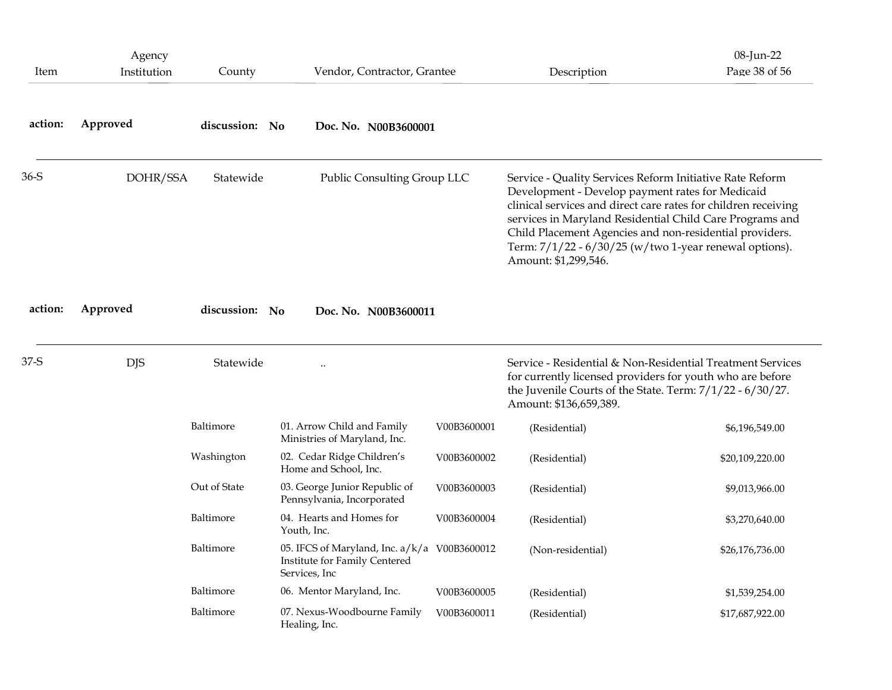| Item | Agency Institution | County | Vendor, Contractor, Grantee | Description |
|---|---|---|---|---|

**action:** **Approved** **discussion:** **No** **Doc. No.** **N00B3600001**

| | | | | |
|---|---|---|---|---|
| 36-S | DOHR/SSA | Statewide | Public Consulting Group LLC | Service - Quality Services Reform Initiative Rate Reform Development - Develop payment rates for Medicaid clinical services and direct care rates for children receiving services in Maryland Residential Child Care Programs and Child Placement Agencies and non-residential providers. Term: 7/1/22 - 6/30/25 (w/two 1-year renewal options). Amount: $1,299,546. |

**action:** **Approved** **discussion:** **No** **Doc. No.** **N00B3600011**

| | | | | |
|---|---|---|---|---|
| 37-S | DJS | Statewide | .. | Service - Residential & Non-Residential Treatment Services for currently licensed providers for youth who are before the Juvenile Courts of the State. Term: 7/1/22 - 6/30/27. Amount: $136,659,389. |

| County | Vendor | Doc. No. | Type | Amount |
|---|---|---|---|---|
| Baltimore | 01. Arrow Child and Family Ministries of Maryland, Inc. | V00B3600001 | (Residential) | $6,196,549.00 |
| Washington | 02. Cedar Ridge Children's Home and School, Inc. | V00B3600002 | (Residential) | $20,109,220.00 |
| Out of State | 03. George Junior Republic of Pennsylvania, Incorporated | V00B3600003 | (Residential) | $9,013,966.00 |
| Baltimore | 04. Hearts and Homes for Youth, Inc. | V00B3600004 | (Residential) | $3,270,640.00 |
| Baltimore | 05. IFCS of Maryland, Inc. a/k/a Institute for Family Centered Services, Inc | V00B3600012 | (Non-residential) | $26,176,736.00 |
| Baltimore | 06. Mentor Maryland, Inc. | V00B3600005 | (Residential) | $1,539,254.00 |
| Baltimore | 07. Nexus-Woodbourne Family Healing, Inc. | V00B3600011 | (Residential) | $17,687,922.00 |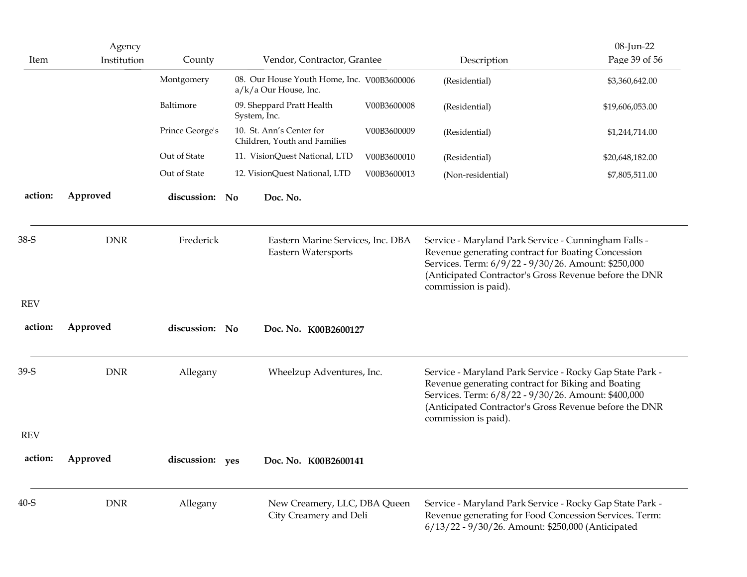| Item | Agency Institution | County | Vendor, Contractor, Grantee | | Description | |
|---|---|---|---|---|---|---|
| | | Montgomery | 08. Our House Youth Home, Inc. a/k/a Our House, Inc. | V00B3600006 | (Residential) | $3,360,642.00 |
| | | Baltimore | 09. Sheppard Pratt Health System, Inc. | V00B3600008 | (Residential) | $19,606,053.00 |
| | | Prince George's | 10. St. Ann's Center for Children, Youth and Families | V00B3600009 | (Residential) | $1,244,714.00 |
| | | Out of State | 11. VisionQuest National, LTD | V00B3600010 | (Residential) | $20,648,182.00 |
| | | Out of State | 12. VisionQuest National, LTD | V00B3600013 | (Non-residential) | $7,805,511.00 |

**action:** **Approved** **discussion:** **No** **Doc. No.**

---

| Item | Agency Institution | County | Vendor, Contractor, Grantee | Description |
|---|---|---|---|---|
| 38-S REV | DNR | Frederick | Eastern Marine Services, Inc. DBA Eastern Watersports | Service - Maryland Park Service - Cunningham Falls - Revenue generating contract for Boating Concession Services. Term: 6/9/22 - 9/30/26. Amount: $250,000 (Anticipated Contractor's Gross Revenue before the DNR commission is paid). |

**action:** **Approved** **discussion:** **No** **Doc. No.** **K00B2600127**

---

| Item | Agency Institution | County | Vendor, Contractor, Grantee | Description |
|---|---|---|---|---|
| 39-S REV | DNR | Allegany | Wheelzup Adventures, Inc. | Service - Maryland Park Service - Rocky Gap State Park - Revenue generating contract for Biking and Boating Services. Term: 6/8/22 - 9/30/26. Amount: $400,000 (Anticipated Contractor's Gross Revenue before the DNR commission is paid). |

**action:** **Approved** **discussion:** **yes** **Doc. No.** **K00B2600141**

---

| Item | Agency Institution | County | Vendor, Contractor, Grantee | Description |
|---|---|---|---|---|
| 40-S | DNR | Allegany | New Creamery, LLC, DBA Queen City Creamery and Deli | Service - Maryland Park Service - Rocky Gap State Park - Revenue generating for Food Concession Services. Term: 6/13/22 - 9/30/26. Amount: $250,000 (Anticipated |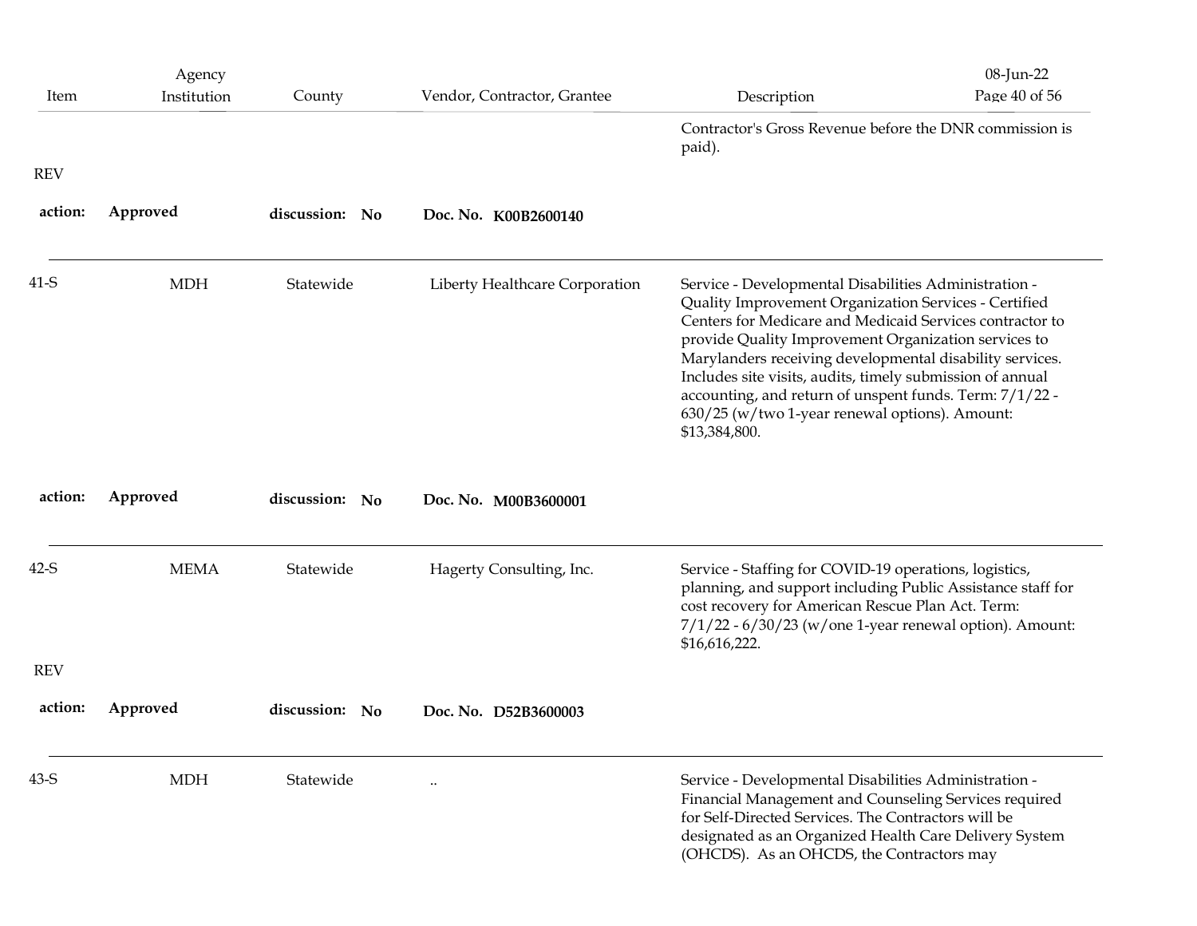| Item | Agency Institution | County | Vendor, Contractor, Grantee | Description |
|---|---|---|---|---|
| | | | | Contractor's Gross Revenue before the DNR commission is paid). |
| REV | | | | |
| **action:** | **Approved** | **discussion: No** | **Doc. No. K00B2600140** | |
| 41-S | MDH | Statewide | Liberty Healthcare Corporation | Service - Developmental Disabilities Administration - Quality Improvement Organization Services - Certified Centers for Medicare and Medicaid Services contractor to provide Quality Improvement Organization services to Marylanders receiving developmental disability services. Includes site visits, audits, timely submission of annual accounting, and return of unspent funds. Term: 7/1/22 - 630/25 (w/two 1-year renewal options). Amount: $13,384,800. |
| **action:** | **Approved** | **discussion: No** | **Doc. No. M00B3600001** | |
| 42-S | MEMA | Statewide | Hagerty Consulting, Inc. | Service - Staffing for COVID-19 operations, logistics, planning, and support including Public Assistance staff for cost recovery for American Rescue Plan Act. Term: 7/1/22 - 6/30/23 (w/one 1-year renewal option). Amount: $16,616,222. |
| REV | | | | |
| **action:** | **Approved** | **discussion: No** | **Doc. No. D52B3600003** | |
| 43-S | MDH | Statewide | .. | Service - Developmental Disabilities Administration - Financial Management and Counseling Services required for Self-Directed Services. The Contractors will be designated as an Organized Health Care Delivery System (OHCDS). As an OHCDS, the Contractors may |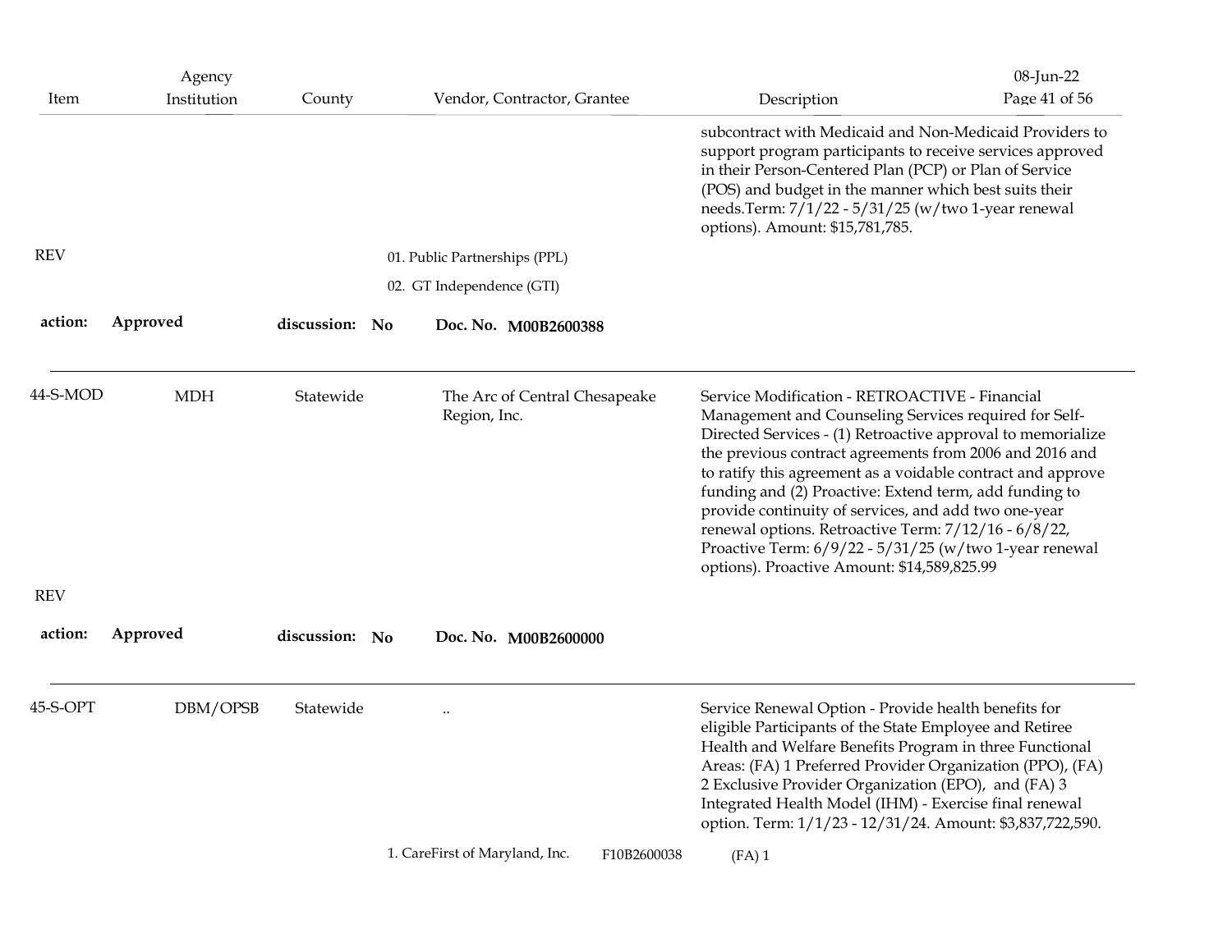| Item | Agency Institution | County | Vendor, Contractor, Grantee | Description |
|---|---|---|---|---|
| | | | | subcontract with Medicaid and Non-Medicaid Providers to support program participants to receive services approved in their Person-Centered Plan (PCP) or Plan of Service (POS) and budget in the manner which best suits their needs.Term: 7/1/22 - 5/31/25 (w/two 1-year renewal options). Amount: $15,781,785. |
| REV | | | 01. Public Partnerships (PPL)<br>02. GT Independence (GTI) | |

**action:** Approved **discussion:** No **Doc. No.** M00B2600388

---

| Item | Agency Institution | County | Vendor, Contractor, Grantee | Description |
|---|---|---|---|---|
| 44-S-MOD | MDH | Statewide | The Arc of Central Chesapeake Region, Inc. | Service Modification - RETROACTIVE - Financial Management and Counseling Services required for Self-Directed Services - (1) Retroactive approval to memorialize the previous contract agreements from 2006 and 2016 and to ratify this agreement as a voidable contract and approve funding and (2) Proactive: Extend term, add funding to provide continuity of services, and add two one-year renewal options. Retroactive Term: 7/12/16 - 6/8/22, Proactive Term: 6/9/22 - 5/31/25 (w/two 1-year renewal options). Proactive Amount: $14,589,825.99 |
| REV | | | | |

**action:** Approved **discussion:** No **Doc. No.** M00B2600000

---

| Item | Agency Institution | County | Vendor, Contractor, Grantee | Description |
|---|---|---|---|---|
| 45-S-OPT | DBM/OPSB | Statewide | .. | Service Renewal Option - Provide health benefits for eligible Participants of the State Employee and Retiree Health and Welfare Benefits Program in three Functional Areas: (FA) 1 Preferred Provider Organization (PPO), (FA) 2 Exclusive Provider Organization (EPO), and (FA) 3 Integrated Health Model (IHM) - Exercise final renewal option. Term: 1/1/23 - 12/31/24. Amount: $3,837,722,590. |
| | | | 1. CareFirst of Maryland, Inc. F10B2600038 | (FA) 1 |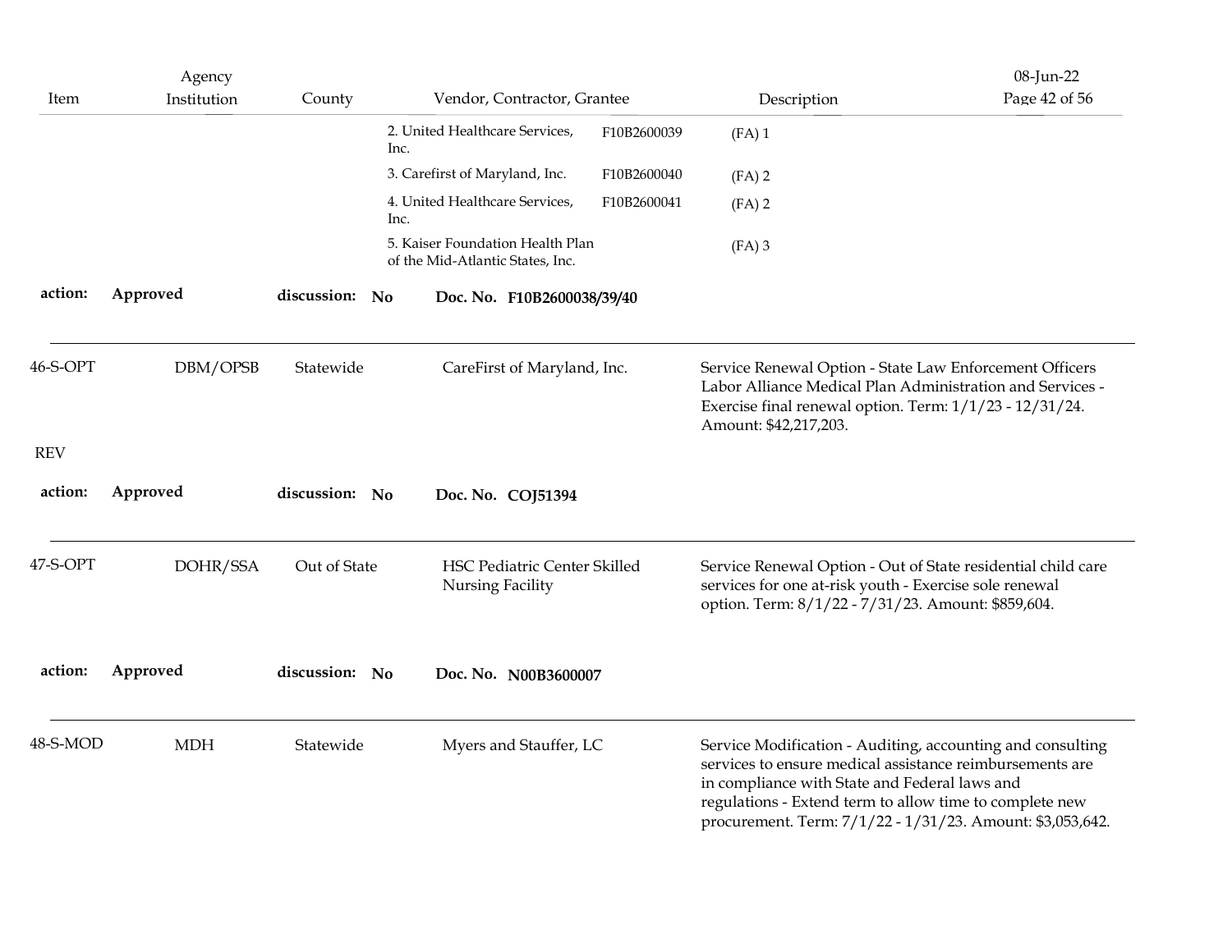| Item | Agency Institution | County | Vendor, Contractor, Grantee | Description |
|---|---|---|---|---|
| | | | 2. United Healthcare Services, Inc. F10B2600039 | (FA) 1 |
| | | | 3. Carefirst of Maryland, Inc. F10B2600040 | (FA) 2 |
| | | | 4. United Healthcare Services, Inc. F10B2600041 | (FA) 2 |
| | | | 5. Kaiser Foundation Health Plan of the Mid-Atlantic States, Inc. | (FA) 3 |

**action:** **Approved** **discussion:** **No** **Doc. No.** **F10B2600038/39/40**

---

| Item | Agency Institution | County | Vendor, Contractor, Grantee | Description |
|---|---|---|---|---|
| 46-S-OPT REV | DBM/OPSB | Statewide | CareFirst of Maryland, Inc. | Service Renewal Option - State Law Enforcement Officers Labor Alliance Medical Plan Administration and Services - Exercise final renewal option. Term: 1/1/23 - 12/31/24. Amount: $42,217,203. |

**action:** **Approved** **discussion:** **No** **Doc. No.** **COJ51394**

---

| Item | Agency Institution | County | Vendor, Contractor, Grantee | Description |
|---|---|---|---|---|
| 47-S-OPT | DOHR/SSA | Out of State | HSC Pediatric Center Skilled Nursing Facility | Service Renewal Option - Out of State residential child care services for one at-risk youth - Exercise sole renewal option. Term: 8/1/22 - 7/31/23. Amount: $859,604. |

**action:** **Approved** **discussion:** **No** **Doc. No.** **N00B3600007**

---

| Item | Agency Institution | County | Vendor, Contractor, Grantee | Description |
|---|---|---|---|---|
| 48-S-MOD | MDH | Statewide | Myers and Stauffer, LC | Service Modification - Auditing, accounting and consulting services to ensure medical assistance reimbursements are in compliance with State and Federal laws and regulations - Extend term to allow time to complete new procurement. Term: 7/1/22 - 1/31/23. Amount: $3,053,642. |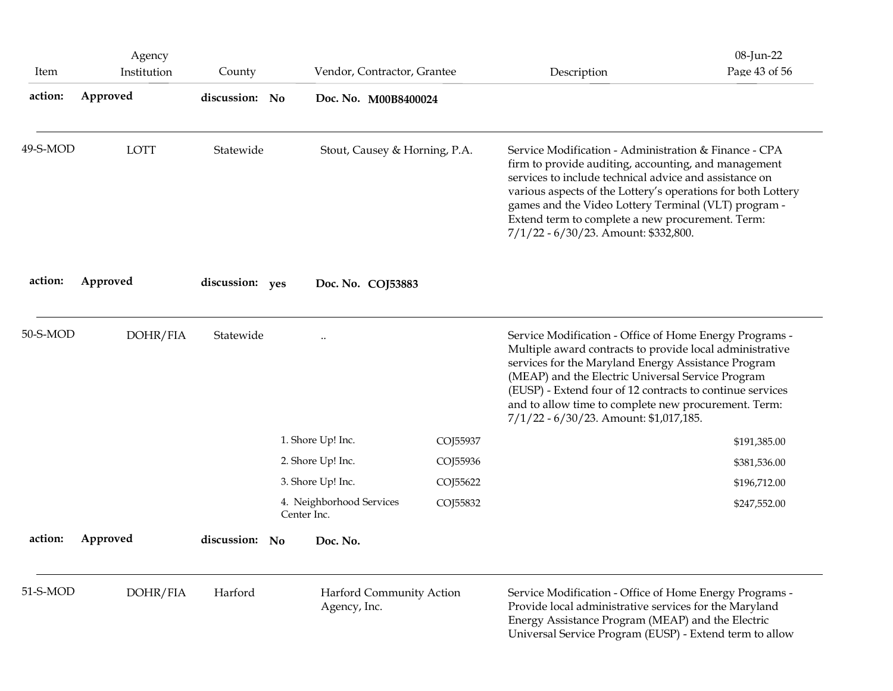| Item | Agency Institution | County | Vendor, Contractor, Grantee | Description |
|---|---|---|---|---|
| **action:** | **Approved** | **discussion: No** | **Doc. No. M00B8400024** | |
| 49-S-MOD | LOTT | Statewide | Stout, Causey & Horning, P.A. | Service Modification - Administration & Finance - CPA firm to provide auditing, accounting, and management services to include technical advice and assistance on various aspects of the Lottery's operations for both Lottery games and the Video Lottery Terminal (VLT) program - Extend term to complete a new procurement. Term: 7/1/22 - 6/30/23. Amount: $332,800. |
| **action:** | **Approved** | **discussion: yes** | **Doc. No. COJ53883** | |
| 50-S-MOD | DOHR/FIA | Statewide | .. | Service Modification - Office of Home Energy Programs - Multiple award contracts to provide local administrative services for the Maryland Energy Assistance Program (MEAP) and the Electric Universal Service Program (EUSP) - Extend four of 12 contracts to continue services and to allow time to complete new procurement. Term: 7/1/22 - 6/30/23. Amount: $1,017,185. |
| | | | 1. Shore Up! Inc. COJ55937 | $191,385.00 |
| | | | 2. Shore Up! Inc. COJ55936 | $381,536.00 |
| | | | 3. Shore Up! Inc. COJ55622 | $196,712.00 |
| | | | 4. Neighborhood Services Center Inc. COJ55832 | $247,552.00 |
| **action:** | **Approved** | **discussion: No** | **Doc. No.** | |
| 51-S-MOD | DOHR/FIA | Harford | Harford Community Action Agency, Inc. | Service Modification - Office of Home Energy Programs - Provide local administrative services for the Maryland Energy Assistance Program (MEAP) and the Electric Universal Service Program (EUSP) - Extend term to allow |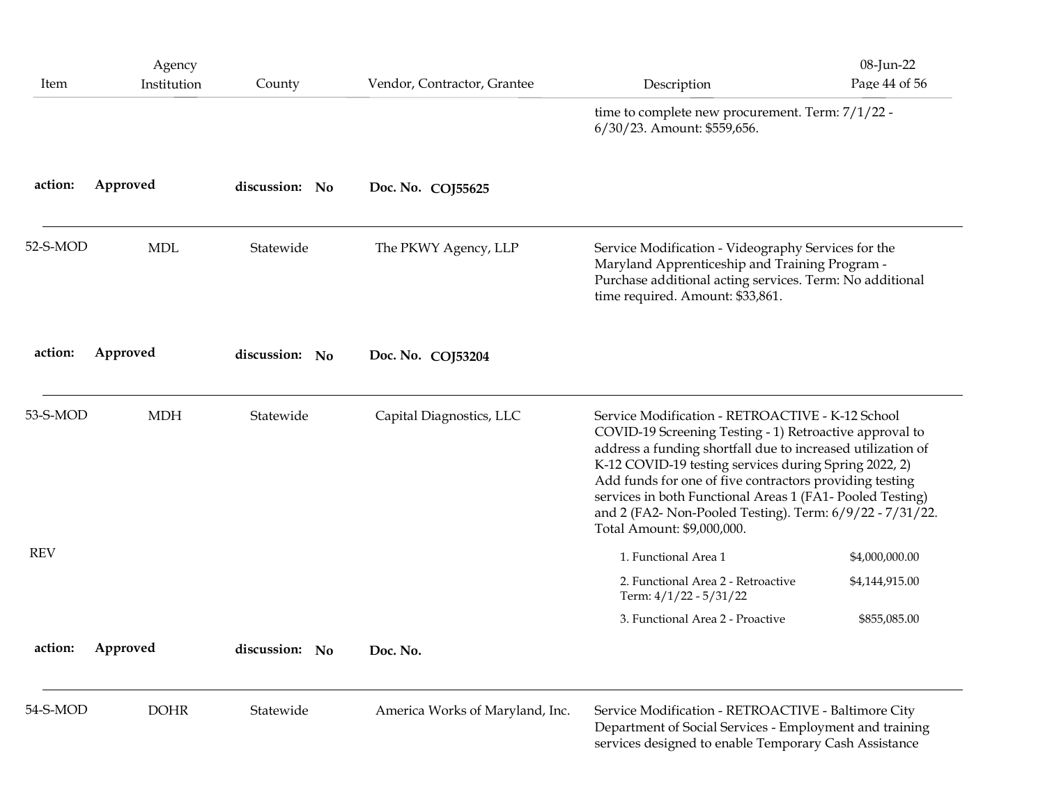| Item | Agency Institution | County | Vendor, Contractor, Grantee | Description |
|---|---|---|---|---|
| | | | | time to complete new procurement. Term: 7/1/22 - 6/30/23. Amount: $559,656. |
| **action:** **Approved** | | **discussion:** **No** | **Doc. No.** **COJ55625** | |
| 52-S-MOD | MDL | Statewide | The PKWY Agency, LLP | Service Modification - Videography Services for the Maryland Apprenticeship and Training Program - Purchase additional acting services. Term: No additional time required. Amount: $33,861. |
| **action:** **Approved** | | **discussion:** **No** | **Doc. No.** **COJ53204** | |
| 53-S-MOD | MDH | Statewide | Capital Diagnostics, LLC | Service Modification - RETROACTIVE - K-12 School COVID-19 Screening Testing - 1) Retroactive approval to address a funding shortfall due to increased utilization of K-12 COVID-19 testing services during Spring 2022, 2) Add funds for one of five contractors providing testing services in both Functional Areas 1 (FA1- Pooled Testing) and 2 (FA2- Non-Pooled Testing). Term: 6/9/22 - 7/31/22. Total Amount: $9,000,000. |
| REV | | | | 1. Functional Area 1 — $4,000,000.00<br>2. Functional Area 2 - Retroactive Term: 4/1/22 - 5/31/22 — $4,144,915.00<br>3. Functional Area 2 - Proactive — $855,085.00 |
| **action:** **Approved** | | **discussion:** **No** | **Doc. No.** | |
| 54-S-MOD | DOHR | Statewide | America Works of Maryland, Inc. | Service Modification - RETROACTIVE - Baltimore City Department of Social Services - Employment and training services designed to enable Temporary Cash Assistance |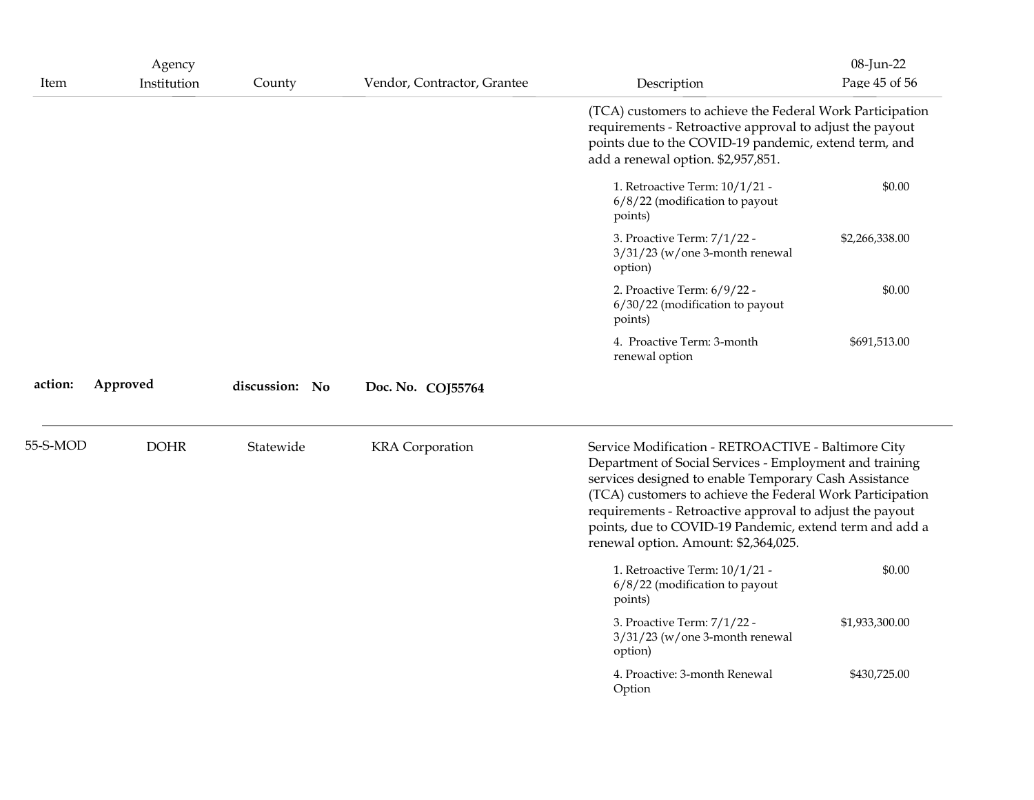| Item | Agency Institution | County | Vendor, Contractor, Grantee | Description |
|---|---|---|---|---|
| | | | | (TCA) customers to achieve the Federal Work Participation requirements - Retroactive approval to adjust the payout points due to the COVID-19 pandemic, extend term, and add a renewal option. $2,957,851. |

| | |
|---|---|
| 1. Retroactive Term: 10/1/21 - 6/8/22 (modification to payout points) | $0.00 |
| 3. Proactive Term: 7/1/22 - 3/31/23 (w/one 3-month renewal option) | $2,266,338.00 |
| 2. Proactive Term: 6/9/22 - 6/30/22 (modification to payout points) | $0.00 |
| 4. Proactive Term: 3-month renewal option | $691,513.00 |

**action:** **Approved** **discussion:** **No** **Doc. No.** **COJ55764**

---

| Item | Agency Institution | County | Vendor, Contractor, Grantee | Description |
|---|---|---|---|---|
| 55-S-MOD | DOHR | Statewide | KRA Corporation | Service Modification - RETROACTIVE - Baltimore City Department of Social Services - Employment and training services designed to enable Temporary Cash Assistance (TCA) customers to achieve the Federal Work Participation requirements - Retroactive approval to adjust the payout points, due to COVID-19 Pandemic, extend term and add a renewal option. Amount: $2,364,025. |

| | |
|---|---|
| 1. Retroactive Term: 10/1/21 - 6/8/22 (modification to payout points) | $0.00 |
| 3. Proactive Term: 7/1/22 - 3/31/23 (w/one 3-month renewal option) | $1,933,300.00 |
| 4. Proactive: 3-month Renewal Option | $430,725.00 |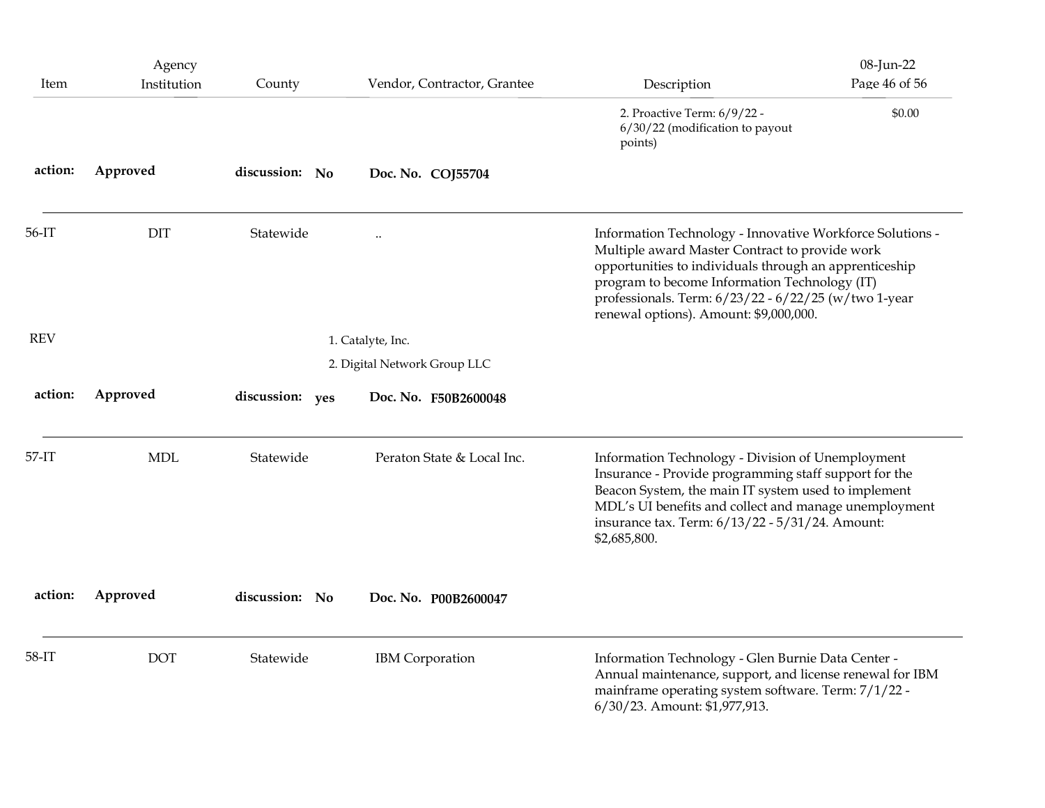| Item | Agency Institution | County | Vendor, Contractor, Grantee | Description | |
|---|---|---|---|---|---|
| | | | | 2. Proactive Term: 6/9/22 - 6/30/22 (modification to payout points) | $0.00 |
| **action:** | **Approved** | **discussion:** **No** | **Doc. No. COJ55704** | | |
| 56-IT | DIT | Statewide | .. | Information Technology - Innovative Workforce Solutions - Multiple award Master Contract to provide work opportunities to individuals through an apprenticeship program to become Information Technology (IT) professionals. Term: 6/23/22 - 6/22/25 (w/two 1-year renewal options). Amount: $9,000,000. | |
| REV | | | 1. Catalyte, Inc.<br>2. Digital Network Group LLC | | |
| **action:** | **Approved** | **discussion:** **yes** | **Doc. No. F50B2600048** | | |
| 57-IT | MDL | Statewide | Peraton State & Local Inc. | Information Technology - Division of Unemployment Insurance - Provide programming staff support for the Beacon System, the main IT system used to implement MDL's UI benefits and collect and manage unemployment insurance tax. Term: 6/13/22 - 5/31/24. Amount: $2,685,800. | |
| **action:** | **Approved** | **discussion:** **No** | **Doc. No. P00B2600047** | | |
| 58-IT | DOT | Statewide | IBM Corporation | Information Technology - Glen Burnie Data Center - Annual maintenance, support, and license renewal for IBM mainframe operating system software. Term: 7/1/22 - 6/30/23. Amount: $1,977,913. | |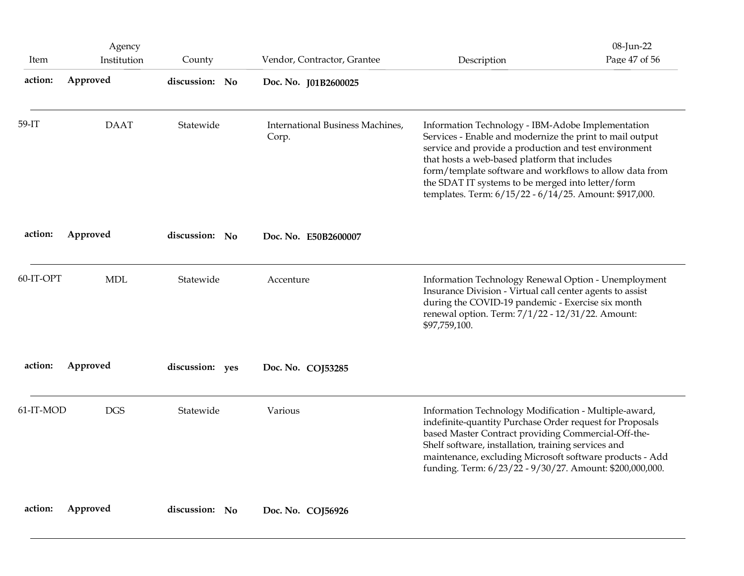| Item | Agency Institution | County | Vendor, Contractor, Grantee | Description |
|---|---|---|---|---|
| **action:** | **Approved** | **discussion: No** | **Doc. No. J01B2600025** | |
| 59-IT | DAAT | Statewide | International Business Machines, Corp. | Information Technology - IBM-Adobe Implementation Services - Enable and modernize the print to mail output service and provide a production and test environment that hosts a web-based platform that includes form/template software and workflows to allow data from the SDAT IT systems to be merged into letter/form templates. Term: 6/15/22 - 6/14/25. Amount: $917,000. |
| **action:** | **Approved** | **discussion: No** | **Doc. No. E50B2600007** | |
| 60-IT-OPT | MDL | Statewide | Accenture | Information Technology Renewal Option - Unemployment Insurance Division - Virtual call center agents to assist during the COVID-19 pandemic - Exercise six month renewal option. Term: 7/1/22 - 12/31/22. Amount: $97,759,100. |
| **action:** | **Approved** | **discussion: yes** | **Doc. No. COJ53285** | |
| 61-IT-MOD | DGS | Statewide | Various | Information Technology Modification - Multiple-award, indefinite-quantity Purchase Order request for Proposals based Master Contract providing Commercial-Off-the-Shelf software, installation, training services and maintenance, excluding Microsoft software products - Add funding. Term: 6/23/22 - 9/30/27. Amount: $200,000,000. |
| **action:** | **Approved** | **discussion: No** | **Doc. No. COJ56926** | |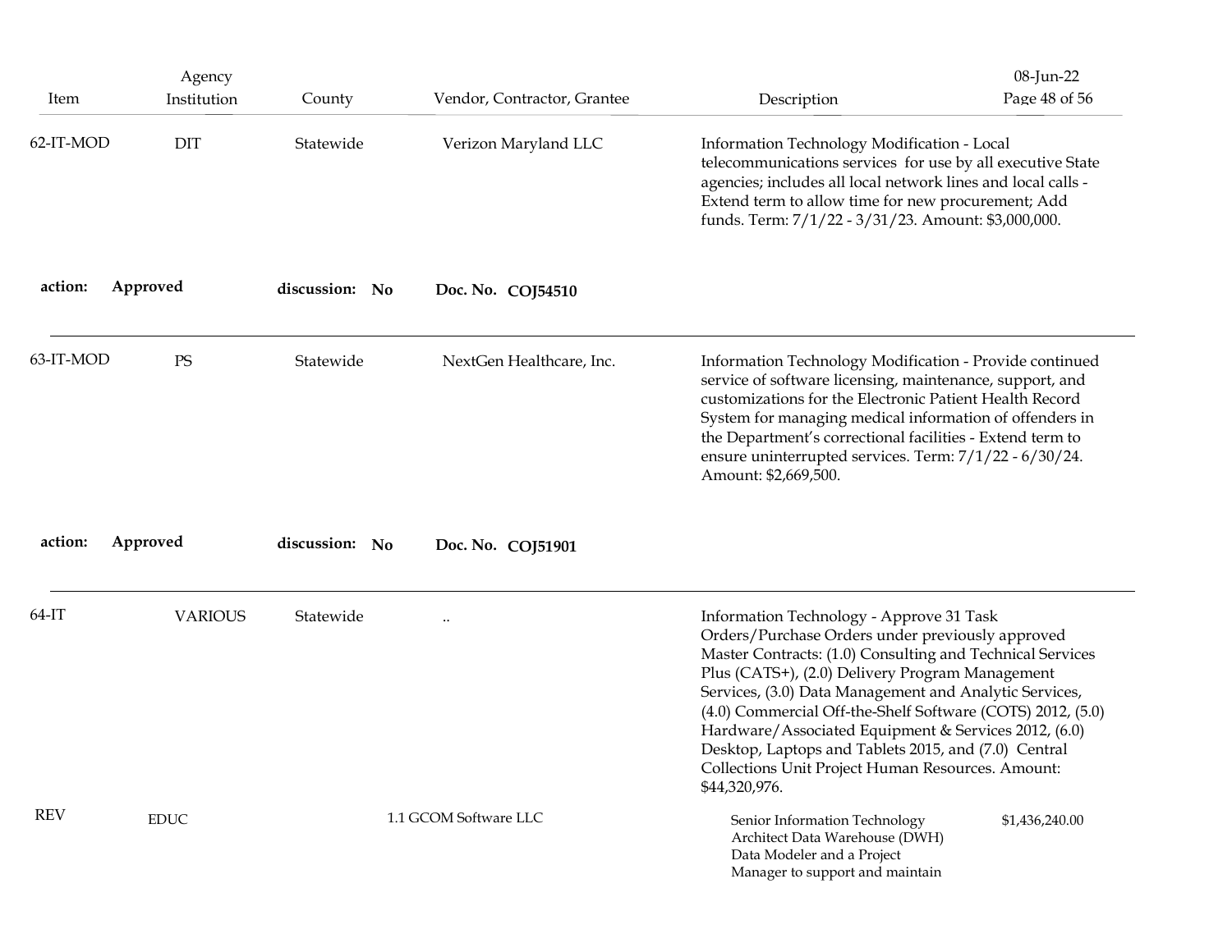| Item | Agency Institution | County | Vendor, Contractor, Grantee | Description | |
|---|---|---|---|---|---|
| 62-IT-MOD | DIT | Statewide | Verizon Maryland LLC | Information Technology Modification - Local telecommunications services for use by all executive State agencies; includes all local network lines and local calls - Extend term to allow time for new procurement; Add funds. Term: 7/1/22 - 3/31/23. Amount: $3,000,000. | |
| **action:** **Approved** | | **discussion:** **No** | **Doc. No.** **COJ54510** | | |
| 63-IT-MOD | PS | Statewide | NextGen Healthcare, Inc. | Information Technology Modification - Provide continued service of software licensing, maintenance, support, and customizations for the Electronic Patient Health Record System for managing medical information of offenders in the Department's correctional facilities - Extend term to ensure uninterrupted services. Term: 7/1/22 - 6/30/24. Amount: $2,669,500. | |
| **action:** **Approved** | | **discussion:** **No** | **Doc. No.** **COJ51901** | | |
| 64-IT | VARIOUS | Statewide | .. | Information Technology - Approve 31 Task Orders/Purchase Orders under previously approved Master Contracts: (1.0) Consulting and Technical Services Plus (CATS+), (2.0) Delivery Program Management Services, (3.0) Data Management and Analytic Services, (4.0) Commercial Off-the-Shelf Software (COTS) 2012, (5.0) Hardware/Associated Equipment & Services 2012, (6.0) Desktop, Laptops and Tablets 2015, and (7.0) Central Collections Unit Project Human Resources. Amount: $44,320,976. | |
| REV | EDUC | | 1.1 GCOM Software LLC | Senior Information Technology Architect Data Warehouse (DWH) Data Modeler and a Project Manager to support and maintain | $1,436,240.00 |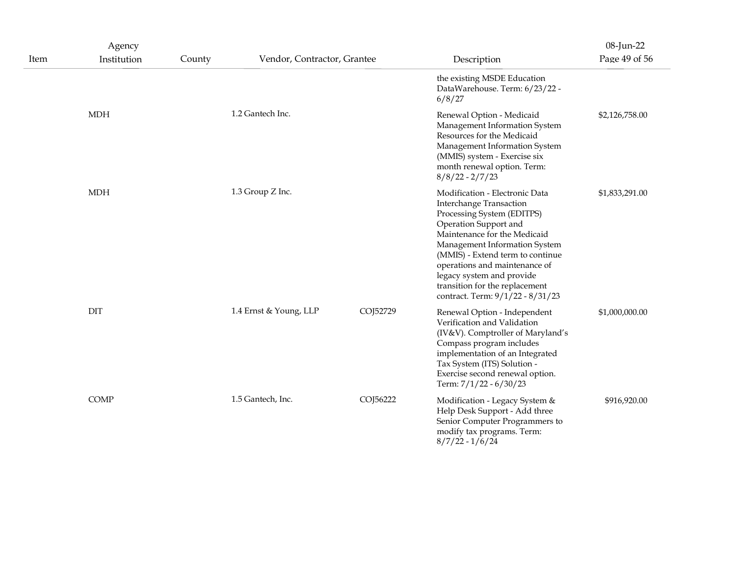| Item | Agency Institution | County | Vendor, Contractor, Grantee | | Description | |
|---|---|---|---|---|---|---|
| | | | | | the existing MSDE Education DataWarehouse. Term: 6/23/22 - 6/8/27 | |
| | MDH | | 1.2 Gantech Inc. | | Renewal Option - Medicaid Management Information System Resources for the Medicaid Management Information System (MMIS) system - Exercise six month renewal option. Term: 8/8/22 - 2/7/23 | $2,126,758.00 |
| | MDH | | 1.3 Group Z Inc. | | Modification - Electronic Data Interchange Transaction Processing System (EDITPS) Operation Support and Maintenance for the Medicaid Management Information System (MMIS) - Extend term to continue operations and maintenance of legacy system and provide transition for the replacement contract. Term: 9/1/22 - 8/31/23 | $1,833,291.00 |
| | DIT | | 1.4 Ernst & Young, LLP | COJ52729 | Renewal Option - Independent Verification and Validation (IV&V). Comptroller of Maryland's Compass program includes implementation of an Integrated Tax System (ITS) Solution - Exercise second renewal option. Term: 7/1/22 - 6/30/23 | $1,000,000.00 |
| | COMP | | 1.5 Gantech, Inc. | COJ56222 | Modification - Legacy System & Help Desk Support - Add three Senior Computer Programmers to modify tax programs. Term: 8/7/22 - 1/6/24 | $916,920.00 |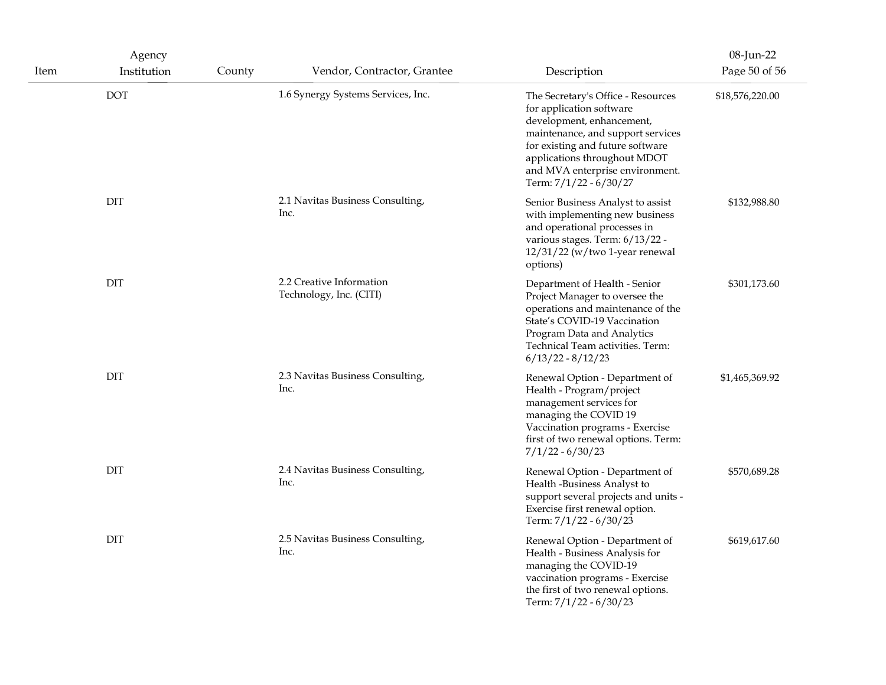| Item | Agency Institution | County | Vendor, Contractor, Grantee | Description | |
|---|---|---|---|---|---|
| | DOT | | 1.6 Synergy Systems Services, Inc. | The Secretary's Office - Resources for application software development, enhancement, maintenance, and support services for existing and future software applications throughout MDOT and MVA enterprise environment. Term: 7/1/22 - 6/30/27 | $18,576,220.00 |
| | DIT | | 2.1 Navitas Business Consulting, Inc. | Senior Business Analyst to assist with implementing new business and operational processes in various stages. Term: 6/13/22 - 12/31/22 (w/two 1-year renewal options) | $132,988.80 |
| | DIT | | 2.2 Creative Information Technology, Inc. (CITI) | Department of Health - Senior Project Manager to oversee the operations and maintenance of the State's COVID-19 Vaccination Program Data and Analytics Technical Team activities. Term: 6/13/22 - 8/12/23 | $301,173.60 |
| | DIT | | 2.3 Navitas Business Consulting, Inc. | Renewal Option - Department of Health - Program/project management services for managing the COVID 19 Vaccination programs - Exercise first of two renewal options. Term: 7/1/22 - 6/30/23 | $1,465,369.92 |
| | DIT | | 2.4 Navitas Business Consulting, Inc. | Renewal Option - Department of Health -Business Analyst to support several projects and units - Exercise first renewal option. Term: 7/1/22 - 6/30/23 | $570,689.28 |
| | DIT | | 2.5 Navitas Business Consulting, Inc. | Renewal Option - Department of Health - Business Analysis for managing the COVID-19 vaccination programs - Exercise the first of two renewal options. Term: 7/1/22 - 6/30/23 | $619,617.60 |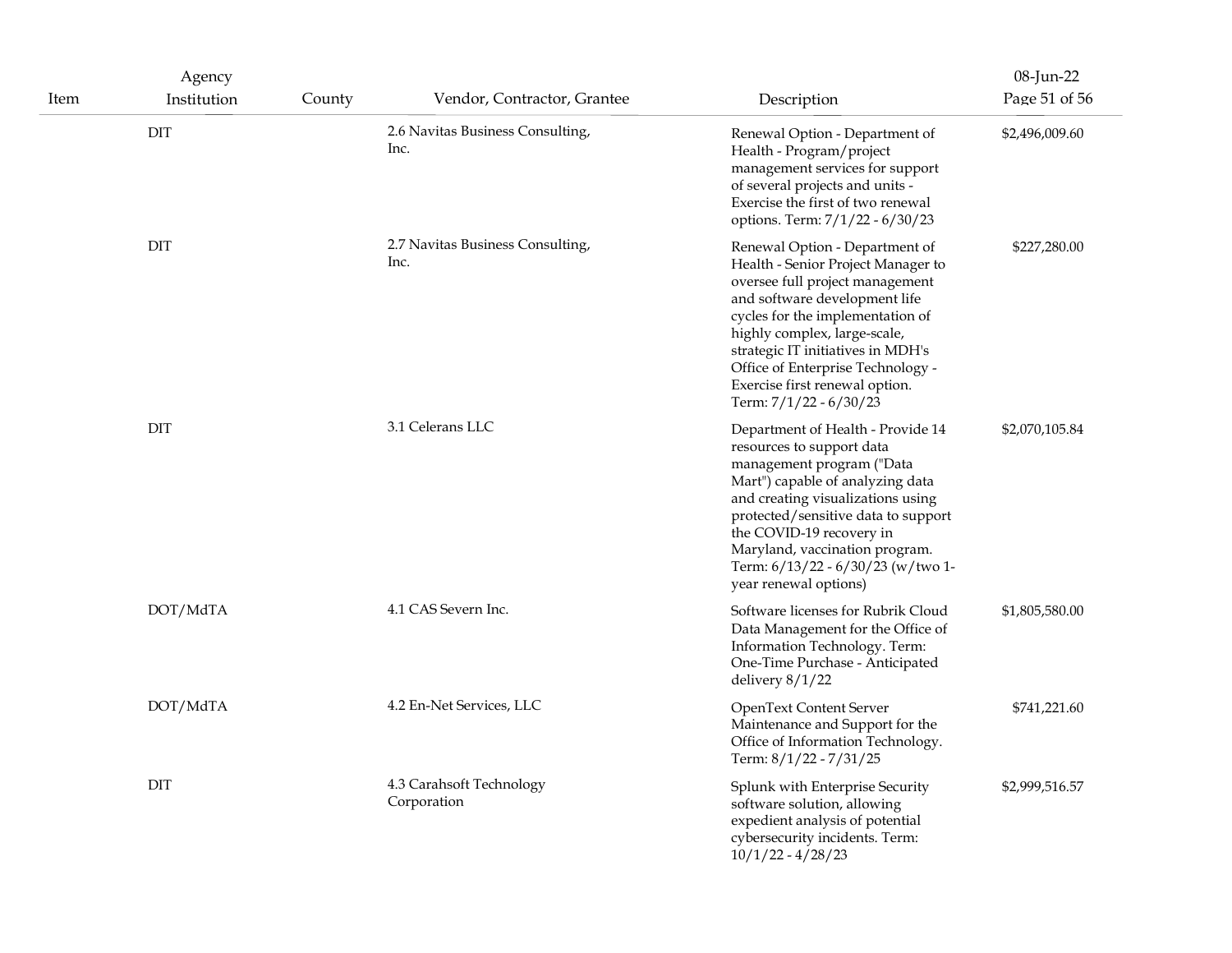| Item | Agency Institution | County | Vendor, Contractor, Grantee | Description | |
|---|---|---|---|---|---|
| | DIT | | 2.6 Navitas Business Consulting, Inc. | Renewal Option - Department of Health - Program/project management services for support of several projects and units - Exercise the first of two renewal options. Term: 7/1/22 - 6/30/23 | $2,496,009.60 |
| | DIT | | 2.7 Navitas Business Consulting, Inc. | Renewal Option - Department of Health - Senior Project Manager to oversee full project management and software development life cycles for the implementation of highly complex, large-scale, strategic IT initiatives in MDH's Office of Enterprise Technology - Exercise first renewal option. Term: 7/1/22 - 6/30/23 | $227,280.00 |
| | DIT | | 3.1 Celerans LLC | Department of Health - Provide 14 resources to support data management program ("Data Mart") capable of analyzing data and creating visualizations using protected/sensitive data to support the COVID-19 recovery in Maryland, vaccination program. Term: 6/13/22 - 6/30/23 (w/two 1-year renewal options) | $2,070,105.84 |
| | DOT/MdTA | | 4.1 CAS Severn Inc. | Software licenses for Rubrik Cloud Data Management for the Office of Information Technology. Term: One-Time Purchase - Anticipated delivery 8/1/22 | $1,805,580.00 |
| | DOT/MdTA | | 4.2 En-Net Services, LLC | OpenText Content Server Maintenance and Support for the Office of Information Technology. Term: 8/1/22 - 7/31/25 | $741,221.60 |
| | DIT | | 4.3 Carahsoft Technology Corporation | Splunk with Enterprise Security software solution, allowing expedient analysis of potential cybersecurity incidents. Term: 10/1/22 - 4/28/23 | $2,999,516.57 |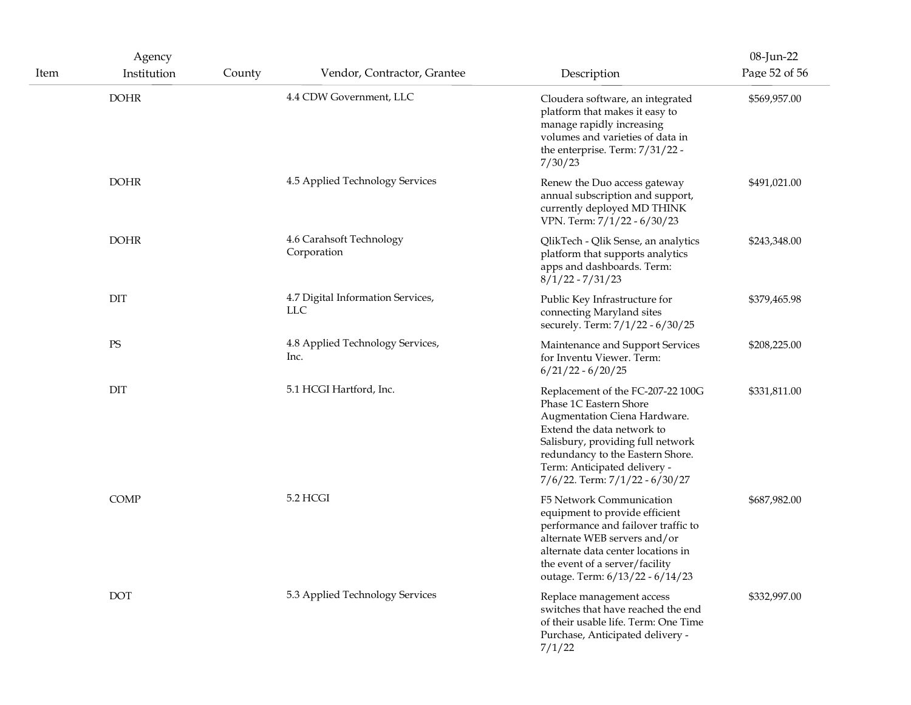| Item | Agency Institution | County | Vendor, Contractor, Grantee | Description | |
|---|---|---|---|---|---|
| | DOHR | | 4.4 CDW Government, LLC | Cloudera software, an integrated platform that makes it easy to manage rapidly increasing volumes and varieties of data in the enterprise. Term: 7/31/22 - 7/30/23 | $569,957.00 |
| | DOHR | | 4.5 Applied Technology Services | Renew the Duo access gateway annual subscription and support, currently deployed MD THINK VPN. Term: 7/1/22 - 6/30/23 | $491,021.00 |
| | DOHR | | 4.6 Carahsoft Technology Corporation | QlikTech - Qlik Sense, an analytics platform that supports analytics apps and dashboards. Term: 8/1/22 - 7/31/23 | $243,348.00 |
| | DIT | | 4.7 Digital Information Services, LLC | Public Key Infrastructure for connecting Maryland sites securely. Term: 7/1/22 - 6/30/25 | $379,465.98 |
| | PS | | 4.8 Applied Technology Services, Inc. | Maintenance and Support Services for Inventu Viewer. Term: 6/21/22 - 6/20/25 | $208,225.00 |
| | DIT | | 5.1 HCGI Hartford, Inc. | Replacement of the FC-207-22 100G Phase 1C Eastern Shore Augmentation Ciena Hardware. Extend the data network to Salisbury, providing full network redundancy to the Eastern Shore. Term: Anticipated delivery - 7/6/22. Term: 7/1/22 - 6/30/27 | $331,811.00 |
| | COMP | | 5.2 HCGI | F5 Network Communication equipment to provide efficient performance and failover traffic to alternate WEB servers and/or alternate data center locations in the event of a server/facility outage. Term: 6/13/22 - 6/14/23 | $687,982.00 |
| | DOT | | 5.3 Applied Technology Services | Replace management access switches that have reached the end of their usable life. Term: One Time Purchase, Anticipated delivery - 7/1/22 | $332,997.00 |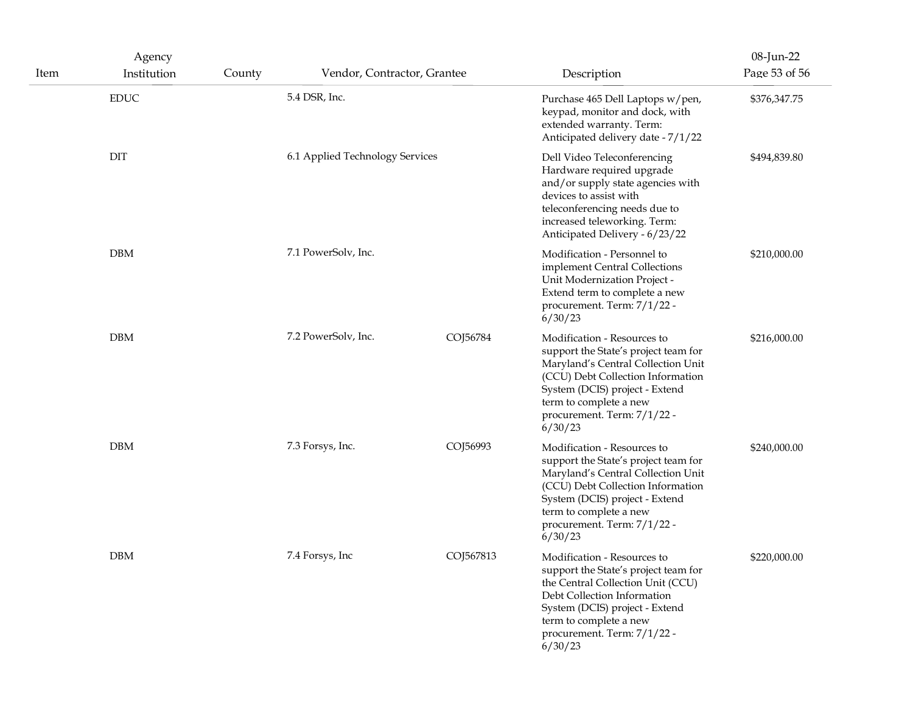| Item | Agency Institution | County | Vendor, Contractor, Grantee | | Description | |
|---|---|---|---|---|---|---|
| | EDUC | | 5.4 DSR, Inc. | | Purchase 465 Dell Laptops w/pen, keypad, monitor and dock, with extended warranty. Term: Anticipated delivery date - 7/1/22 | $376,347.75 |
| | DIT | | 6.1 Applied Technology Services | | Dell Video Teleconferencing Hardware required upgrade and/or supply state agencies with devices to assist with teleconferencing needs due to increased teleworking. Term: Anticipated Delivery - 6/23/22 | $494,839.80 |
| | DBM | | 7.1 PowerSolv, Inc. | | Modification - Personnel to implement Central Collections Unit Modernization Project - Extend term to complete a new procurement. Term: 7/1/22 - 6/30/23 | $210,000.00 |
| | DBM | | 7.2 PowerSolv, Inc. | COJ56784 | Modification - Resources to support the State's project team for Maryland's Central Collection Unit (CCU) Debt Collection Information System (DCIS) project - Extend term to complete a new procurement. Term: 7/1/22 - 6/30/23 | $216,000.00 |
| | DBM | | 7.3 Forsys, Inc. | COJ56993 | Modification - Resources to support the State's project team for Maryland's Central Collection Unit (CCU) Debt Collection Information System (DCIS) project - Extend term to complete a new procurement. Term: 7/1/22 - 6/30/23 | $240,000.00 |
| | DBM | | 7.4 Forsys, Inc | COJ567813 | Modification - Resources to support the State's project team for the Central Collection Unit (CCU) Debt Collection Information System (DCIS) project - Extend term to complete a new procurement. Term: 7/1/22 - 6/30/23 | $220,000.00 |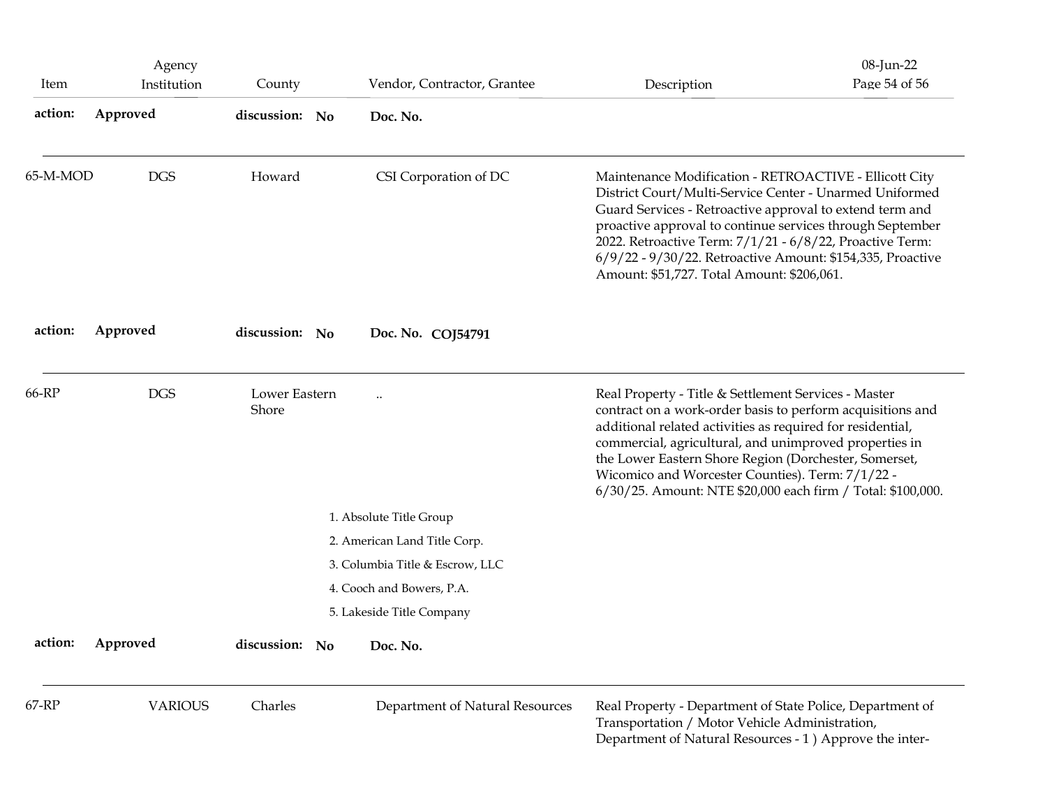| Item | Agency Institution | County | Vendor, Contractor, Grantee | Description |
|---|---|---|---|---|
| **action:** | **Approved** | **discussion: No** | **Doc. No.** | |
| 65-M-MOD | DGS | Howard | CSI Corporation of DC | Maintenance Modification - RETROACTIVE - Ellicott City District Court/Multi-Service Center - Unarmed Uniformed Guard Services - Retroactive approval to extend term and proactive approval to continue services through September 2022. Retroactive Term: 7/1/21 - 6/8/22, Proactive Term: 6/9/22 - 9/30/22. Retroactive Amount: $154,335, Proactive Amount: $51,727. Total Amount: $206,061. |
| **action:** | **Approved** | **discussion: No** | **Doc. No. COJ54791** | |
| 66-RP | DGS | Lower Eastern Shore | .. | Real Property - Title & Settlement Services - Master contract on a work-order basis to perform acquisitions and additional related activities as required for residential, commercial, agricultural, and unimproved properties in the Lower Eastern Shore Region (Dorchester, Somerset, Wicomico and Worcester Counties). Term: 7/1/22 - 6/30/25. Amount: NTE $20,000 each firm / Total: $100,000. |
| | | | 1. Absolute Title Group | |
| | | | 2. American Land Title Corp. | |
| | | | 3. Columbia Title & Escrow, LLC | |
| | | | 4. Cooch and Bowers, P.A. | |
| | | | 5. Lakeside Title Company | |
| **action:** | **Approved** | **discussion: No** | **Doc. No.** | |
| 67-RP | VARIOUS | Charles | Department of Natural Resources | Real Property - Department of State Police, Department of Transportation / Motor Vehicle Administration, Department of Natural Resources - 1 ) Approve the inter- |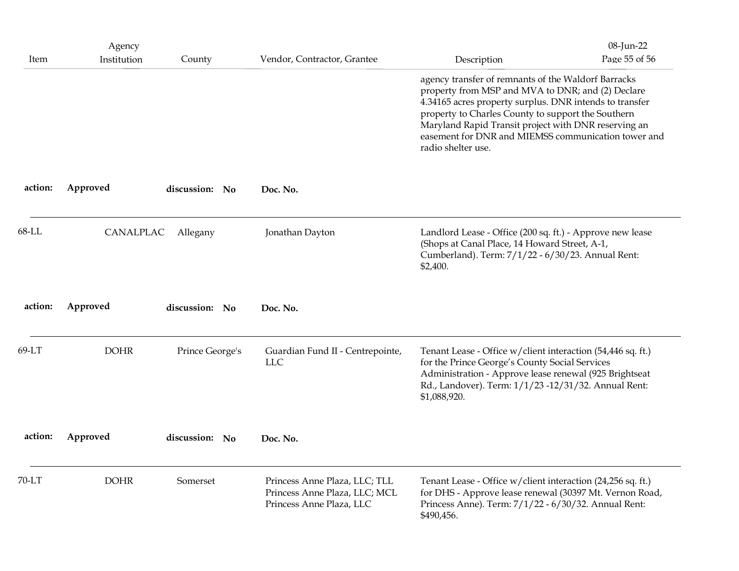| Item | Agency Institution | County | Vendor, Contractor, Grantee | Description |
|---|---|---|---|---|
| | | | | agency transfer of remnants of the Waldorf Barracks property from MSP and MVA to DNR; and (2) Declare 4.34165 acres property surplus. DNR intends to transfer property to Charles County to support the Southern Maryland Rapid Transit project with DNR reserving an easement for DNR and MIEMSS communication tower and radio shelter use. |
| **action:** | **Approved** | **discussion: No** | **Doc. No.** | |
| 68-LL | CANALPLAC | Allegany | Jonathan Dayton | Landlord Lease - Office (200 sq. ft.) - Approve new lease (Shops at Canal Place, 14 Howard Street, A-1, Cumberland). Term: 7/1/22 - 6/30/23. Annual Rent: $2,400. |
| **action:** | **Approved** | **discussion: No** | **Doc. No.** | |
| 69-LT | DOHR | Prince George's | Guardian Fund II - Centrepointe, LLC | Tenant Lease - Office w/client interaction (54,446 sq. ft.) for the Prince George's County Social Services Administration - Approve lease renewal (925 Brightseat Rd., Landover). Term: 1/1/23 -12/31/32. Annual Rent: $1,088,920. |
| **action:** | **Approved** | **discussion: No** | **Doc. No.** | |
| 70-LT | DOHR | Somerset | Princess Anne Plaza, LLC; TLL Princess Anne Plaza, LLC; MCL Princess Anne Plaza, LLC | Tenant Lease - Office w/client interaction (24,256 sq. ft.) for DHS - Approve lease renewal (30397 Mt. Vernon Road, Princess Anne). Term: 7/1/22 - 6/30/32. Annual Rent: $490,456. |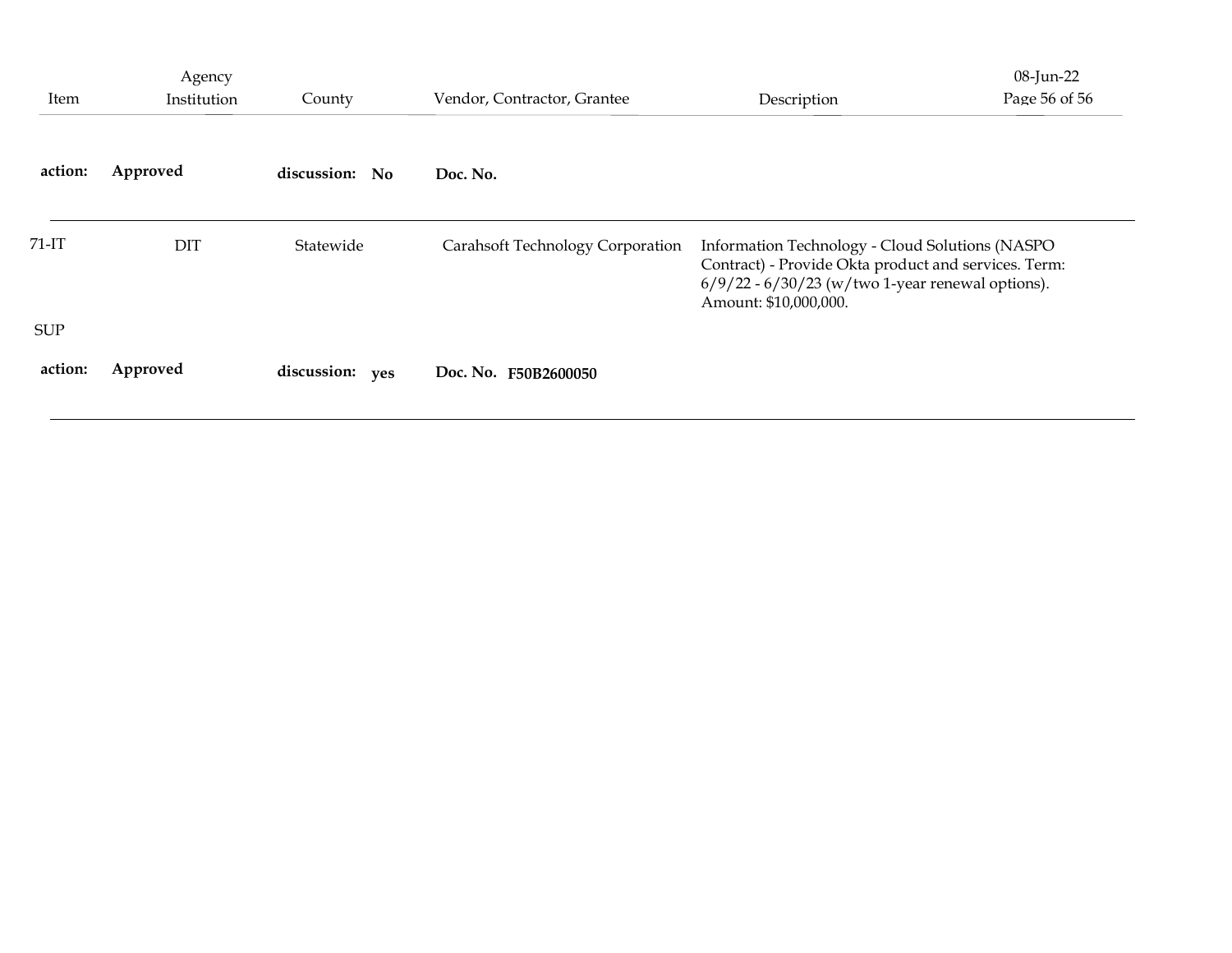| Item | Agency Institution | County | Vendor, Contractor, Grantee | Description |
| --- | --- | --- | --- | --- |
| **action:** | **Approved** | **discussion: No** | **Doc. No.** | |
| 71-IT | DIT | Statewide | Carahsoft Technology Corporation | Information Technology - Cloud Solutions (NASPO Contract) - Provide Okta product and services. Term: 6/9/22 - 6/30/23 (w/two 1-year renewal options). Amount: $10,000,000. |
| SUP | | | | |
| **action:** | **Approved** | **discussion: yes** | **Doc. No. F50B2600050** | |